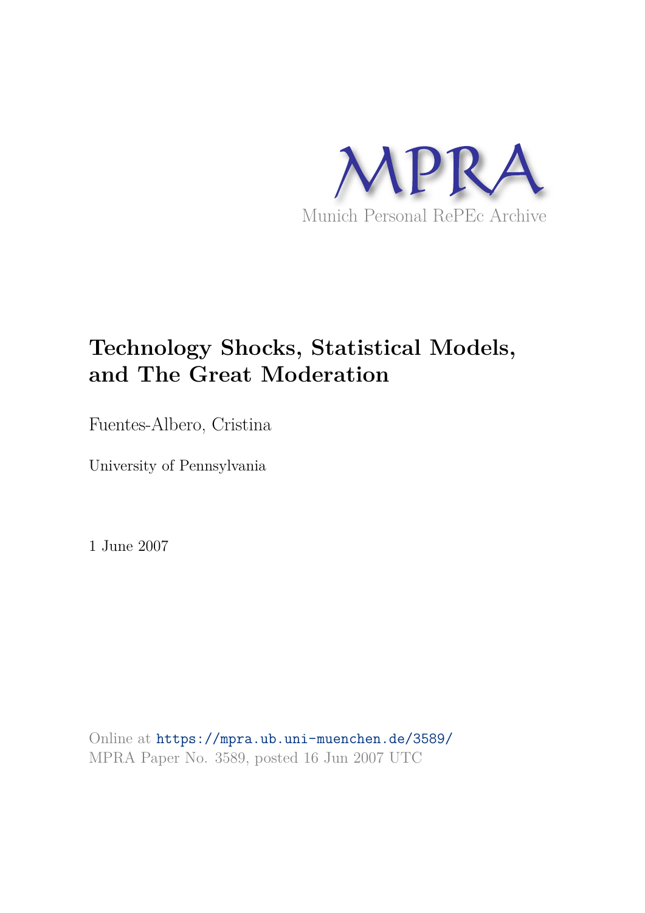MPRA

Munich Personal RePEc Archive

# Technology Shocks, Statistical Models, and The Great Moderation

Fuentes-Albero, Cristina

University of Pennsylvania

1 June 2007

Online at https://mpra.ub.uni-muenchen.de/3589/
MPRA Paper No. 3589, posted 16 Jun 2007 UTC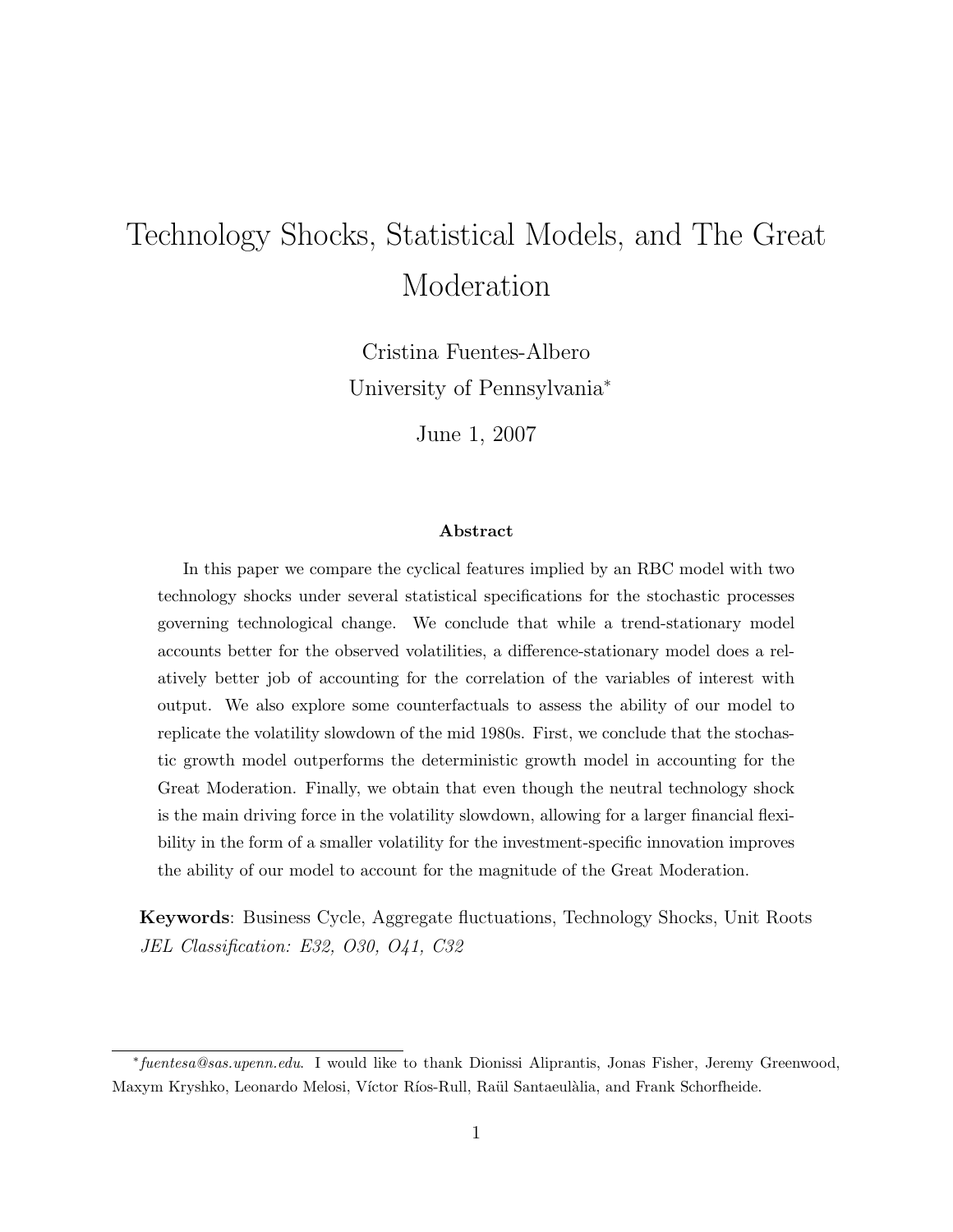# Technology Shocks, Statistical Models, and The Great Moderation

Cristina Fuentes-Albero

University of Pennsylvania[*]

June 1, 2007

### Abstract

In this paper we compare the cyclical features implied by an RBC model with two technology shocks under several statistical specifications for the stochastic processes governing technological change. We conclude that while a trend-stationary model accounts better for the observed volatilities, a difference-stationary model does a relatively better job of accounting for the correlation of the variables of interest with output. We also explore some counterfactuals to assess the ability of our model to replicate the volatility slowdown of the mid 1980s. First, we conclude that the stochastic growth model outperforms the deterministic growth model in accounting for the Great Moderation. Finally, we obtain that even though the neutral technology shock is the main driving force in the volatility slowdown, allowing for a larger financial flexibility in the form of a smaller volatility for the investment-specific innovation improves the ability of our model to account for the magnitude of the Great Moderation.

**Keywords**: Business Cycle, Aggregate fluctuations, Technology Shocks, Unit Roots

*JEL Classification: E32, O30, O41, C32*

[*] *fuentesa@sas.upenn.edu*. I would like to thank Dionissi Aliprantis, Jonas Fisher, Jeremy Greenwood, Maxym Kryshko, Leonardo Melosi, Víctor Ríos-Rull, Raül Santaeulàlia, and Frank Schorfheide.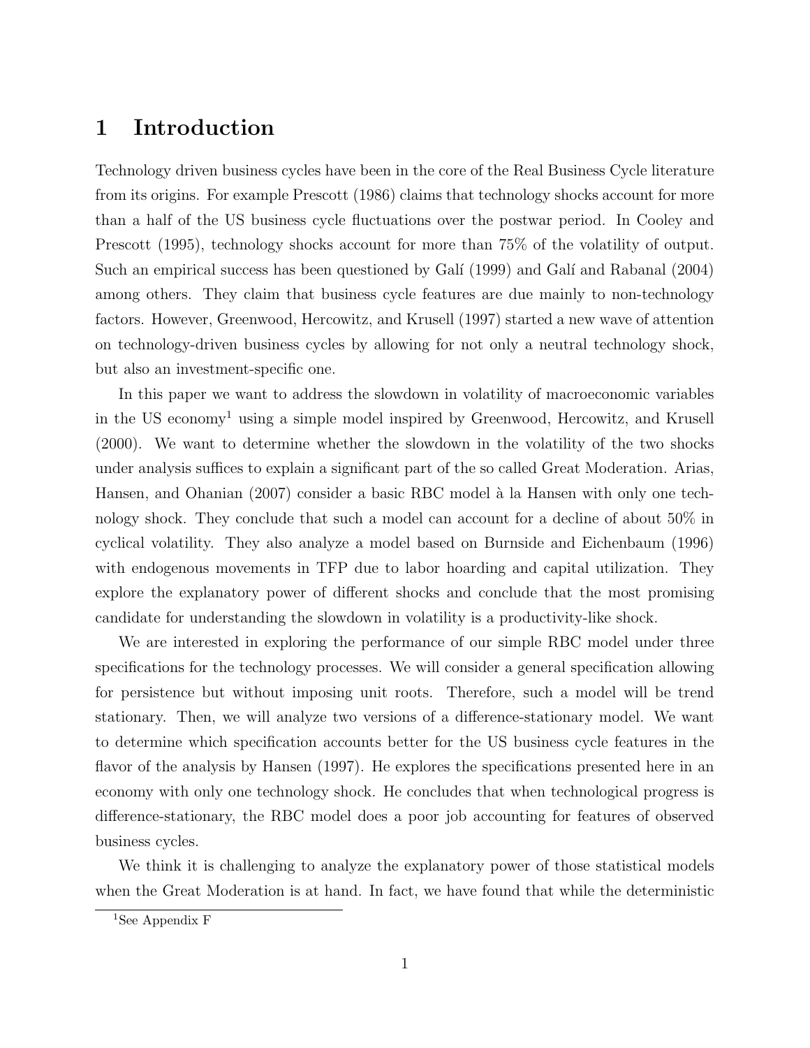# 1 Introduction

Technology driven business cycles have been in the core of the Real Business Cycle literature from its origins. For example Prescott (1986) claims that technology shocks account for more than a half of the US business cycle fluctuations over the postwar period. In Cooley and Prescott (1995), technology shocks account for more than 75% of the volatility of output. Such an empirical success has been questioned by Galí (1999) and Galí and Rabanal (2004) among others. They claim that business cycle features are due mainly to non-technology factors. However, Greenwood, Hercowitz, and Krusell (1997) started a new wave of attention on technology-driven business cycles by allowing for not only a neutral technology shock, but also an investment-specific one.

In this paper we want to address the slowdown in volatility of macroeconomic variables in the US economy[1] using a simple model inspired by Greenwood, Hercowitz, and Krusell (2000). We want to determine whether the slowdown in the volatility of the two shocks under analysis suffices to explain a significant part of the so called Great Moderation. Arias, Hansen, and Ohanian (2007) consider a basic RBC model à la Hansen with only one technology shock. They conclude that such a model can account for a decline of about 50% in cyclical volatility. They also analyze a model based on Burnside and Eichenbaum (1996) with endogenous movements in TFP due to labor hoarding and capital utilization. They explore the explanatory power of different shocks and conclude that the most promising candidate for understanding the slowdown in volatility is a productivity-like shock.

We are interested in exploring the performance of our simple RBC model under three specifications for the technology processes. We will consider a general specification allowing for persistence but without imposing unit roots. Therefore, such a model will be trend stationary. Then, we will analyze two versions of a difference-stationary model. We want to determine which specification accounts better for the US business cycle features in the flavor of the analysis by Hansen (1997). He explores the specifications presented here in an economy with only one technology shock. He concludes that when technological progress is difference-stationary, the RBC model does a poor job accounting for features of observed business cycles.

We think it is challenging to analyze the explanatory power of those statistical models when the Great Moderation is at hand. In fact, we have found that while the deterministic

[1] See Appendix F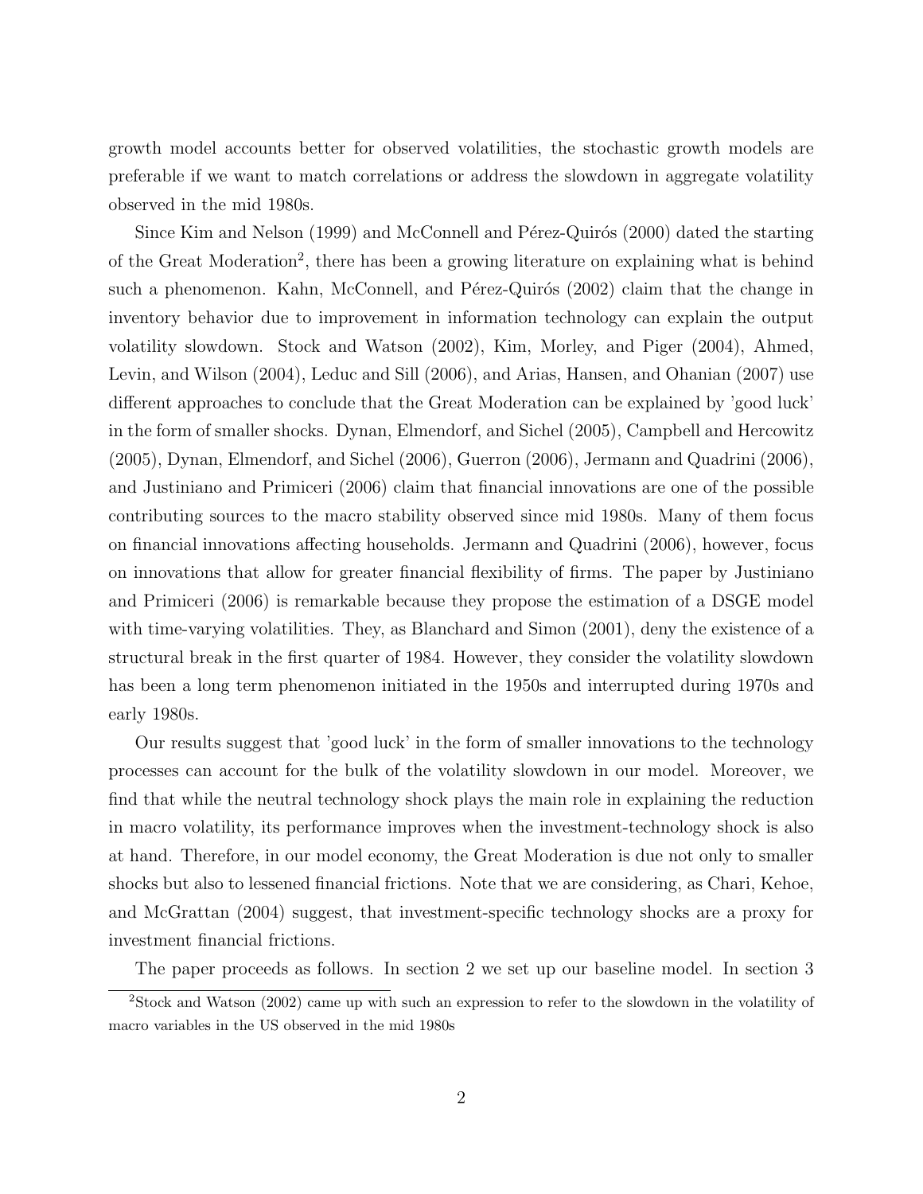growth model accounts better for observed volatilities, the stochastic growth models are preferable if we want to match correlations or address the slowdown in aggregate volatility observed in the mid 1980s.

Since Kim and Nelson (1999) and McConnell and Pérez-Quirós (2000) dated the starting of the Great Moderation[2], there has been a growing literature on explaining what is behind such a phenomenon. Kahn, McConnell, and Pérez-Quirós (2002) claim that the change in inventory behavior due to improvement in information technology can explain the output volatility slowdown. Stock and Watson (2002), Kim, Morley, and Piger (2004), Ahmed, Levin, and Wilson (2004), Leduc and Sill (2006), and Arias, Hansen, and Ohanian (2007) use different approaches to conclude that the Great Moderation can be explained by 'good luck' in the form of smaller shocks. Dynan, Elmendorf, and Sichel (2005), Campbell and Hercowitz (2005), Dynan, Elmendorf, and Sichel (2006), Guerron (2006), Jermann and Quadrini (2006), and Justiniano and Primiceri (2006) claim that financial innovations are one of the possible contributing sources to the macro stability observed since mid 1980s. Many of them focus on financial innovations affecting households. Jermann and Quadrini (2006), however, focus on innovations that allow for greater financial flexibility of firms. The paper by Justiniano and Primiceri (2006) is remarkable because they propose the estimation of a DSGE model with time-varying volatilities. They, as Blanchard and Simon (2001), deny the existence of a structural break in the first quarter of 1984. However, they consider the volatility slowdown has been a long term phenomenon initiated in the 1950s and interrupted during 1970s and early 1980s.

Our results suggest that 'good luck' in the form of smaller innovations to the technology processes can account for the bulk of the volatility slowdown in our model. Moreover, we find that while the neutral technology shock plays the main role in explaining the reduction in macro volatility, its performance improves when the investment-technology shock is also at hand. Therefore, in our model economy, the Great Moderation is due not only to smaller shocks but also to lessened financial frictions. Note that we are considering, as Chari, Kehoe, and McGrattan (2004) suggest, that investment-specific technology shocks are a proxy for investment financial frictions.

The paper proceeds as follows. In section 2 we set up our baseline model. In section 3

[2] Stock and Watson (2002) came up with such an expression to refer to the slowdown in the volatility of macro variables in the US observed in the mid 1980s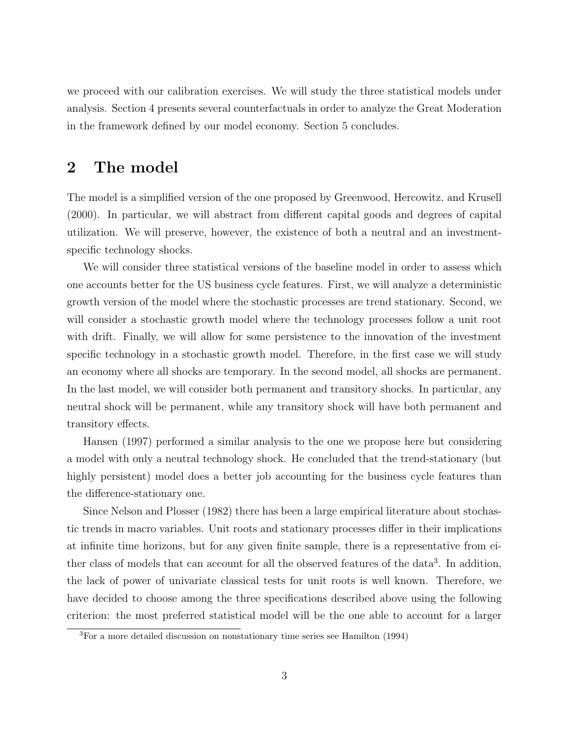we proceed with our calibration exercises. We will study the three statistical models under analysis. Section 4 presents several counterfactuals in order to analyze the Great Moderation in the framework defined by our model economy. Section 5 concludes.

## 2 The model

The model is a simplified version of the one proposed by Greenwood, Hercowitz, and Krusell (2000). In particular, we will abstract from different capital goods and degrees of capital utilization. We will preserve, however, the existence of both a neutral and an investment-specific technology shocks.

We will consider three statistical versions of the baseline model in order to assess which one accounts better for the US business cycle features. First, we will analyze a deterministic growth version of the model where the stochastic processes are trend stationary. Second, we will consider a stochastic growth model where the technology processes follow a unit root with drift. Finally, we will allow for some persistence to the innovation of the investment specific technology in a stochastic growth model. Therefore, in the first case we will study an economy where all shocks are temporary. In the second model, all shocks are permanent. In the last model, we will consider both permanent and transitory shocks. In particular, any neutral shock will be permanent, while any transitory shock will have both permanent and transitory effects.

Hansen (1997) performed a similar analysis to the one we propose here but considering a model with only a neutral technology shock. He concluded that the trend-stationary (but highly persistent) model does a better job accounting for the business cycle features than the difference-stationary one.

Since Nelson and Plosser (1982) there has been a large empirical literature about stochastic trends in macro variables. Unit roots and stationary processes differ in their implications at infinite time horizons, but for any given finite sample, there is a representative from either class of models that can account for all the observed features of the data[3]. In addition, the lack of power of univariate classical tests for unit roots is well known. Therefore, we have decided to choose among the three specifications described above using the following criterion: the most preferred statistical model will be the one able to account for a larger

[3] For a more detailed discussion on nonstationary time series see Hamilton (1994)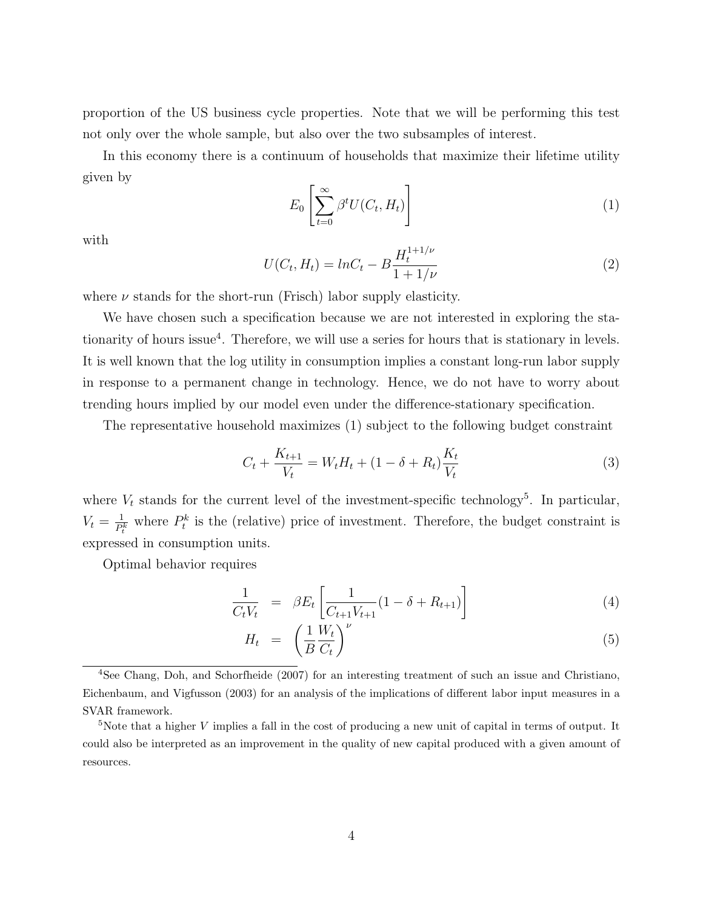proportion of the US business cycle properties. Note that we will be performing this test not only over the whole sample, but also over the two subsamples of interest.

In this economy there is a continuum of households that maximize their lifetime utility given by

$$E_0 \left[ \sum_{t=0}^{\infty} \beta^t U(C_t, H_t) \right] \tag{1}$$

with

$$U(C_t, H_t) = lnC_t - B \frac{H_t^{1+1/\nu}}{1+1/\nu} \tag{2}$$

where $\nu$ stands for the short-run (Frisch) labor supply elasticity.

We have chosen such a specification because we are not interested in exploring the stationarity of hours issue[4]. Therefore, we will use a series for hours that is stationary in levels. It is well known that the log utility in consumption implies a constant long-run labor supply in response to a permanent change in technology. Hence, we do not have to worry about trending hours implied by our model even under the difference-stationary specification.

The representative household maximizes (1) subject to the following budget constraint

$$C_t + \frac{K_{t+1}}{V_t} = W_t H_t + (1 - \delta + R_t) \frac{K_t}{V_t} \tag{3}$$

where $V_t$ stands for the current level of the investment-specific technology[5]. In particular, $V_t = \frac{1}{P_t^k}$ where $P_t^k$ is the (relative) price of investment. Therefore, the budget constraint is expressed in consumption units.

Optimal behavior requires

$$\frac{1}{C_t V_t} = \beta E_t \left[ \frac{1}{C_{t+1} V_{t+1}} (1 - \delta + R_{t+1}) \right] \tag{4}$$

$$H_t = \left( \frac{1}{B} \frac{W_t}{C_t} \right)^{\nu} \tag{5}$$

[4] See Chang, Doh, and Schorfheide (2007) for an interesting treatment of such an issue and Christiano, Eichenbaum, and Vigfusson (2003) for an analysis of the implications of different labor input measures in a SVAR framework.

[5] Note that a higher $V$ implies a fall in the cost of producing a new unit of capital in terms of output. It could also be interpreted as an improvement in the quality of new capital produced with a given amount of resources.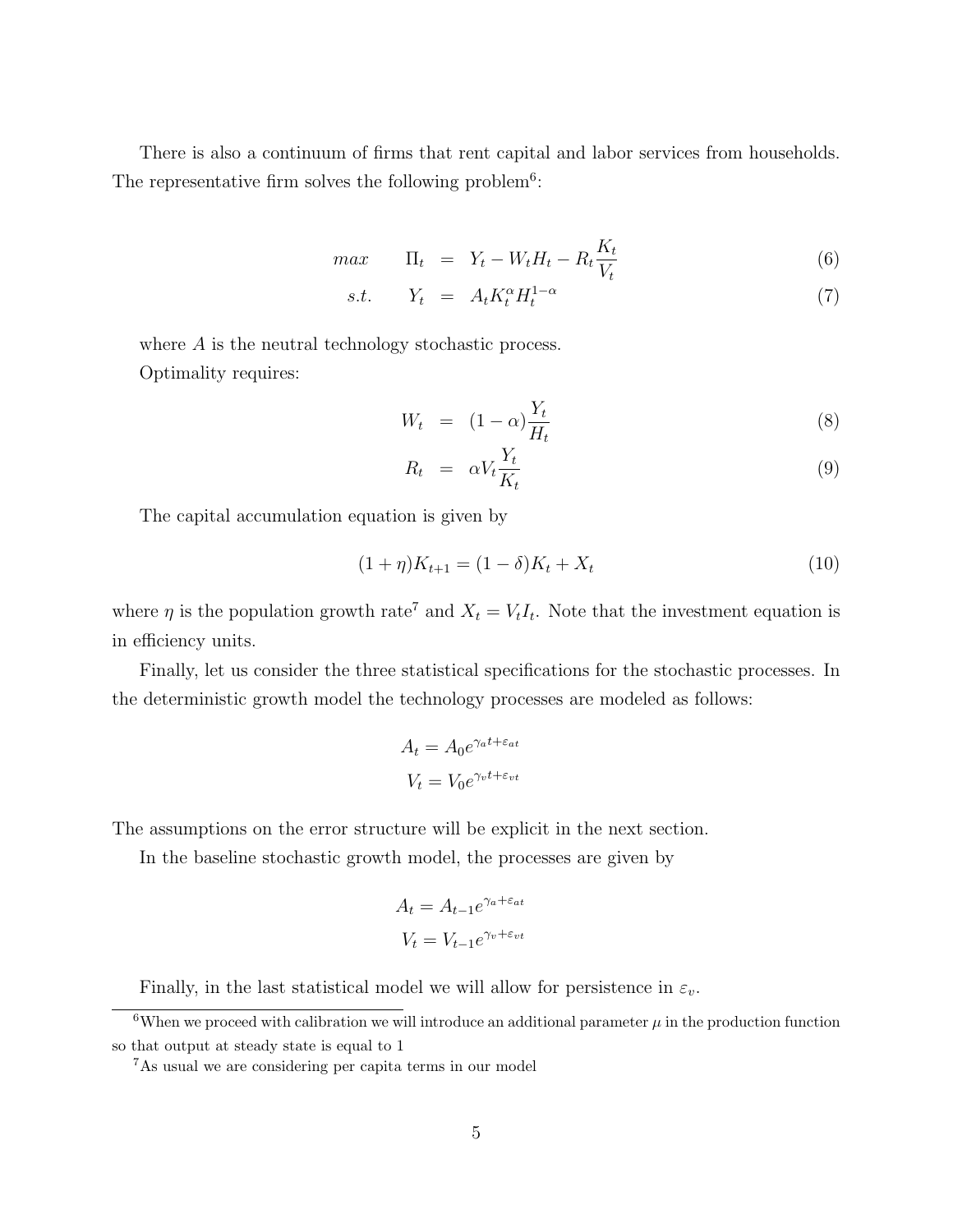There is also a continuum of firms that rent capital and labor services from households. The representative firm solves the following problem[6]:

$$
\begin{aligned}
max \qquad \Pi_t &= Y_t - W_t H_t - R_t \frac{K_t}{V_t} && (6) \\
s.t. \qquad Y_t &= A_t K_t^{\alpha} H_t^{1-\alpha} && (7)
\end{aligned}
$$

where $A$ is the neutral technology stochastic process.

Optimality requires:

$$
\begin{aligned}
W_t &= (1-\alpha)\frac{Y_t}{H_t} && (8) \\
R_t &= \alpha V_t \frac{Y_t}{K_t} && (9)
\end{aligned}
$$

The capital accumulation equation is given by

$$
(1+\eta)K_{t+1} = (1-\delta)K_t + X_t \tag{10}
$$

where $\eta$ is the population growth rate[7] and $X_t = V_t I_t$. Note that the investment equation is in efficiency units.

Finally, let us consider the three statistical specifications for the stochastic processes. In the deterministic growth model the technology processes are modeled as follows:

$$
A_t = A_0 e^{\gamma_a t + \varepsilon_{at}}
$$

$$
V_t = V_0 e^{\gamma_v t + \varepsilon_{vt}}
$$

The assumptions on the error structure will be explicit in the next section.

In the baseline stochastic growth model, the processes are given by

$$
A_t = A_{t-1} e^{\gamma_a + \varepsilon_{at}}
$$

$$
V_t = V_{t-1} e^{\gamma_v + \varepsilon_{vt}}
$$

Finally, in the last statistical model we will allow for persistence in $\varepsilon_v$.

---

[6] When we proceed with calibration we will introduce an additional parameter $\mu$ in the production function so that output at steady state is equal to 1

[7] As usual we are considering per capita terms in our model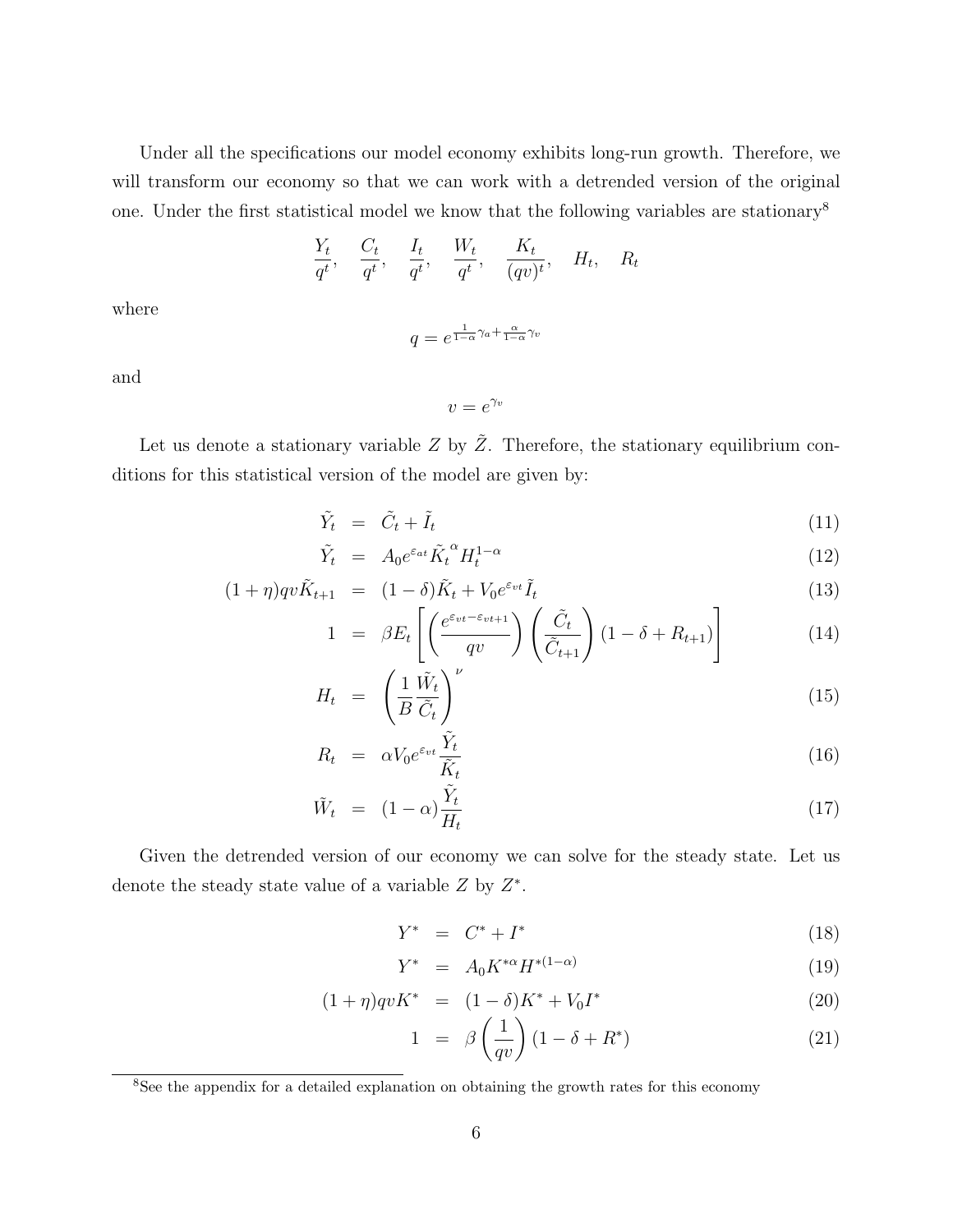Under all the specifications our model economy exhibits long-run growth. Therefore, we will transform our economy so that we can work with a detrended version of the original one. Under the first statistical model we know that the following variables are stationary[8]

$$\frac{Y_t}{q^t}, \quad \frac{C_t}{q^t}, \quad \frac{I_t}{q^t}, \quad \frac{W_t}{q^t}, \quad \frac{K_t}{(qv)^t}, \quad H_t, \quad R_t$$

where

$$q = e^{\frac{1}{1-\alpha}\gamma_a + \frac{\alpha}{1-\alpha}\gamma_v}$$

and

$$v = e^{\gamma_v}$$

Let us denote a stationary variable $Z$ by $\tilde{Z}$. Therefore, the stationary equilibrium conditions for this statistical version of the model are given by:

$$\tilde{Y}_t = \tilde{C}_t + \tilde{I}_t \tag{11}$$

$$\tilde{Y}_t = A_0 e^{\varepsilon_{at}} \tilde{K}_t^{\alpha} H_t^{1-\alpha} \tag{12}$$

$$(1+\eta)qv\tilde{K}_{t+1} = (1-\delta)\tilde{K}_t + V_0 e^{\varepsilon_{vt}} \tilde{I}_t \tag{13}$$

$$1 = \beta E_t \left[ \left( \frac{e^{\varepsilon_{vt} - \varepsilon_{vt+1}}}{qv} \right) \left( \frac{\tilde{C}_t}{\tilde{C}_{t+1}} \right) (1 - \delta + R_{t+1}) \right] \tag{14}$$

$$H_t = \left( \frac{1}{B} \frac{\tilde{W}_t}{\tilde{C}_t} \right)^{\nu} \tag{15}$$

$$R_t = \alpha V_0 e^{\varepsilon_{vt}} \frac{\tilde{Y}_t}{\tilde{K}_t} \tag{16}$$

$$\tilde{W}_t = (1-\alpha) \frac{\tilde{Y}_t}{H_t} \tag{17}$$

Given the detrended version of our economy we can solve for the steady state. Let us denote the steady state value of a variable $Z$ by $Z^*$.

$$Y^* = C^* + I^* \tag{18}$$

$$Y^* = A_0 K^{*\alpha} H^{*(1-\alpha)} \tag{19}$$

$$(1+\eta)qvK^* = (1-\delta)K^* + V_0 I^* \tag{20}$$

$$1 = \beta \left( \frac{1}{qv} \right) (1 - \delta + R^*) \tag{21}$$

[8] See the appendix for a detailed explanation on obtaining the growth rates for this economy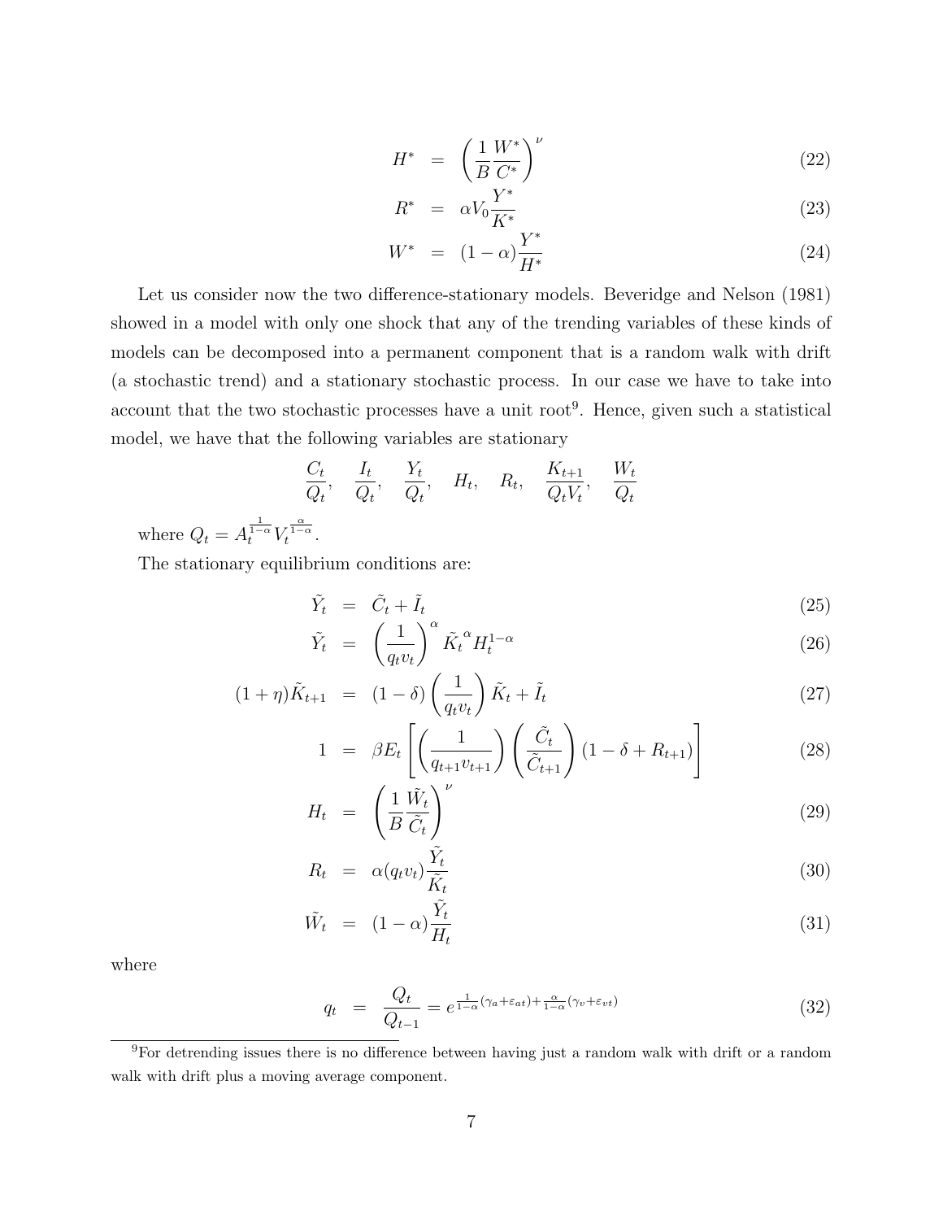$$H^* = \left(\frac{1}{B}\frac{W^*}{C^*}\right)^{\nu} \tag{22}$$

$$R^* = \alpha V_0 \frac{Y^*}{K^*} \tag{23}$$

$$W^* = (1-\alpha)\frac{Y^*}{H^*} \tag{24}$$

Let us consider now the two difference-stationary models. Beveridge and Nelson (1981) showed in a model with only one shock that any of the trending variables of these kinds of models can be decomposed into a permanent component that is a random walk with drift (a stochastic trend) and a stationary stochastic process. In our case we have to take into account that the two stochastic processes have a unit root[9]. Hence, given such a statistical model, we have that the following variables are stationary

$$\frac{C_t}{Q_t}, \quad \frac{I_t}{Q_t}, \quad \frac{Y_t}{Q_t}, \quad H_t, \quad R_t, \quad \frac{K_{t+1}}{Q_t V_t}, \quad \frac{W_t}{Q_t}$$

where $Q_t = A_t^{\frac{1}{1-\alpha}} V_t^{\frac{\alpha}{1-\alpha}}$.

The stationary equilibrium conditions are:

$$\tilde{Y}_t = \tilde{C}_t + \tilde{I}_t \tag{25}$$

$$\tilde{Y}_t = \left(\frac{1}{q_t v_t}\right)^{\alpha} \tilde{K}_t^{\alpha} H_t^{1-\alpha} \tag{26}$$

$$(1+\eta)\tilde{K}_{t+1} = (1-\delta)\left(\frac{1}{q_t v_t}\right)\tilde{K}_t + \tilde{I}_t \tag{27}$$

$$1 = \beta E_t\left[\left(\frac{1}{q_{t+1}v_{t+1}}\right)\left(\frac{\tilde{C}_t}{\tilde{C}_{t+1}}\right)(1-\delta+R_{t+1})\right] \tag{28}$$

$$H_t = \left(\frac{1}{B}\frac{\tilde{W}_t}{\tilde{C}_t}\right)^{\nu} \tag{29}$$

$$R_t = \alpha(q_t v_t)\frac{\tilde{Y}_t}{\tilde{K}_t} \tag{30}$$

$$\tilde{W}_t = (1-\alpha)\frac{\tilde{Y}_t}{H_t} \tag{31}$$

where

$$q_t = \frac{Q_t}{Q_{t-1}} = e^{\frac{1}{1-\alpha}(\gamma_a+\varepsilon_{at})+\frac{\alpha}{1-\alpha}(\gamma_v+\varepsilon_{vt})} \tag{32}$$

[9] For detrending issues there is no difference between having just a random walk with drift or a random walk with drift plus a moving average component.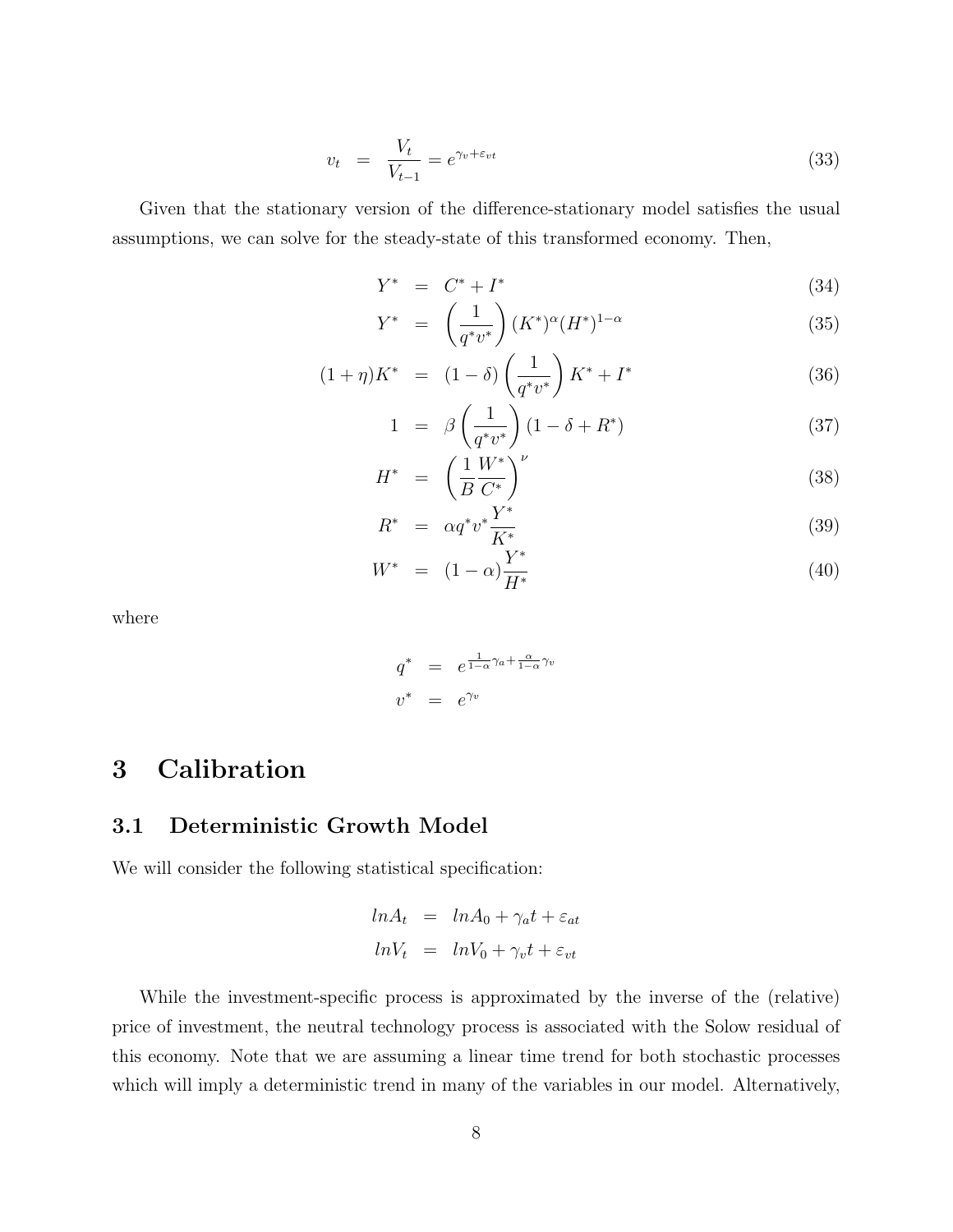$$v_t = \frac{V_t}{V_{t-1}} = e^{\gamma_v + \varepsilon_{vt}} \tag{33}$$

Given that the stationary version of the difference-stationary model satisfies the usual assumptions, we can solve for the steady-state of this transformed economy. Then,

$$Y^* = C^* + I^* \tag{34}$$

$$Y^* = \left(\frac{1}{q^* v^*}\right)(K^*)^{\alpha}(H^*)^{1-\alpha} \tag{35}$$

$$(1+\eta)K^* = (1-\delta)\left(\frac{1}{q^* v^*}\right)K^* + I^* \tag{36}$$

$$1 = \beta\left(\frac{1}{q^* v^*}\right)(1-\delta+R^*) \tag{37}$$

$$H^* = \left(\frac{1}{B}\frac{W^*}{C^*}\right)^{\nu} \tag{38}$$

$$R^* = \alpha q^* v^* \frac{Y^*}{K^*} \tag{39}$$

$$W^* = (1-\alpha)\frac{Y^*}{H^*} \tag{40}$$

where

$$q^* = e^{\frac{1}{1-\alpha}\gamma_a + \frac{\alpha}{1-\alpha}\gamma_v}$$

$$v^* = e^{\gamma_v}$$

# 3 Calibration

## 3.1 Deterministic Growth Model

We will consider the following statistical specification:

$$lnA_t = lnA_0 + \gamma_a t + \varepsilon_{at}$$

$$lnV_t = lnV_0 + \gamma_v t + \varepsilon_{vt}$$

While the investment-specific process is approximated by the inverse of the (relative) price of investment, the neutral technology process is associated with the Solow residual of this economy. Note that we are assuming a linear time trend for both stochastic processes which will imply a deterministic trend in many of the variables in our model. Alternatively,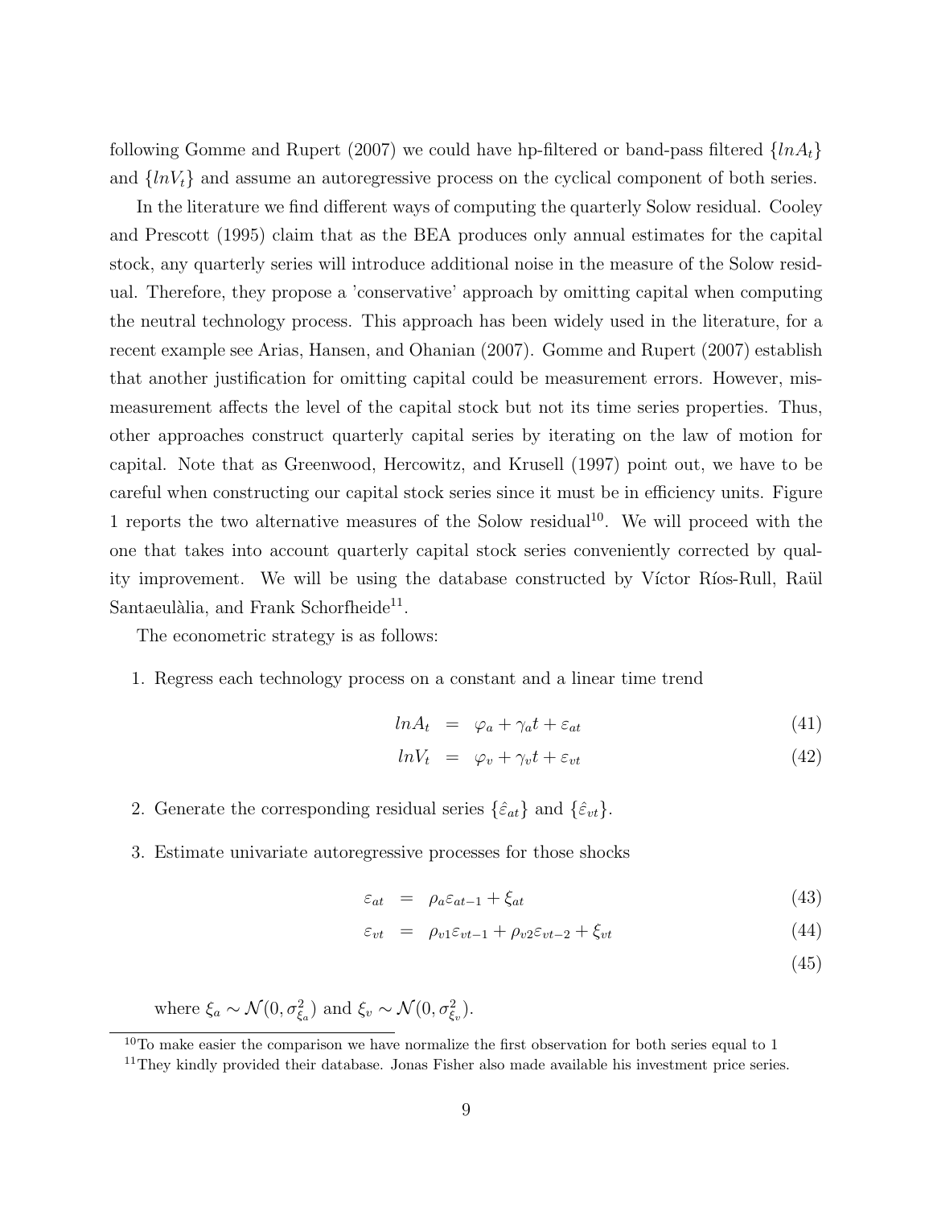following Gomme and Rupert (2007) we could have hp-filtered or band-pass filtered $\{lnA_t\}$ and $\{lnV_t\}$ and assume an autoregressive process on the cyclical component of both series.

In the literature we find different ways of computing the quarterly Solow residual. Cooley and Prescott (1995) claim that as the BEA produces only annual estimates for the capital stock, any quarterly series will introduce additional noise in the measure of the Solow residual. Therefore, they propose a 'conservative' approach by omitting capital when computing the neutral technology process. This approach has been widely used in the literature, for a recent example see Arias, Hansen, and Ohanian (2007). Gomme and Rupert (2007) establish that another justification for omitting capital could be measurement errors. However, mismeasurement affects the level of the capital stock but not its time series properties. Thus, other approaches construct quarterly capital series by iterating on the law of motion for capital. Note that as Greenwood, Hercowitz, and Krusell (1997) point out, we have to be careful when constructing our capital stock series since it must be in efficiency units. Figure 1 reports the two alternative measures of the Solow residual[10]. We will proceed with the one that takes into account quarterly capital stock series conveniently corrected by quality improvement. We will be using the database constructed by Víctor Ríos-Rull, Raül Santaeulàlia, and Frank Schorfheide[11].

The econometric strategy is as follows:

1. Regress each technology process on a constant and a linear time trend

$$lnA_t = \varphi_a + \gamma_a t + \varepsilon_{at} \tag{41}$$

$$lnV_t = \varphi_v + \gamma_v t + \varepsilon_{vt} \tag{42}$$

2. Generate the corresponding residual series $\{\hat{\varepsilon}_{at}\}$ and $\{\hat{\varepsilon}_{vt}\}$.

3. Estimate univariate autoregressive processes for those shocks

$$\varepsilon_{at} = \rho_a \varepsilon_{at-1} + \xi_{at} \tag{43}$$

$$\varepsilon_{vt} = \rho_{v1} \varepsilon_{vt-1} + \rho_{v2} \varepsilon_{vt-2} + \xi_{vt} \tag{44}$$

$$\tag{45}$$

where $\xi_a \sim \mathcal{N}(0, \sigma^2_{\xi_a})$ and $\xi_v \sim \mathcal{N}(0, \sigma^2_{\xi_v})$.

[10] To make easier the comparison we have normalize the first observation for both series equal to 1

[11] They kindly provided their database. Jonas Fisher also made available his investment price series.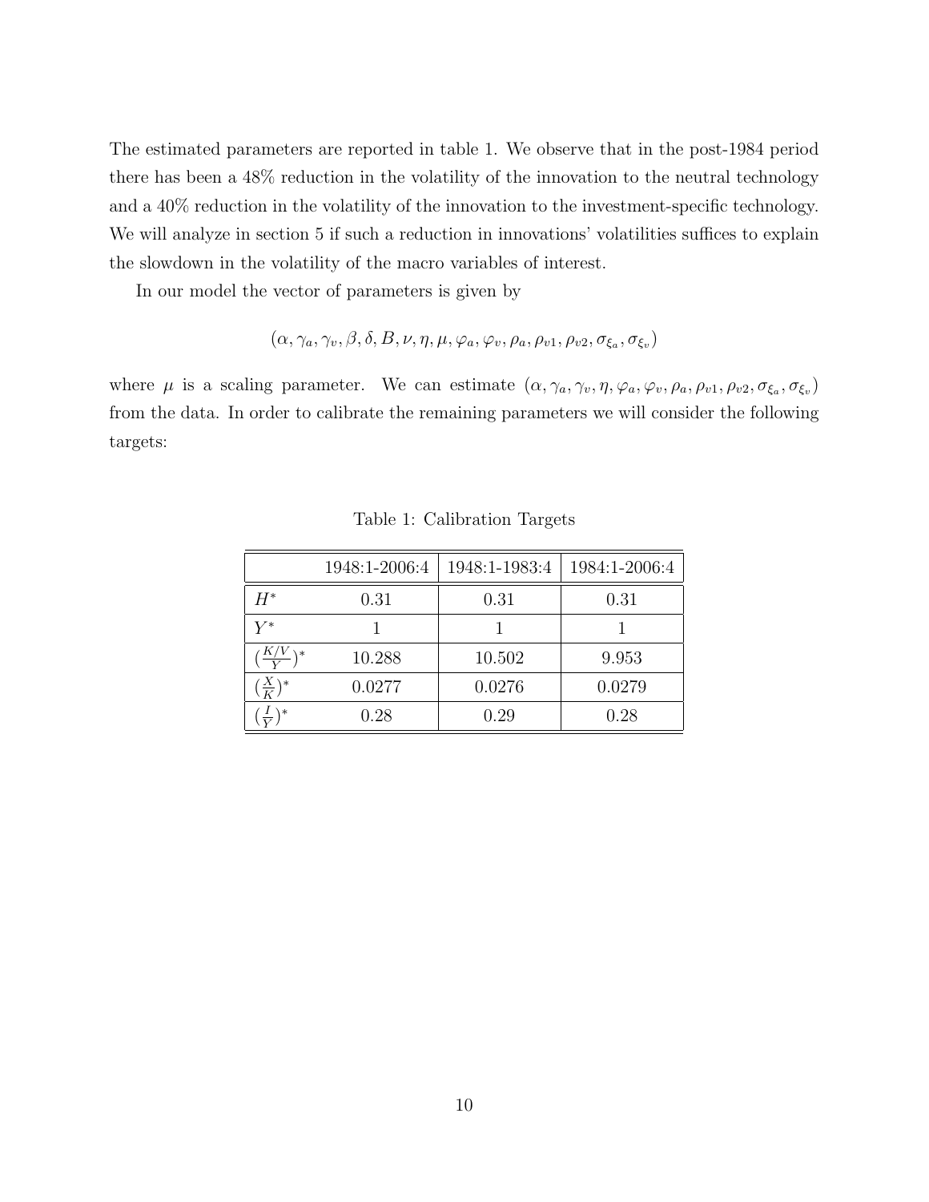The estimated parameters are reported in table 1. We observe that in the post-1984 period there has been a 48% reduction in the volatility of the innovation to the neutral technology and a 40% reduction in the volatility of the innovation to the investment-specific technology. We will analyze in section 5 if such a reduction in innovations' volatilities suffices to explain the slowdown in the volatility of the macro variables of interest.

In our model the vector of parameters is given by

$$(\alpha, \gamma_a, \gamma_v, \beta, \delta, B, \nu, \eta, \mu, \varphi_a, \varphi_v, \rho_a, \rho_{v1}, \rho_{v2}, \sigma_{\xi_a}, \sigma_{\xi_v})$$

where $\mu$ is a scaling parameter. We can estimate $(\alpha, \gamma_a, \gamma_v, \eta, \varphi_a, \varphi_v, \rho_a, \rho_{v1}, \rho_{v2}, \sigma_{\xi_a}, \sigma_{\xi_v})$ from the data. In order to calibrate the remaining parameters we will consider the following targets:

Table 1: Calibration Targets

| | 1948:1-2006:4 | 1948:1-1983:4 | 1984:1-2006:4 |
|---|---|---|---|
| $H^*$ | 0.31 | 0.31 | 0.31 |
| $Y^*$ | 1 | 1 | 1 |
| $(\frac{K/V}{Y})^*$ | 10.288 | 10.502 | 9.953 |
| $(\frac{X}{K})^*$ | 0.0277 | 0.0276 | 0.0279 |
| $(\frac{I}{Y})^*$ | 0.28 | 0.29 | 0.28 |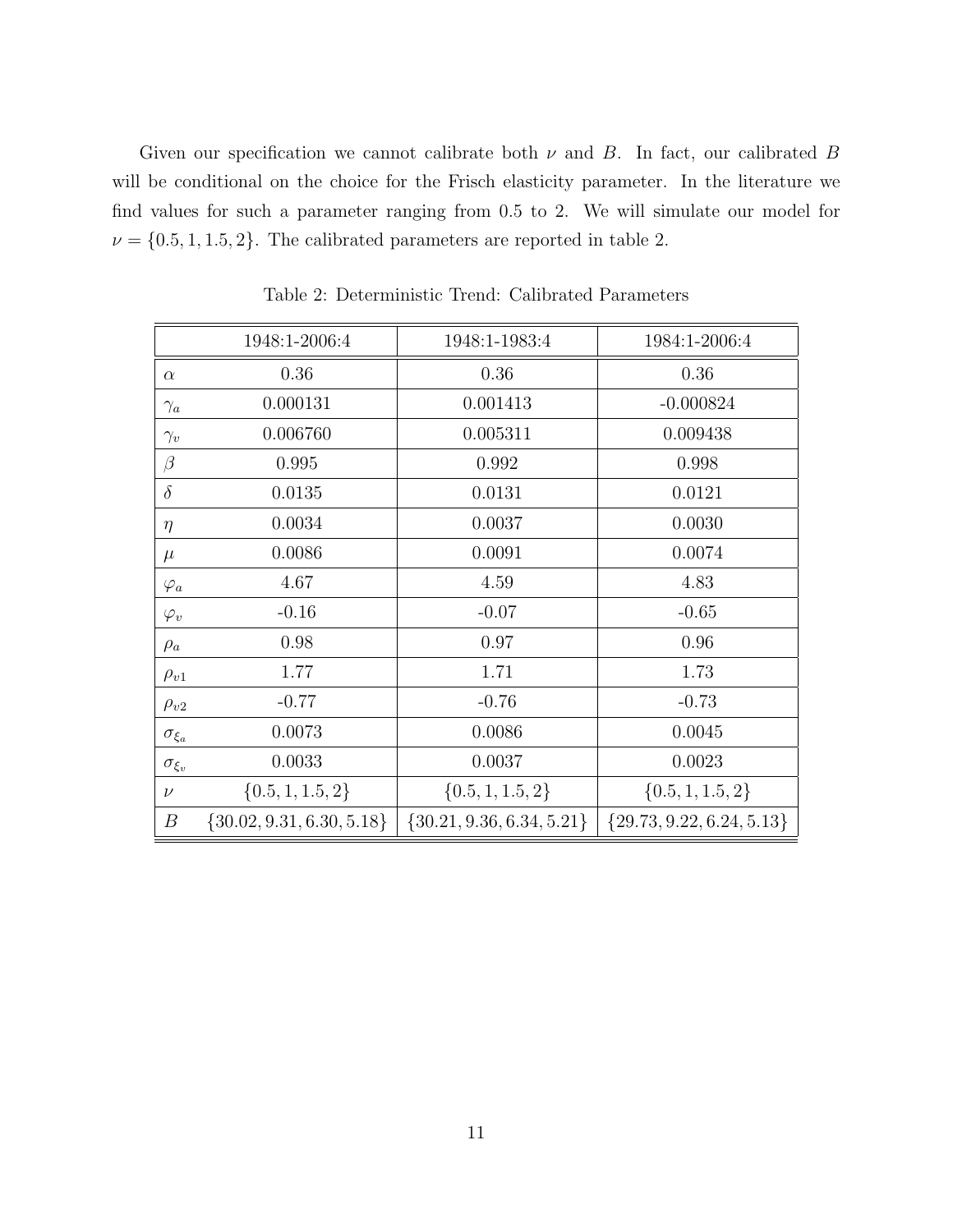Given our specification we cannot calibrate both $\nu$ and $B$. In fact, our calibrated $B$ will be conditional on the choice for the Frisch elasticity parameter. In the literature we find values for such a parameter ranging from 0.5 to 2. We will simulate our model for $\nu = \{0.5, 1, 1.5, 2\}$. The calibrated parameters are reported in table 2.

Table 2: Deterministic Trend: Calibrated Parameters

| | 1948:1-2006:4 | 1948:1-1983:4 | 1984:1-2006:4 |
|---|---|---|---|
| $\alpha$ | 0.36 | 0.36 | 0.36 |
| $\gamma_a$ | 0.000131 | 0.001413 | -0.000824 |
| $\gamma_v$ | 0.006760 | 0.005311 | 0.009438 |
| $\beta$ | 0.995 | 0.992 | 0.998 |
| $\delta$ | 0.0135 | 0.0131 | 0.0121 |
| $\eta$ | 0.0034 | 0.0037 | 0.0030 |
| $\mu$ | 0.0086 | 0.0091 | 0.0074 |
| $\varphi_a$ | 4.67 | 4.59 | 4.83 |
| $\varphi_v$ | -0.16 | -0.07 | -0.65 |
| $\rho_a$ | 0.98 | 0.97 | 0.96 |
| $\rho_{v1}$ | 1.77 | 1.71 | 1.73 |
| $\rho_{v2}$ | -0.77 | -0.76 | -0.73 |
| $\sigma_{\xi_a}$ | 0.0073 | 0.0086 | 0.0045 |
| $\sigma_{\xi_v}$ | 0.0033 | 0.0037 | 0.0023 |
| $\nu$ | $\{0.5, 1, 1.5, 2\}$ | $\{0.5, 1, 1.5, 2\}$ | $\{0.5, 1, 1.5, 2\}$ |
| $B$ | $\{30.02, 9.31, 6.30, 5.18\}$ | $\{30.21, 9.36, 6.34, 5.21\}$ | $\{29.73, 9.22, 6.24, 5.13\}$ |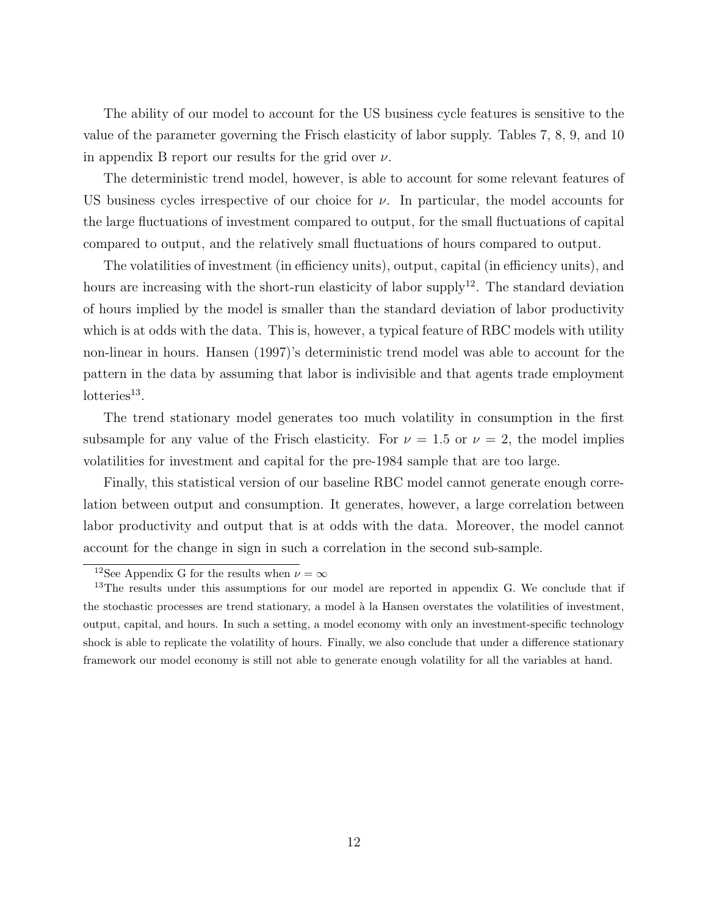The ability of our model to account for the US business cycle features is sensitive to the value of the parameter governing the Frisch elasticity of labor supply. Tables 7, 8, 9, and 10 in appendix B report our results for the grid over $\nu$.

The deterministic trend model, however, is able to account for some relevant features of US business cycles irrespective of our choice for $\nu$. In particular, the model accounts for the large fluctuations of investment compared to output, for the small fluctuations of capital compared to output, and the relatively small fluctuations of hours compared to output.

The volatilities of investment (in efficiency units), output, capital (in efficiency units), and hours are increasing with the short-run elasticity of labor supply[12]. The standard deviation of hours implied by the model is smaller than the standard deviation of labor productivity which is at odds with the data. This is, however, a typical feature of RBC models with utility non-linear in hours. Hansen (1997)'s deterministic trend model was able to account for the pattern in the data by assuming that labor is indivisible and that agents trade employment lotteries[13].

The trend stationary model generates too much volatility in consumption in the first subsample for any value of the Frisch elasticity. For $\nu = 1.5$ or $\nu = 2$, the model implies volatilities for investment and capital for the pre-1984 sample that are too large.

Finally, this statistical version of our baseline RBC model cannot generate enough correlation between output and consumption. It generates, however, a large correlation between labor productivity and output that is at odds with the data. Moreover, the model cannot account for the change in sign in such a correlation in the second sub-sample.

[12]See Appendix G for the results when $\nu = \infty$

[13]The results under this assumptions for our model are reported in appendix G. We conclude that if the stochastic processes are trend stationary, a model à la Hansen overstates the volatilities of investment, output, capital, and hours. In such a setting, a model economy with only an investment-specific technology shock is able to replicate the volatility of hours. Finally, we also conclude that under a difference stationary framework our model economy is still not able to generate enough volatility for all the variables at hand.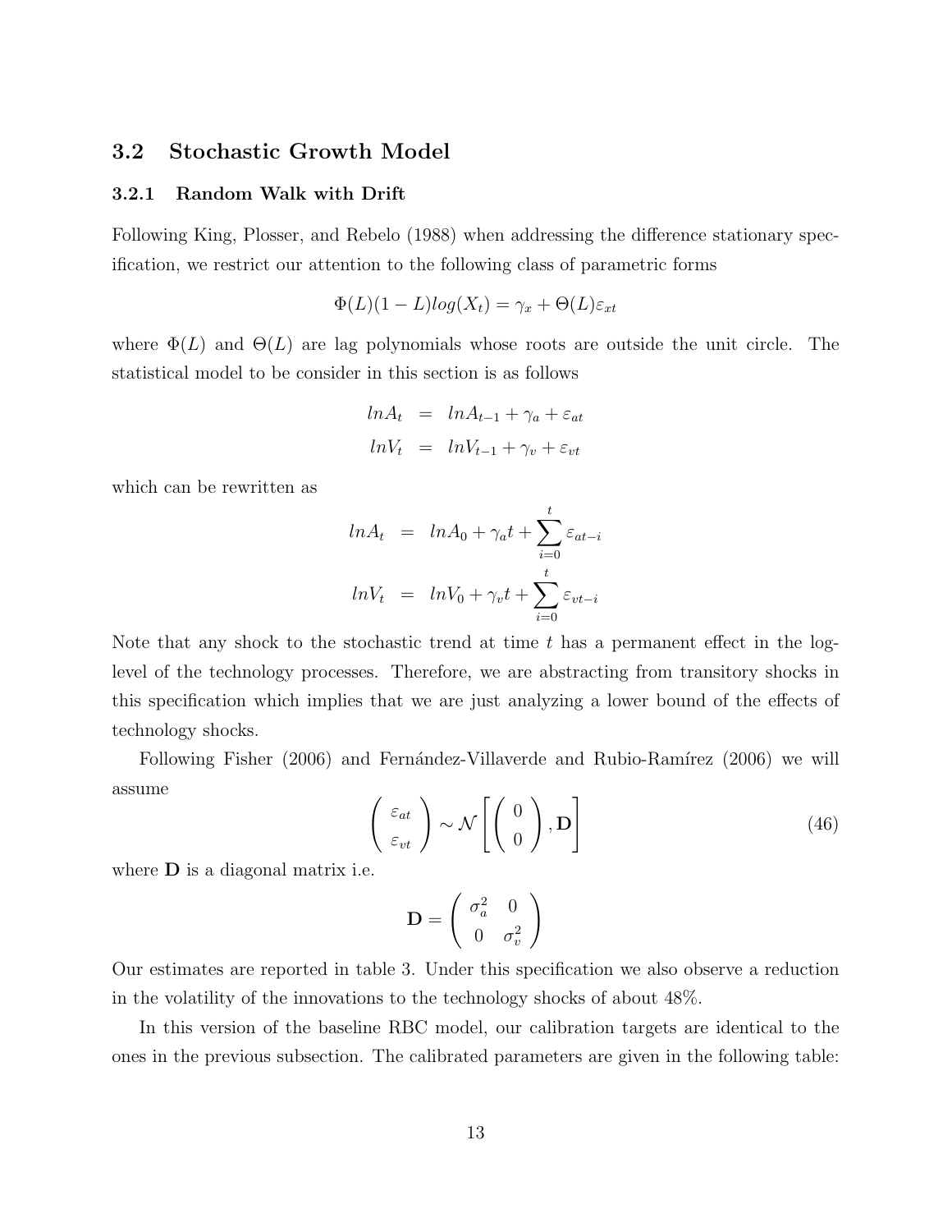## 3.2 Stochastic Growth Model

### 3.2.1 Random Walk with Drift

Following King, Plosser, and Rebelo (1988) when addressing the difference stationary specification, we restrict our attention to the following class of parametric forms

$$\Phi(L)(1-L)log(X_t) = \gamma_x + \Theta(L)\varepsilon_{xt}$$

where $\Phi(L)$ and $\Theta(L)$ are lag polynomials whose roots are outside the unit circle. The statistical model to be consider in this section is as follows

$$\begin{aligned} lnA_t &= lnA_{t-1} + \gamma_a + \varepsilon_{at} \\ lnV_t &= lnV_{t-1} + \gamma_v + \varepsilon_{vt} \end{aligned}$$

which can be rewritten as

$$\begin{aligned} lnA_t &= lnA_0 + \gamma_a t + \sum_{i=0}^{t} \varepsilon_{at-i} \\ lnV_t &= lnV_0 + \gamma_v t + \sum_{i=0}^{t} \varepsilon_{vt-i} \end{aligned}$$

Note that any shock to the stochastic trend at time $t$ has a permanent effect in the log-level of the technology processes. Therefore, we are abstracting from transitory shocks in this specification which implies that we are just analyzing a lower bound of the effects of technology shocks.

Following Fisher (2006) and Fernández-Villaverde and Rubio-Ramírez (2006) we will assume

$$\begin{pmatrix} \varepsilon_{at} \\ \varepsilon_{vt} \end{pmatrix} \sim \mathcal{N}\left[ \begin{pmatrix} 0 \\ 0 \end{pmatrix}, \mathbf{D} \right] \tag{46}$$

where $\mathbf{D}$ is a diagonal matrix i.e.

$$\mathbf{D} = \begin{pmatrix} \sigma_a^2 & 0 \\ 0 & \sigma_v^2 \end{pmatrix}$$

Our estimates are reported in table 3. Under this specification we also observe a reduction in the volatility of the innovations to the technology shocks of about 48%.

In this version of the baseline RBC model, our calibration targets are identical to the ones in the previous subsection. The calibrated parameters are given in the following table: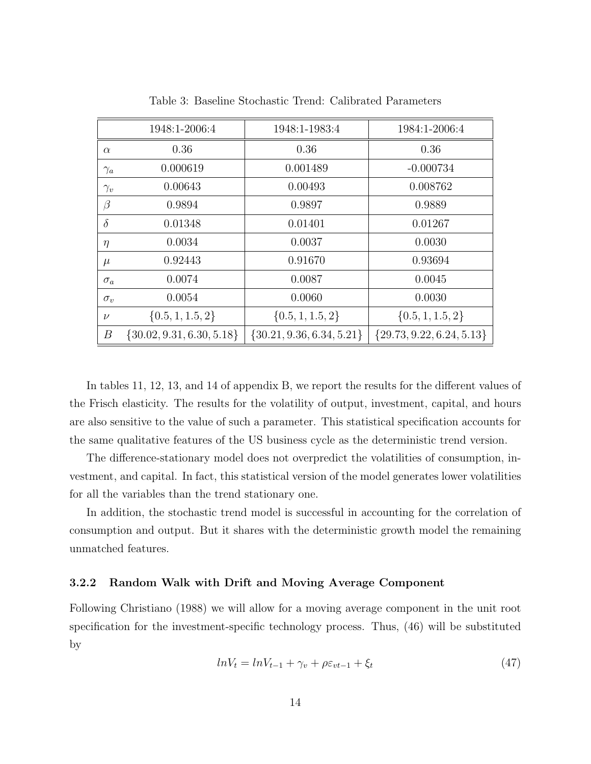Table 3: Baseline Stochastic Trend: Calibrated Parameters

| | 1948:1-2006:4 | 1948:1-1983:4 | 1984:1-2006:4 |
|---|---|---|---|
| $\alpha$ | 0.36 | 0.36 | 0.36 |
| $\gamma_a$ | 0.000619 | 0.001489 | -0.000734 |
| $\gamma_v$ | 0.00643 | 0.00493 | 0.008762 |
| $\beta$ | 0.9894 | 0.9897 | 0.9889 |
| $\delta$ | 0.01348 | 0.01401 | 0.01267 |
| $\eta$ | 0.0034 | 0.0037 | 0.0030 |
| $\mu$ | 0.92443 | 0.91670 | 0.93694 |
| $\sigma_a$ | 0.0074 | 0.0087 | 0.0045 |
| $\sigma_v$ | 0.0054 | 0.0060 | 0.0030 |
| $\nu$ | $\{0.5, 1, 1.5, 2\}$ | $\{0.5, 1, 1.5, 2\}$ | $\{0.5, 1, 1.5, 2\}$ |
| $B$ | $\{30.02, 9.31, 6.30, 5.18\}$ | $\{30.21, 9.36, 6.34, 5.21\}$ | $\{29.73, 9.22, 6.24, 5.13\}$ |

In tables 11, 12, 13, and 14 of appendix B, we report the results for the different values of the Frisch elasticity. The results for the volatility of output, investment, capital, and hours are also sensitive to the value of such a parameter. This statistical specification accounts for the same qualitative features of the US business cycle as the deterministic trend version.

The difference-stationary model does not overpredict the volatilities of consumption, investment, and capital. In fact, this statistical version of the model generates lower volatilities for all the variables than the trend stationary one.

In addition, the stochastic trend model is successful in accounting for the correlation of consumption and output. But it shares with the deterministic growth model the remaining unmatched features.

### 3.2.2 Random Walk with Drift and Moving Average Component

Following Christiano (1988) we will allow for a moving average component in the unit root specification for the investment-specific technology process. Thus, (46) will be substituted by

$$lnV_t = lnV_{t-1} + \gamma_v + \rho\varepsilon_{vt-1} + \xi_t \tag{47}$$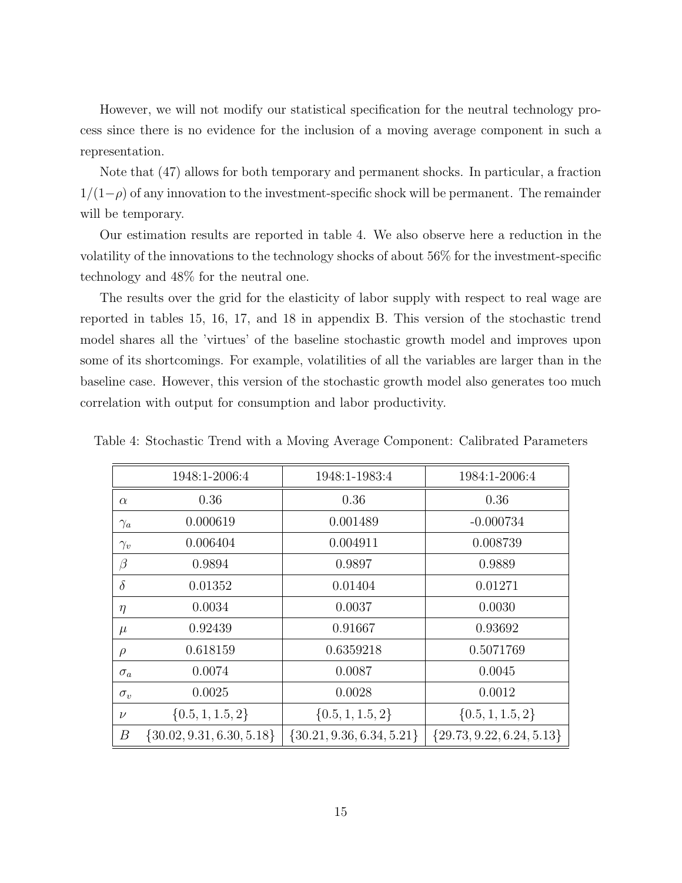However, we will not modify our statistical specification for the neutral technology process since there is no evidence for the inclusion of a moving average component in such a representation.

Note that (47) allows for both temporary and permanent shocks. In particular, a fraction $1/(1-\rho)$ of any innovation to the investment-specific shock will be permanent. The remainder will be temporary.

Our estimation results are reported in table 4. We also observe here a reduction in the volatility of the innovations to the technology shocks of about 56% for the investment-specific technology and 48% for the neutral one.

The results over the grid for the elasticity of labor supply with respect to real wage are reported in tables 15, 16, 17, and 18 in appendix B. This version of the stochastic trend model shares all the 'virtues' of the baseline stochastic growth model and improves upon some of its shortcomings. For example, volatilities of all the variables are larger than in the baseline case. However, this version of the stochastic growth model also generates too much correlation with output for consumption and labor productivity.

Table 4: Stochastic Trend with a Moving Average Component: Calibrated Parameters

| | 1948:1-2006:4 | 1948:1-1983:4 | 1984:1-2006:4 |
|---|---|---|---|
| $\alpha$ | 0.36 | 0.36 | 0.36 |
| $\gamma_a$ | 0.000619 | 0.001489 | -0.000734 |
| $\gamma_v$ | 0.006404 | 0.004911 | 0.008739 |
| $\beta$ | 0.9894 | 0.9897 | 0.9889 |
| $\delta$ | 0.01352 | 0.01404 | 0.01271 |
| $\eta$ | 0.0034 | 0.0037 | 0.0030 |
| $\mu$ | 0.92439 | 0.91667 | 0.93692 |
| $\rho$ | 0.618159 | 0.6359218 | 0.5071769 |
| $\sigma_a$ | 0.0074 | 0.0087 | 0.0045 |
| $\sigma_v$ | 0.0025 | 0.0028 | 0.0012 |
| $\nu$ | $\{0.5, 1, 1.5, 2\}$ | $\{0.5, 1, 1.5, 2\}$ | $\{0.5, 1, 1.5, 2\}$ |
| $B$ | $\{30.02, 9.31, 6.30, 5.18\}$ | $\{30.21, 9.36, 6.34, 5.21\}$ | $\{29.73, 9.22, 6.24, 5.13\}$ |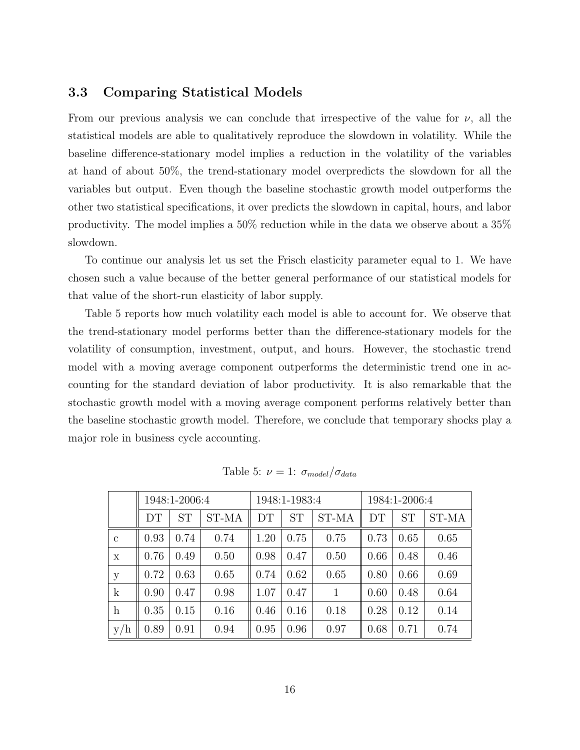### 3.3 Comparing Statistical Models

From our previous analysis we can conclude that irrespective of the value for $\nu$, all the statistical models are able to qualitatively reproduce the slowdown in volatility. While the baseline difference-stationary model implies a reduction in the volatility of the variables at hand of about 50%, the trend-stationary model overpredicts the slowdown for all the variables but output. Even though the baseline stochastic growth model outperforms the other two statistical specifications, it over predicts the slowdown in capital, hours, and labor productivity. The model implies a 50% reduction while in the data we observe about a 35% slowdown.

To continue our analysis let us set the Frisch elasticity parameter equal to 1. We have chosen such a value because of the better general performance of our statistical models for that value of the short-run elasticity of labor supply.

Table 5 reports how much volatility each model is able to account for. We observe that the trend-stationary model performs better than the difference-stationary models for the volatility of consumption, investment, output, and hours. However, the stochastic trend model with a moving average component outperforms the deterministic trend one in accounting for the standard deviation of labor productivity. It is also remarkable that the stochastic growth model with a moving average component performs relatively better than the baseline stochastic growth model. Therefore, we conclude that temporary shocks play a major role in business cycle accounting.

Table 5: $\nu = 1$: $\sigma_{model}/\sigma_{data}$

| | 1948:1-2006:4 | | | 1948:1-1983:4 | | | 1984:1-2006:4 | | |
|---|---|---|---|---|---|---|---|---|---|
| | DT | ST | ST-MA | DT | ST | ST-MA | DT | ST | ST-MA |
| c | 0.93 | 0.74 | 0.74 | 1.20 | 0.75 | 0.75 | 0.73 | 0.65 | 0.65 |
| x | 0.76 | 0.49 | 0.50 | 0.98 | 0.47 | 0.50 | 0.66 | 0.48 | 0.46 |
| y | 0.72 | 0.63 | 0.65 | 0.74 | 0.62 | 0.65 | 0.80 | 0.66 | 0.69 |
| k | 0.90 | 0.47 | 0.98 | 1.07 | 0.47 | 1 | 0.60 | 0.48 | 0.64 |
| h | 0.35 | 0.15 | 0.16 | 0.46 | 0.16 | 0.18 | 0.28 | 0.12 | 0.14 |
| y/h | 0.89 | 0.91 | 0.94 | 0.95 | 0.96 | 0.97 | 0.68 | 0.71 | 0.74 |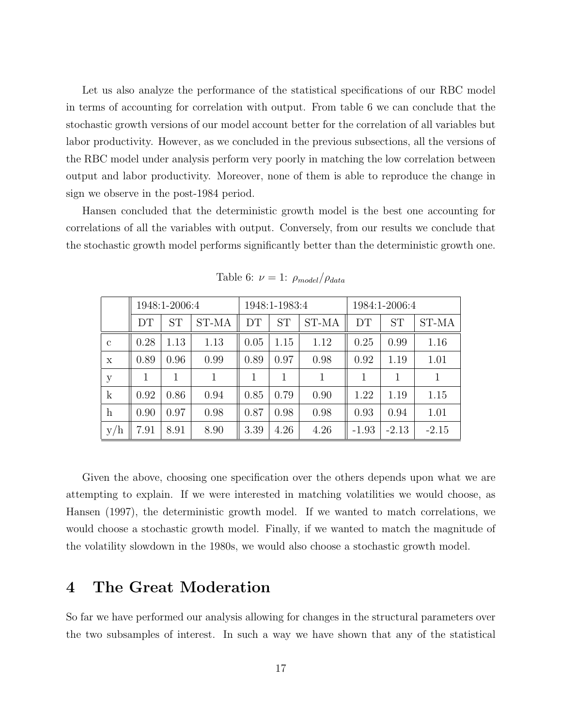Let us also analyze the performance of the statistical specifications of our RBC model in terms of accounting for correlation with output. From table 6 we can conclude that the stochastic growth versions of our model account better for the correlation of all variables but labor productivity. However, as we concluded in the previous subsections, all the versions of the RBC model under analysis perform very poorly in matching the low correlation between output and labor productivity. Moreover, none of them is able to reproduce the change in sign we observe in the post-1984 period.

Hansen concluded that the deterministic growth model is the best one accounting for correlations of all the variables with output. Conversely, from our results we conclude that the stochastic growth model performs significantly better than the deterministic growth one.

Table 6: $\nu = 1$: $\rho_{model}/\rho_{data}$

| | 1948:1-2006:4 | | | 1948:1-1983:4 | | | 1984:1-2006:4 | | |
|---|---|---|---|---|---|---|---|---|---|
| | DT | ST | ST-MA | DT | ST | ST-MA | DT | ST | ST-MA |
| c | 0.28 | 1.13 | 1.13 | 0.05 | 1.15 | 1.12 | 0.25 | 0.99 | 1.16 |
| x | 0.89 | 0.96 | 0.99 | 0.89 | 0.97 | 0.98 | 0.92 | 1.19 | 1.01 |
| y | 1 | 1 | 1 | 1 | 1 | 1 | 1 | 1 | 1 |
| k | 0.92 | 0.86 | 0.94 | 0.85 | 0.79 | 0.90 | 1.22 | 1.19 | 1.15 |
| h | 0.90 | 0.97 | 0.98 | 0.87 | 0.98 | 0.98 | 0.93 | 0.94 | 1.01 |
| y/h | 7.91 | 8.91 | 8.90 | 3.39 | 4.26 | 4.26 | -1.93 | -2.13 | -2.15 |

Given the above, choosing one specification over the others depends upon what we are attempting to explain. If we were interested in matching volatilities we would choose, as Hansen (1997), the deterministic growth model. If we wanted to match correlations, we would choose a stochastic growth model. Finally, if we wanted to match the magnitude of the volatility slowdown in the 1980s, we would also choose a stochastic growth model.

# 4 The Great Moderation

So far we have performed our analysis allowing for changes in the structural parameters over the two subsamples of interest. In such a way we have shown that any of the statistical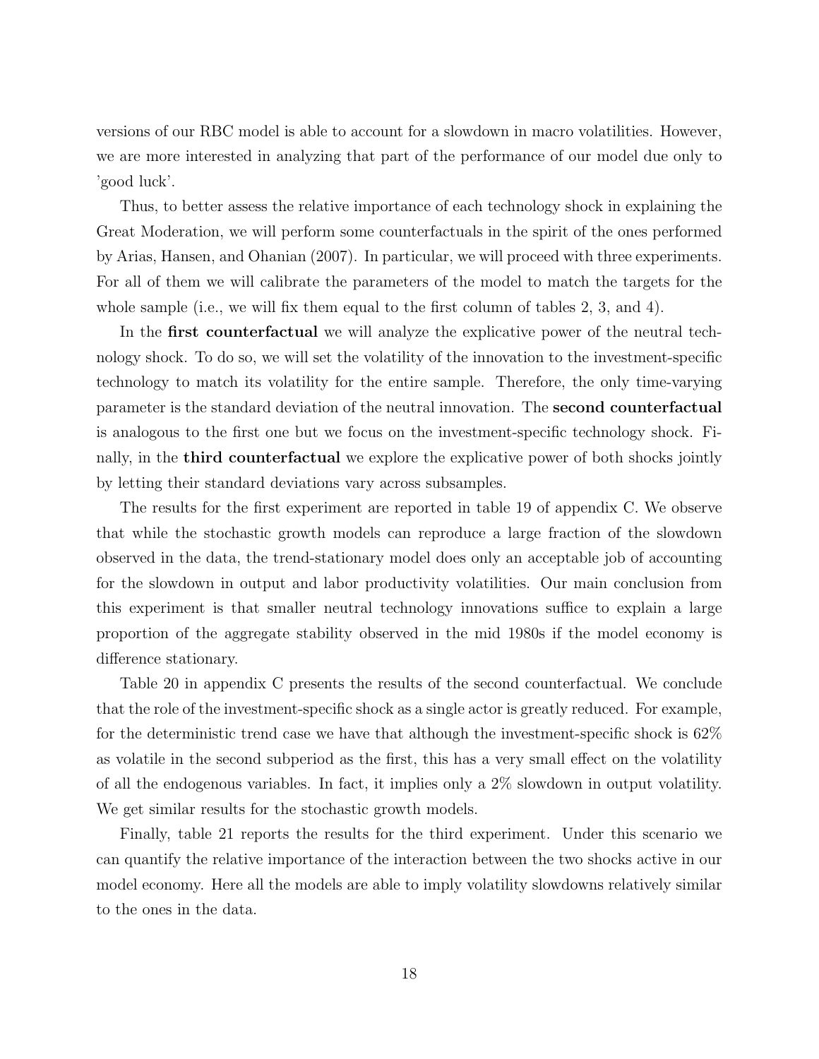versions of our RBC model is able to account for a slowdown in macro volatilities. However, we are more interested in analyzing that part of the performance of our model due only to 'good luck'.

Thus, to better assess the relative importance of each technology shock in explaining the Great Moderation, we will perform some counterfactuals in the spirit of the ones performed by Arias, Hansen, and Ohanian (2007). In particular, we will proceed with three experiments. For all of them we will calibrate the parameters of the model to match the targets for the whole sample (i.e., we will fix them equal to the first column of tables 2, 3, and 4).

In the **first counterfactual** we will analyze the explicative power of the neutral technology shock. To do so, we will set the volatility of the innovation to the investment-specific technology to match its volatility for the entire sample. Therefore, the only time-varying parameter is the standard deviation of the neutral innovation. The **second counterfactual** is analogous to the first one but we focus on the investment-specific technology shock. Finally, in the **third counterfactual** we explore the explicative power of both shocks jointly by letting their standard deviations vary across subsamples.

The results for the first experiment are reported in table 19 of appendix C. We observe that while the stochastic growth models can reproduce a large fraction of the slowdown observed in the data, the trend-stationary model does only an acceptable job of accounting for the slowdown in output and labor productivity volatilities. Our main conclusion from this experiment is that smaller neutral technology innovations suffice to explain a large proportion of the aggregate stability observed in the mid 1980s if the model economy is difference stationary.

Table 20 in appendix C presents the results of the second counterfactual. We conclude that the role of the investment-specific shock as a single actor is greatly reduced. For example, for the deterministic trend case we have that although the investment-specific shock is 62% as volatile in the second subperiod as the first, this has a very small effect on the volatility of all the endogenous variables. In fact, it implies only a 2% slowdown in output volatility. We get similar results for the stochastic growth models.

Finally, table 21 reports the results for the third experiment. Under this scenario we can quantify the relative importance of the interaction between the two shocks active in our model economy. Here all the models are able to imply volatility slowdowns relatively similar to the ones in the data.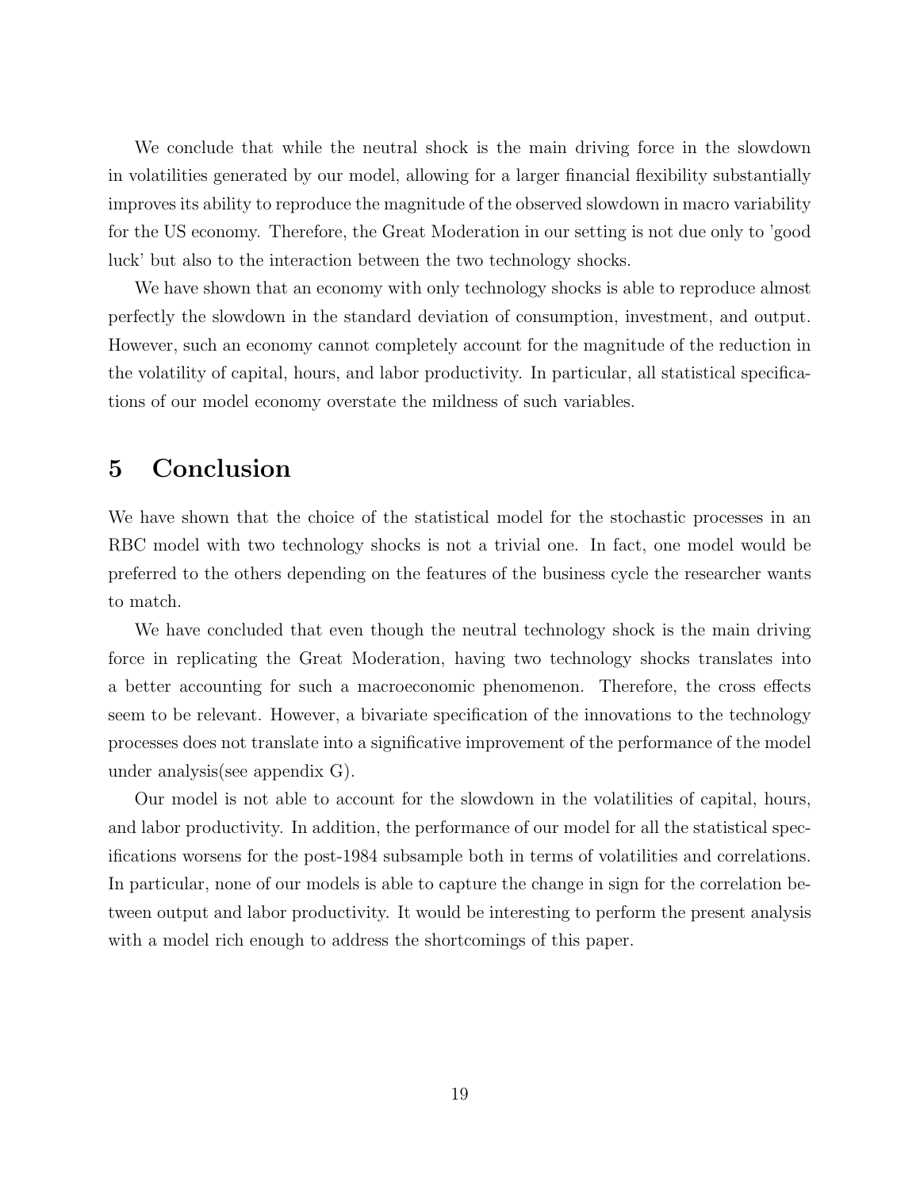We conclude that while the neutral shock is the main driving force in the slowdown in volatilities generated by our model, allowing for a larger financial flexibility substantially improves its ability to reproduce the magnitude of the observed slowdown in macro variability for the US economy. Therefore, the Great Moderation in our setting is not due only to 'good luck' but also to the interaction between the two technology shocks.

We have shown that an economy with only technology shocks is able to reproduce almost perfectly the slowdown in the standard deviation of consumption, investment, and output. However, such an economy cannot completely account for the magnitude of the reduction in the volatility of capital, hours, and labor productivity. In particular, all statistical specifications of our model economy overstate the mildness of such variables.

# 5 Conclusion

We have shown that the choice of the statistical model for the stochastic processes in an RBC model with two technology shocks is not a trivial one. In fact, one model would be preferred to the others depending on the features of the business cycle the researcher wants to match.

We have concluded that even though the neutral technology shock is the main driving force in replicating the Great Moderation, having two technology shocks translates into a better accounting for such a macroeconomic phenomenon. Therefore, the cross effects seem to be relevant. However, a bivariate specification of the innovations to the technology processes does not translate into a significative improvement of the performance of the model under analysis(see appendix G).

Our model is not able to account for the slowdown in the volatilities of capital, hours, and labor productivity. In addition, the performance of our model for all the statistical specifications worsens for the post-1984 subsample both in terms of volatilities and correlations. In particular, none of our models is able to capture the change in sign for the correlation between output and labor productivity. It would be interesting to perform the present analysis with a model rich enough to address the shortcomings of this paper.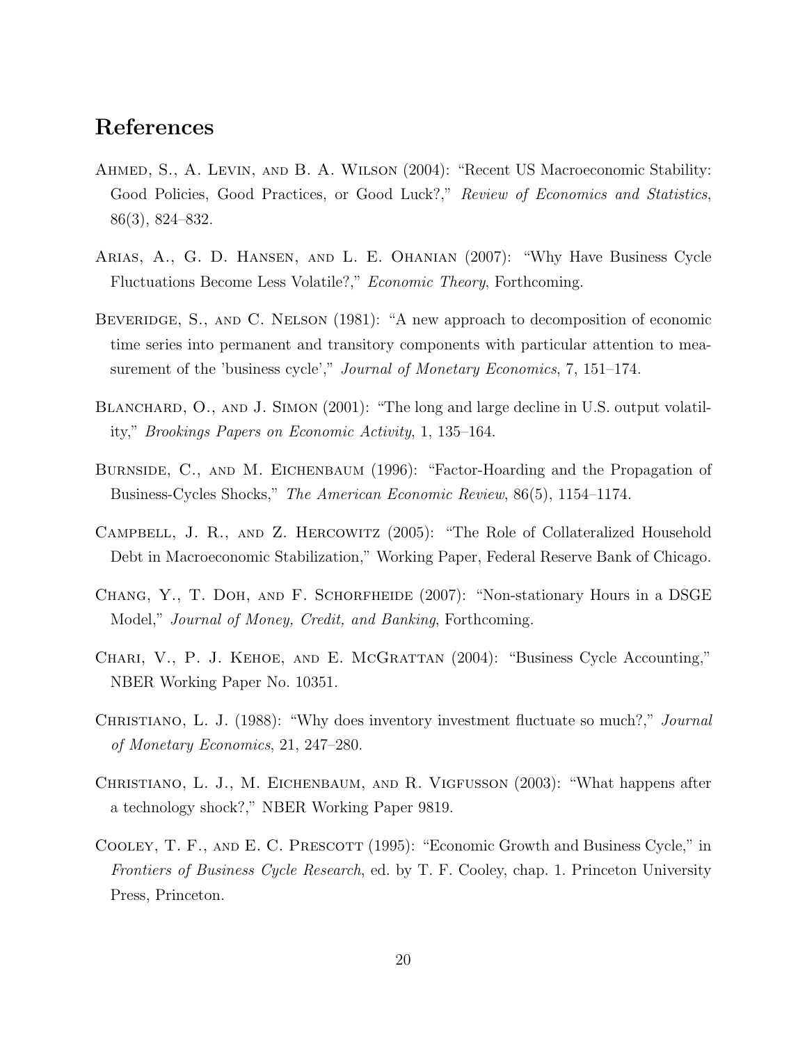## References

Ahmed, S., A. Levin, and B. A. Wilson (2004): "Recent US Macroeconomic Stability: Good Policies, Good Practices, or Good Luck?," *Review of Economics and Statistics*, 86(3), 824–832.

Arias, A., G. D. Hansen, and L. E. Ohanian (2007): "Why Have Business Cycle Fluctuations Become Less Volatile?," *Economic Theory*, Forthcoming.

Beveridge, S., and C. Nelson (1981): "A new approach to decomposition of economic time series into permanent and transitory components with particular attention to measurement of the 'business cycle'," *Journal of Monetary Economics*, 7, 151–174.

Blanchard, O., and J. Simon (2001): "The long and large decline in U.S. output volatility," *Brookings Papers on Economic Activity*, 1, 135–164.

Burnside, C., and M. Eichenbaum (1996): "Factor-Hoarding and the Propagation of Business-Cycles Shocks," *The American Economic Review*, 86(5), 1154–1174.

Campbell, J. R., and Z. Hercowitz (2005): "The Role of Collateralized Household Debt in Macroeconomic Stabilization," Working Paper, Federal Reserve Bank of Chicago.

Chang, Y., T. Doh, and F. Schorfheide (2007): "Non-stationary Hours in a DSGE Model," *Journal of Money, Credit, and Banking*, Forthcoming.

Chari, V., P. J. Kehoe, and E. McGrattan (2004): "Business Cycle Accounting," NBER Working Paper No. 10351.

Christiano, L. J. (1988): "Why does inventory investment fluctuate so much?," *Journal of Monetary Economics*, 21, 247–280.

Christiano, L. J., M. Eichenbaum, and R. Vigfusson (2003): "What happens after a technology shock?," NBER Working Paper 9819.

Cooley, T. F., and E. C. Prescott (1995): "Economic Growth and Business Cycle," in *Frontiers of Business Cycle Research*, ed. by T. F. Cooley, chap. 1. Princeton University Press, Princeton.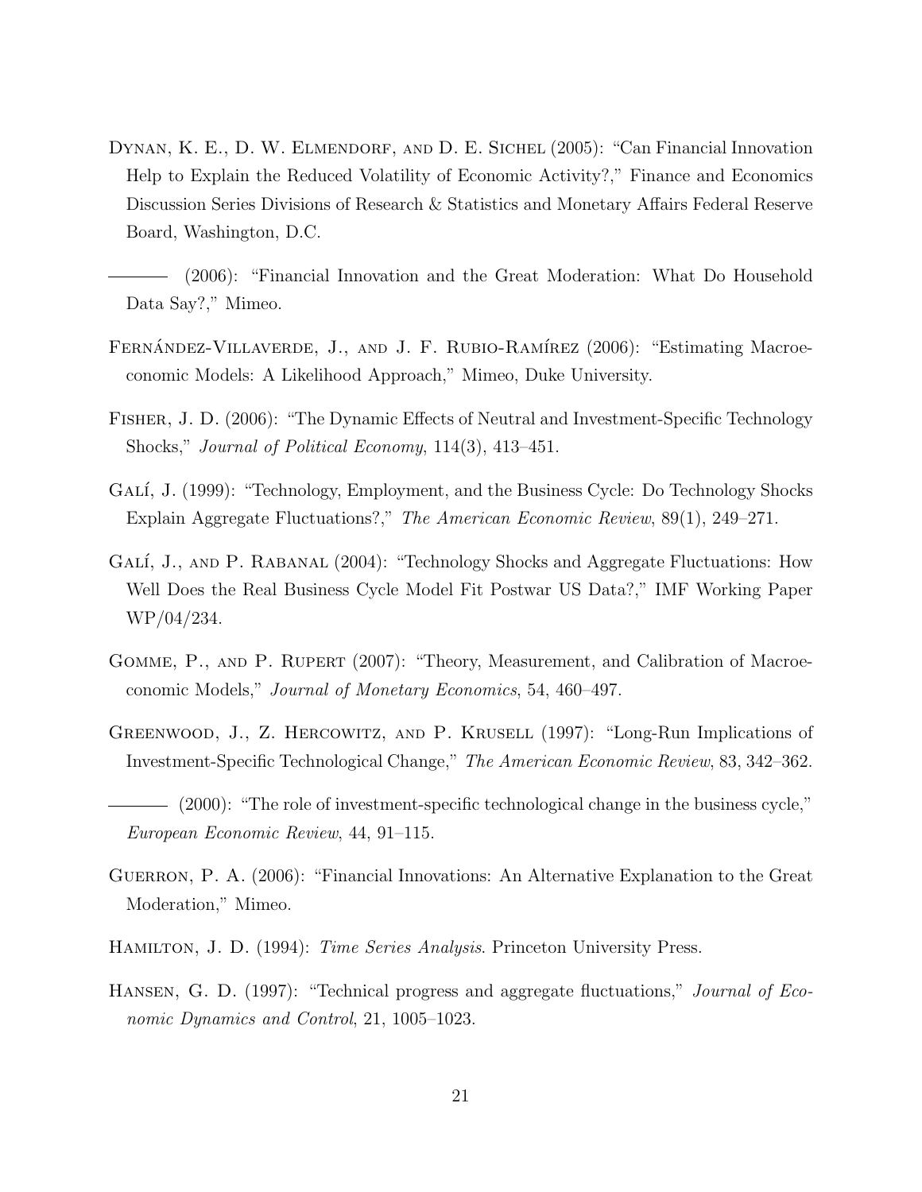Dynan, K. E., D. W. Elmendorf, and D. E. Sichel (2005): "Can Financial Innovation Help to Explain the Reduced Volatility of Economic Activity?," Finance and Economics Discussion Series Divisions of Research & Statistics and Monetary Affairs Federal Reserve Board, Washington, D.C.

——— (2006): "Financial Innovation and the Great Moderation: What Do Household Data Say?," Mimeo.

Fernández-Villaverde, J., and J. F. Rubio-Ramírez (2006): "Estimating Macroeconomic Models: A Likelihood Approach," Mimeo, Duke University.

Fisher, J. D. (2006): "The Dynamic Effects of Neutral and Investment-Specific Technology Shocks," *Journal of Political Economy*, 114(3), 413–451.

Galí, J. (1999): "Technology, Employment, and the Business Cycle: Do Technology Shocks Explain Aggregate Fluctuations?," *The American Economic Review*, 89(1), 249–271.

Galí, J., and P. Rabanal (2004): "Technology Shocks and Aggregate Fluctuations: How Well Does the Real Business Cycle Model Fit Postwar US Data?," IMF Working Paper WP/04/234.

Gomme, P., and P. Rupert (2007): "Theory, Measurement, and Calibration of Macroeconomic Models," *Journal of Monetary Economics*, 54, 460–497.

Greenwood, J., Z. Hercowitz, and P. Krusell (1997): "Long-Run Implications of Investment-Specific Technological Change," *The American Economic Review*, 83, 342–362.

——— (2000): "The role of investment-specific technological change in the business cycle," *European Economic Review*, 44, 91–115.

Guerron, P. A. (2006): "Financial Innovations: An Alternative Explanation to the Great Moderation," Mimeo.

Hamilton, J. D. (1994): *Time Series Analysis*. Princeton University Press.

Hansen, G. D. (1997): "Technical progress and aggregate fluctuations," *Journal of Economic Dynamics and Control*, 21, 1005–1023.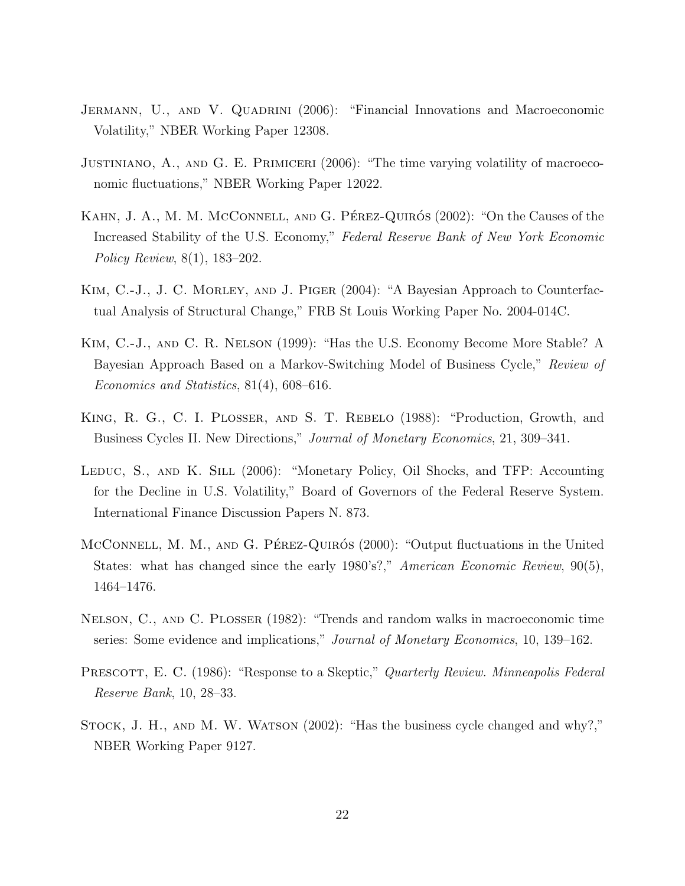Jermann, U., and V. Quadrini (2006): "Financial Innovations and Macroeconomic Volatility," NBER Working Paper 12308.

Justiniano, A., and G. E. Primiceri (2006): "The time varying volatility of macroeconomic fluctuations," NBER Working Paper 12022.

Kahn, J. A., M. M. McConnell, and G. Pérez-Quirós (2002): "On the Causes of the Increased Stability of the U.S. Economy," *Federal Reserve Bank of New York Economic Policy Review*, 8(1), 183–202.

Kim, C.-J., J. C. Morley, and J. Piger (2004): "A Bayesian Approach to Counterfactual Analysis of Structural Change," FRB St Louis Working Paper No. 2004-014C.

Kim, C.-J., and C. R. Nelson (1999): "Has the U.S. Economy Become More Stable? A Bayesian Approach Based on a Markov-Switching Model of Business Cycle," *Review of Economics and Statistics*, 81(4), 608–616.

King, R. G., C. I. Plosser, and S. T. Rebelo (1988): "Production, Growth, and Business Cycles II. New Directions," *Journal of Monetary Economics*, 21, 309–341.

Leduc, S., and K. Sill (2006): "Monetary Policy, Oil Shocks, and TFP: Accounting for the Decline in U.S. Volatility," Board of Governors of the Federal Reserve System. International Finance Discussion Papers N. 873.

McConnell, M. M., and G. Pérez-Quirós (2000): "Output fluctuations in the United States: what has changed since the early 1980's?," *American Economic Review*, 90(5), 1464–1476.

Nelson, C., and C. Plosser (1982): "Trends and random walks in macroeconomic time series: Some evidence and implications," *Journal of Monetary Economics*, 10, 139–162.

Prescott, E. C. (1986): "Response to a Skeptic," *Quarterly Review. Minneapolis Federal Reserve Bank*, 10, 28–33.

Stock, J. H., and M. W. Watson (2002): "Has the business cycle changed and why?," NBER Working Paper 9127.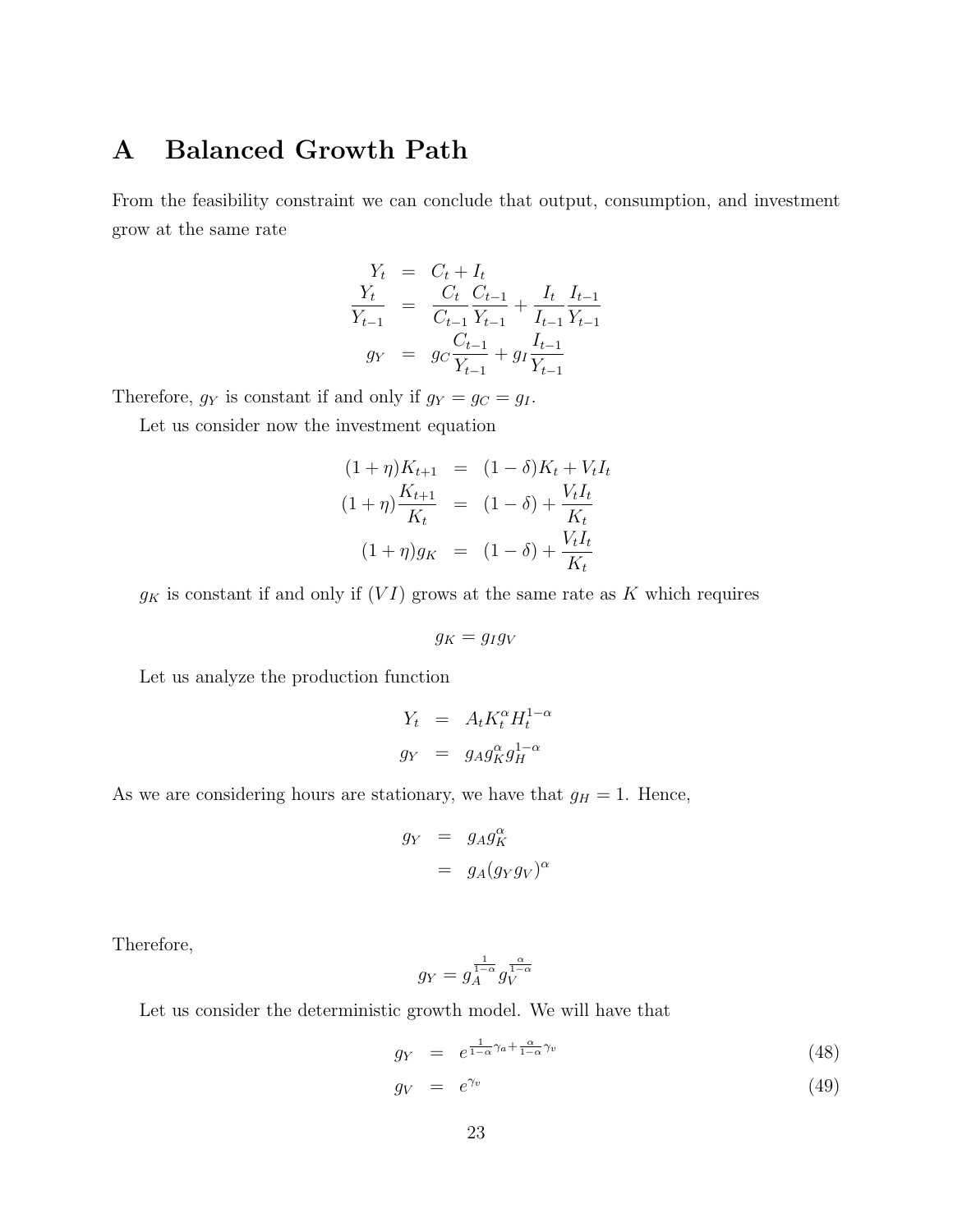# A Balanced Growth Path

From the feasibility constraint we can conclude that output, consumption, and investment grow at the same rate

$$
\begin{aligned}
Y_t &= C_t + I_t \\
\frac{Y_t}{Y_{t-1}} &= \frac{C_t}{C_{t-1}}\frac{C_{t-1}}{Y_{t-1}} + \frac{I_t}{I_{t-1}}\frac{I_{t-1}}{Y_{t-1}} \\
g_Y &= g_C\frac{C_{t-1}}{Y_{t-1}} + g_I\frac{I_{t-1}}{Y_{t-1}}
\end{aligned}
$$

Therefore, $g_Y$ is constant if and only if $g_Y = g_C = g_I$.

Let us consider now the investment equation

$$
\begin{aligned}
(1+\eta)K_{t+1} &= (1-\delta)K_t + V_t I_t \\
(1+\eta)\frac{K_{t+1}}{K_t} &= (1-\delta) + \frac{V_t I_t}{K_t} \\
(1+\eta)g_K &= (1-\delta) + \frac{V_t I_t}{K_t}
\end{aligned}
$$

$g_K$ is constant if and only if $(VI)$ grows at the same rate as $K$ which requires

$$
g_K = g_I g_V
$$

Let us analyze the production function

$$
\begin{aligned}
Y_t &= A_t K_t^{\alpha} H_t^{1-\alpha} \\
g_Y &= g_A g_K^{\alpha} g_H^{1-\alpha}
\end{aligned}
$$

As we are considering hours are stationary, we have that $g_H = 1$. Hence,

$$
\begin{aligned}
g_Y &= g_A g_K^{\alpha} \\
&= g_A (g_Y g_V)^{\alpha}
\end{aligned}
$$

Therefore,

$$
g_Y = g_A^{\frac{1}{1-\alpha}} g_V^{\frac{\alpha}{1-\alpha}}
$$

Let us consider the deterministic growth model. We will have that

$$
g_Y = e^{\frac{1}{1-\alpha}\gamma_a + \frac{\alpha}{1-\alpha}\gamma_v} \tag{48}
$$

$$
g_V = e^{\gamma_v} \tag{49}
$$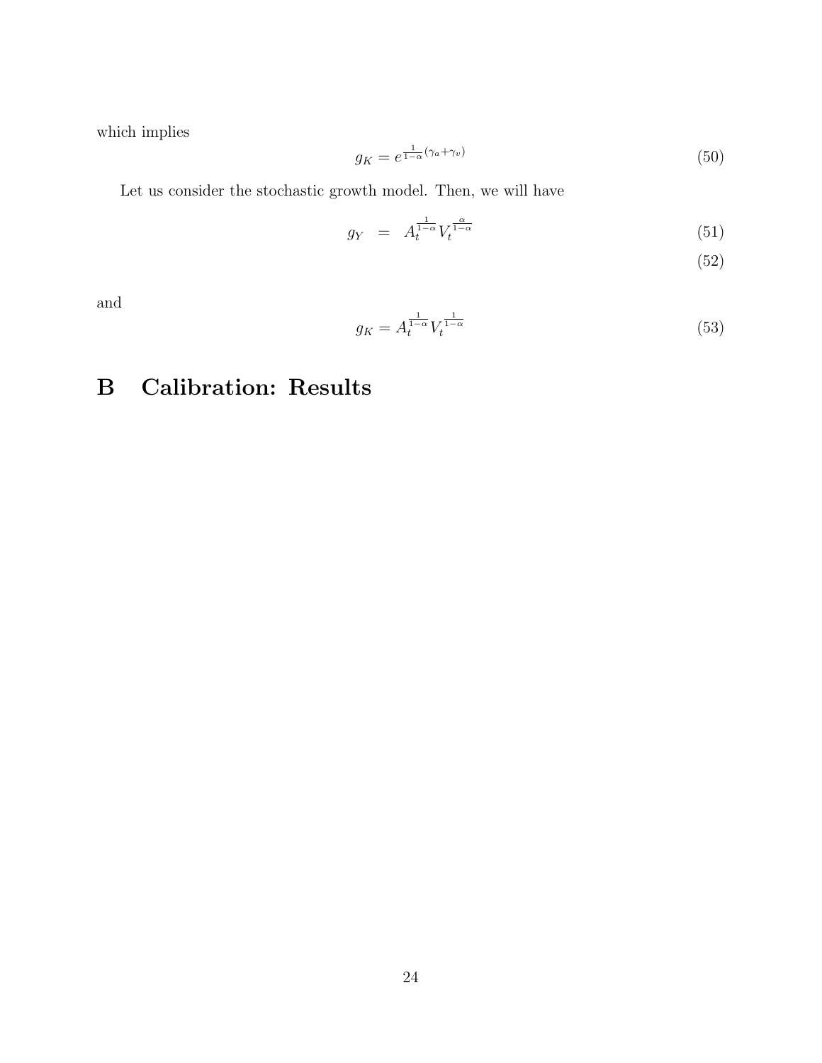which implies

$$g_K = e^{\frac{1}{1-\alpha}(\gamma_a + \gamma_v)} \tag{50}$$

Let us consider the stochastic growth model. Then, we will have

$$g_Y = A_t^{\frac{1}{1-\alpha}} V_t^{\frac{\alpha}{1-\alpha}} \tag{51}$$

$$\tag{52}$$

and

$$g_K = A_t^{\frac{1}{1-\alpha}} V_t^{\frac{1}{1-\alpha}} \tag{53}$$

# B Calibration: Results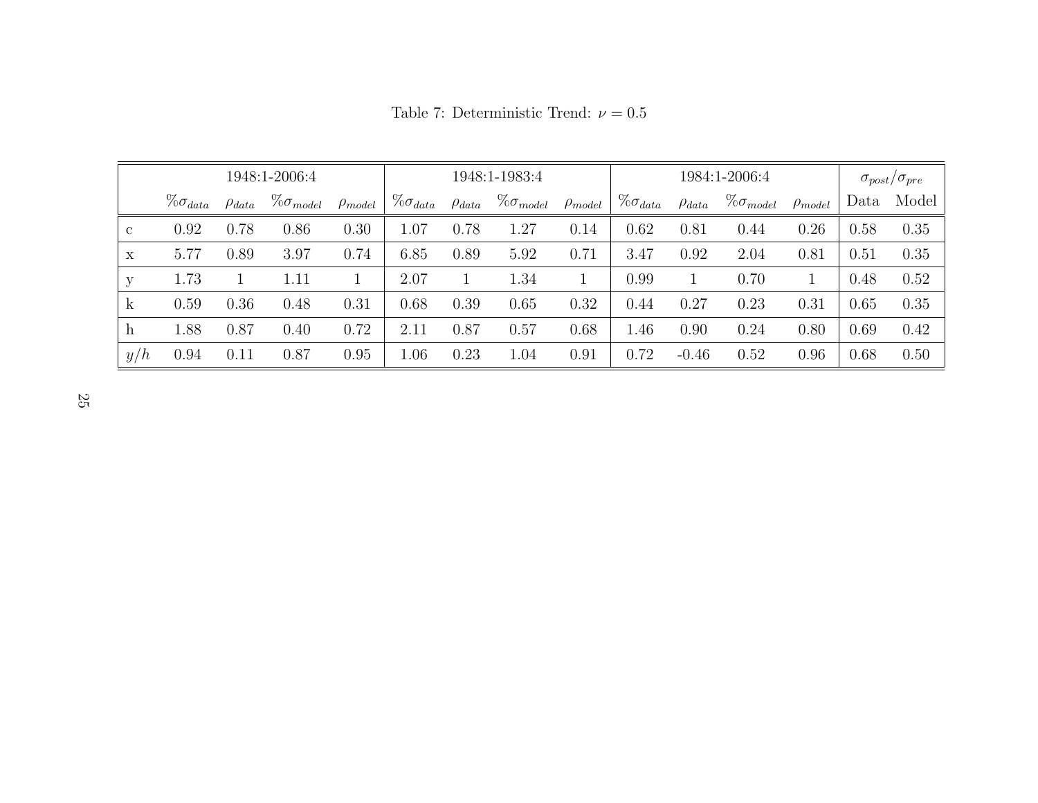Table 7: Deterministic Trend: $\nu = 0.5$

| | 1948:1-2006:4 | | | | 1948:1-1983:4 | | | | 1984:1-2006:4 | | | | $\sigma_{post}/\sigma_{pre}$ | |
|---|---|---|---|---|---|---|---|---|---|---|---|---|---|---|
| | $\%\sigma_{data}$ | $\rho_{data}$ | $\%\sigma_{model}$ | $\rho_{model}$ | $\%\sigma_{data}$ | $\rho_{data}$ | $\%\sigma_{model}$ | $\rho_{model}$ | $\%\sigma_{data}$ | $\rho_{data}$ | $\%\sigma_{model}$ | $\rho_{model}$ | Data | Model |
| c | 0.92 | 0.78 | 0.86 | 0.30 | 1.07 | 0.78 | 1.27 | 0.14 | 0.62 | 0.81 | 0.44 | 0.26 | 0.58 | 0.35 |
| x | 5.77 | 0.89 | 3.97 | 0.74 | 6.85 | 0.89 | 5.92 | 0.71 | 3.47 | 0.92 | 2.04 | 0.81 | 0.51 | 0.35 |
| y | 1.73 | 1 | 1.11 | 1 | 2.07 | 1 | 1.34 | 1 | 0.99 | 1 | 0.70 | 1 | 0.48 | 0.52 |
| k | 0.59 | 0.36 | 0.48 | 0.31 | 0.68 | 0.39 | 0.65 | 0.32 | 0.44 | 0.27 | 0.23 | 0.31 | 0.65 | 0.35 |
| h | 1.88 | 0.87 | 0.40 | 0.72 | 2.11 | 0.87 | 0.57 | 0.68 | 1.46 | 0.90 | 0.24 | 0.80 | 0.69 | 0.42 |
| $y/h$ | 0.94 | 0.11 | 0.87 | 0.95 | 1.06 | 0.23 | 1.04 | 0.91 | 0.72 | -0.46 | 0.52 | 0.96 | 0.68 | 0.50 |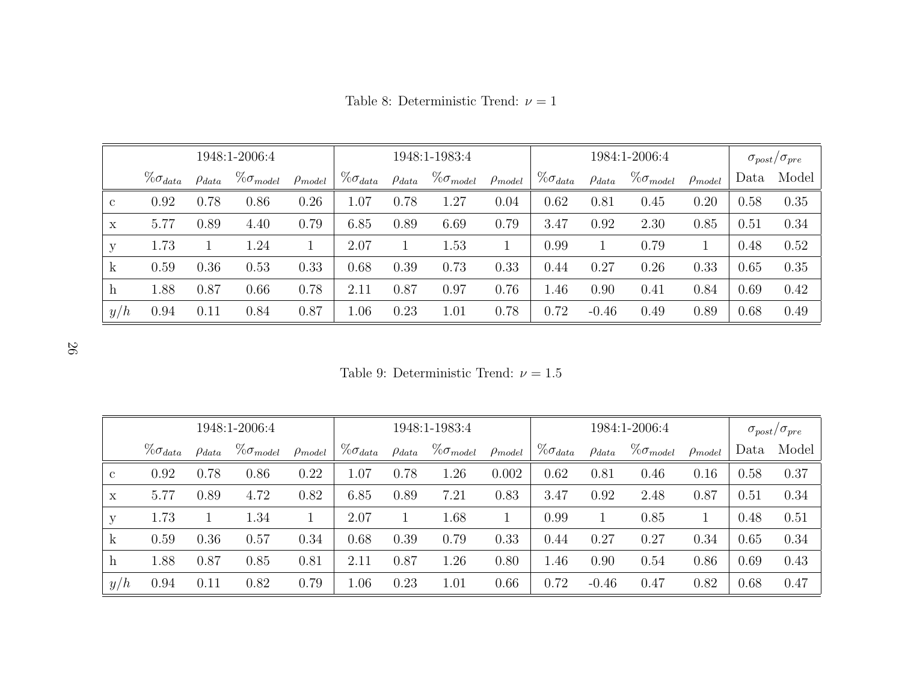Table 8: Deterministic Trend: $\nu = 1$

| | 1948:1-2006:4 | | | | 1948:1-1983:4 | | | | 1984:1-2006:4 | | | | $\sigma_{post}/\sigma_{pre}$ | |
|---|---|---|---|---|---|---|---|---|---|---|---|---|---|---|
| | $\%\sigma_{data}$ | $\rho_{data}$ | $\%\sigma_{model}$ | $\rho_{model}$ | $\%\sigma_{data}$ | $\rho_{data}$ | $\%\sigma_{model}$ | $\rho_{model}$ | $\%\sigma_{data}$ | $\rho_{data}$ | $\%\sigma_{model}$ | $\rho_{model}$ | Data | Model |
| c | 0.92 | 0.78 | 0.86 | 0.26 | 1.07 | 0.78 | 1.27 | 0.04 | 0.62 | 0.81 | 0.45 | 0.20 | 0.58 | 0.35 |
| x | 5.77 | 0.89 | 4.40 | 0.79 | 6.85 | 0.89 | 6.69 | 0.79 | 3.47 | 0.92 | 2.30 | 0.85 | 0.51 | 0.34 |
| y | 1.73 | 1 | 1.24 | 1 | 2.07 | 1 | 1.53 | 1 | 0.99 | 1 | 0.79 | 1 | 0.48 | 0.52 |
| k | 0.59 | 0.36 | 0.53 | 0.33 | 0.68 | 0.39 | 0.73 | 0.33 | 0.44 | 0.27 | 0.26 | 0.33 | 0.65 | 0.35 |
| h | 1.88 | 0.87 | 0.66 | 0.78 | 2.11 | 0.87 | 0.97 | 0.76 | 1.46 | 0.90 | 0.41 | 0.84 | 0.69 | 0.42 |
| $y/h$ | 0.94 | 0.11 | 0.84 | 0.87 | 1.06 | 0.23 | 1.01 | 0.78 | 0.72 | -0.46 | 0.49 | 0.89 | 0.68 | 0.49 |

Table 9: Deterministic Trend: $\nu = 1.5$

| | 1948:1-2006:4 | | | | 1948:1-1983:4 | | | | 1984:1-2006:4 | | | | $\sigma_{post}/\sigma_{pre}$ | |
|---|---|---|---|---|---|---|---|---|---|---|---|---|---|---|
| | $\%\sigma_{data}$ | $\rho_{data}$ | $\%\sigma_{model}$ | $\rho_{model}$ | $\%\sigma_{data}$ | $\rho_{data}$ | $\%\sigma_{model}$ | $\rho_{model}$ | $\%\sigma_{data}$ | $\rho_{data}$ | $\%\sigma_{model}$ | $\rho_{model}$ | Data | Model |
| c | 0.92 | 0.78 | 0.86 | 0.22 | 1.07 | 0.78 | 1.26 | 0.002 | 0.62 | 0.81 | 0.46 | 0.16 | 0.58 | 0.37 |
| x | 5.77 | 0.89 | 4.72 | 0.82 | 6.85 | 0.89 | 7.21 | 0.83 | 3.47 | 0.92 | 2.48 | 0.87 | 0.51 | 0.34 |
| y | 1.73 | 1 | 1.34 | 1 | 2.07 | 1 | 1.68 | 1 | 0.99 | 1 | 0.85 | 1 | 0.48 | 0.51 |
| k | 0.59 | 0.36 | 0.57 | 0.34 | 0.68 | 0.39 | 0.79 | 0.33 | 0.44 | 0.27 | 0.27 | 0.34 | 0.65 | 0.34 |
| h | 1.88 | 0.87 | 0.85 | 0.81 | 2.11 | 0.87 | 1.26 | 0.80 | 1.46 | 0.90 | 0.54 | 0.86 | 0.69 | 0.43 |
| $y/h$ | 0.94 | 0.11 | 0.82 | 0.79 | 1.06 | 0.23 | 1.01 | 0.66 | 0.72 | -0.46 | 0.47 | 0.82 | 0.68 | 0.47 |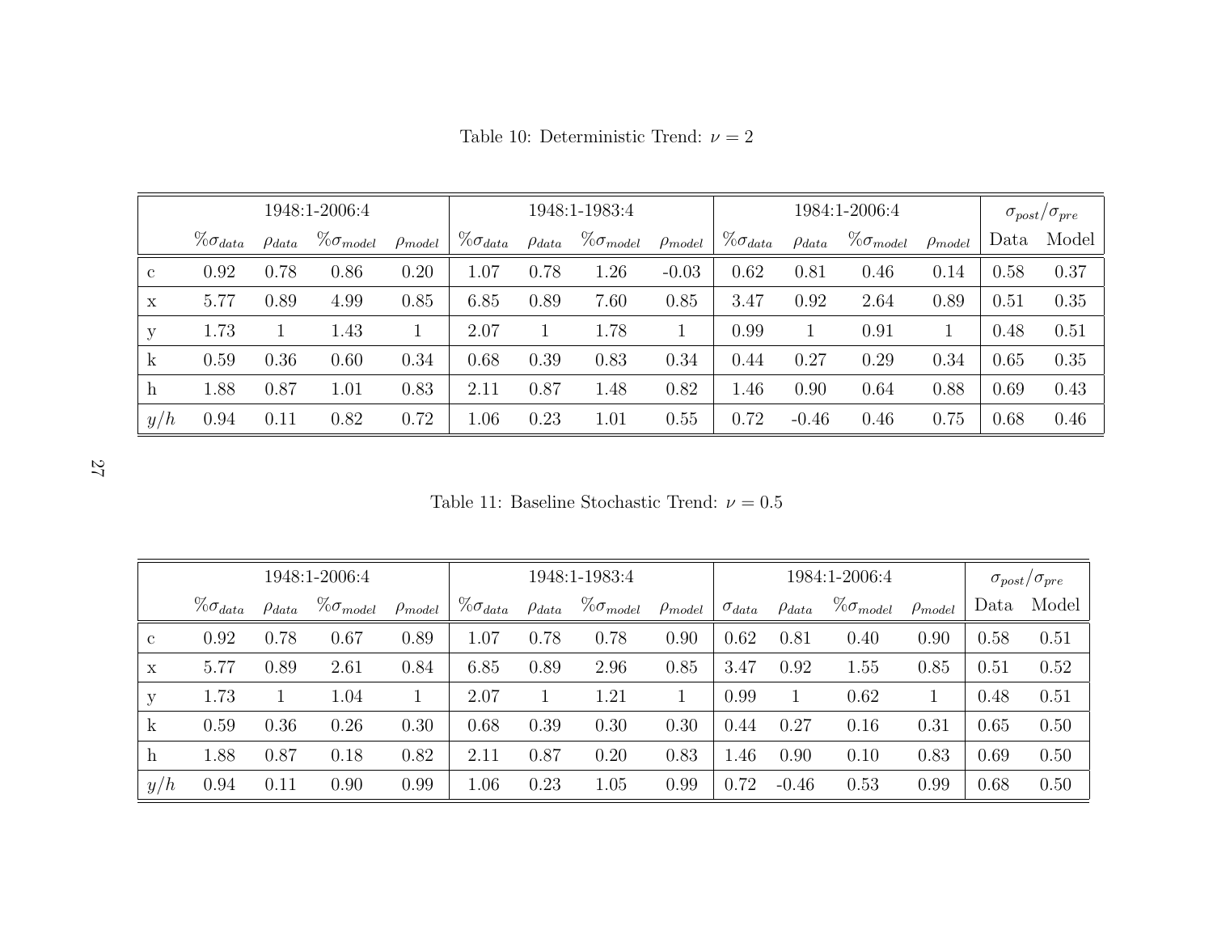Table 10: Deterministic Trend: $\nu = 2$

| | 1948:1-2006:4 | | | | 1948:1-1983:4 | | | | 1984:1-2006:4 | | | | $\sigma_{post}/\sigma_{pre}$ | |
|---|---|---|---|---|---|---|---|---|---|---|---|---|---|---|
| | $\%\sigma_{data}$ | $\rho_{data}$ | $\%\sigma_{model}$ | $\rho_{model}$ | $\%\sigma_{data}$ | $\rho_{data}$ | $\%\sigma_{model}$ | $\rho_{model}$ | $\%\sigma_{data}$ | $\rho_{data}$ | $\%\sigma_{model}$ | $\rho_{model}$ | Data | Model |
| c | 0.92 | 0.78 | 0.86 | 0.20 | 1.07 | 0.78 | 1.26 | -0.03 | 0.62 | 0.81 | 0.46 | 0.14 | 0.58 | 0.37 |
| x | 5.77 | 0.89 | 4.99 | 0.85 | 6.85 | 0.89 | 7.60 | 0.85 | 3.47 | 0.92 | 2.64 | 0.89 | 0.51 | 0.35 |
| y | 1.73 | 1 | 1.43 | 1 | 2.07 | 1 | 1.78 | 1 | 0.99 | 1 | 0.91 | 1 | 0.48 | 0.51 |
| k | 0.59 | 0.36 | 0.60 | 0.34 | 0.68 | 0.39 | 0.83 | 0.34 | 0.44 | 0.27 | 0.29 | 0.34 | 0.65 | 0.35 |
| h | 1.88 | 0.87 | 1.01 | 0.83 | 2.11 | 0.87 | 1.48 | 0.82 | 1.46 | 0.90 | 0.64 | 0.88 | 0.69 | 0.43 |
| $y/h$ | 0.94 | 0.11 | 0.82 | 0.72 | 1.06 | 0.23 | 1.01 | 0.55 | 0.72 | -0.46 | 0.46 | 0.75 | 0.68 | 0.46 |

Table 11: Baseline Stochastic Trend: $\nu = 0.5$

| | 1948:1-2006:4 | | | | 1948:1-1983:4 | | | | 1984:1-2006:4 | | | | $\sigma_{post}/\sigma_{pre}$ | |
|---|---|---|---|---|---|---|---|---|---|---|---|---|---|---|
| | $\%\sigma_{data}$ | $\rho_{data}$ | $\%\sigma_{model}$ | $\rho_{model}$ | $\%\sigma_{data}$ | $\rho_{data}$ | $\%\sigma_{model}$ | $\rho_{model}$ | $\sigma_{data}$ | $\rho_{data}$ | $\%\sigma_{model}$ | $\rho_{model}$ | Data | Model |
| c | 0.92 | 0.78 | 0.67 | 0.89 | 1.07 | 0.78 | 0.78 | 0.90 | 0.62 | 0.81 | 0.40 | 0.90 | 0.58 | 0.51 |
| x | 5.77 | 0.89 | 2.61 | 0.84 | 6.85 | 0.89 | 2.96 | 0.85 | 3.47 | 0.92 | 1.55 | 0.85 | 0.51 | 0.52 |
| y | 1.73 | 1 | 1.04 | 1 | 2.07 | 1 | 1.21 | 1 | 0.99 | 1 | 0.62 | 1 | 0.48 | 0.51 |
| k | 0.59 | 0.36 | 0.26 | 0.30 | 0.68 | 0.39 | 0.30 | 0.30 | 0.44 | 0.27 | 0.16 | 0.31 | 0.65 | 0.50 |
| h | 1.88 | 0.87 | 0.18 | 0.82 | 2.11 | 0.87 | 0.20 | 0.83 | 1.46 | 0.90 | 0.10 | 0.83 | 0.69 | 0.50 |
| $y/h$ | 0.94 | 0.11 | 0.90 | 0.99 | 1.06 | 0.23 | 1.05 | 0.99 | 0.72 | -0.46 | 0.53 | 0.99 | 0.68 | 0.50 |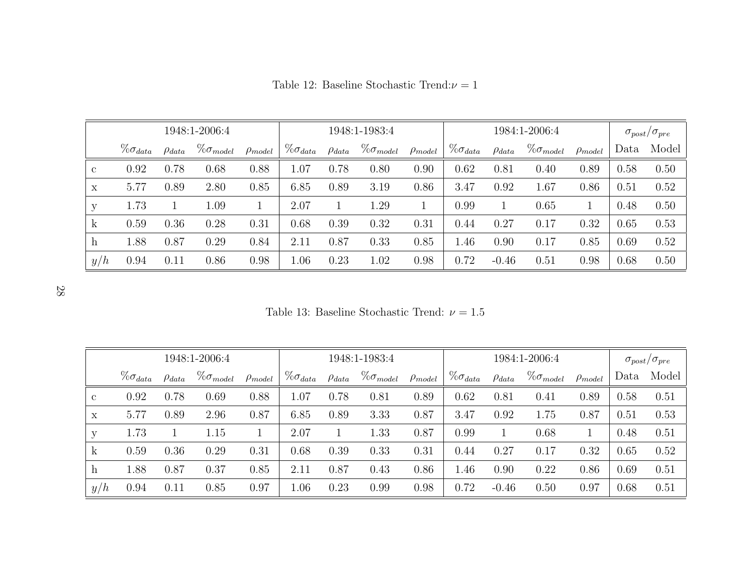Table 12: Baseline Stochastic Trend: $\nu = 1$

| | 1948:1-2006:4 | | | | 1948:1-1983:4 | | | | 1984:1-2006:4 | | | | $\sigma_{post}/\sigma_{pre}$ | |
|---|---|---|---|---|---|---|---|---|---|---|---|---|---|---|
| | $\%\sigma_{data}$ | $\rho_{data}$ | $\%\sigma_{model}$ | $\rho_{model}$ | $\%\sigma_{data}$ | $\rho_{data}$ | $\%\sigma_{model}$ | $\rho_{model}$ | $\%\sigma_{data}$ | $\rho_{data}$ | $\%\sigma_{model}$ | $\rho_{model}$ | Data | Model |
| c | 0.92 | 0.78 | 0.68 | 0.88 | 1.07 | 0.78 | 0.80 | 0.90 | 0.62 | 0.81 | 0.40 | 0.89 | 0.58 | 0.50 |
| x | 5.77 | 0.89 | 2.80 | 0.85 | 6.85 | 0.89 | 3.19 | 0.86 | 3.47 | 0.92 | 1.67 | 0.86 | 0.51 | 0.52 |
| y | 1.73 | 1 | 1.09 | 1 | 2.07 | 1 | 1.29 | 1 | 0.99 | 1 | 0.65 | 1 | 0.48 | 0.50 |
| k | 0.59 | 0.36 | 0.28 | 0.31 | 0.68 | 0.39 | 0.32 | 0.31 | 0.44 | 0.27 | 0.17 | 0.32 | 0.65 | 0.53 |
| h | 1.88 | 0.87 | 0.29 | 0.84 | 2.11 | 0.87 | 0.33 | 0.85 | 1.46 | 0.90 | 0.17 | 0.85 | 0.69 | 0.52 |
| $y/h$ | 0.94 | 0.11 | 0.86 | 0.98 | 1.06 | 0.23 | 1.02 | 0.98 | 0.72 | -0.46 | 0.51 | 0.98 | 0.68 | 0.50 |

Table 13: Baseline Stochastic Trend: $\nu = 1.5$

| | 1948:1-2006:4 | | | | 1948:1-1983:4 | | | | 1984:1-2006:4 | | | | $\sigma_{post}/\sigma_{pre}$ | |
|---|---|---|---|---|---|---|---|---|---|---|---|---|---|---|
| | $\%\sigma_{data}$ | $\rho_{data}$ | $\%\sigma_{model}$ | $\rho_{model}$ | $\%\sigma_{data}$ | $\rho_{data}$ | $\%\sigma_{model}$ | $\rho_{model}$ | $\%\sigma_{data}$ | $\rho_{data}$ | $\%\sigma_{model}$ | $\rho_{model}$ | Data | Model |
| c | 0.92 | 0.78 | 0.69 | 0.88 | 1.07 | 0.78 | 0.81 | 0.89 | 0.62 | 0.81 | 0.41 | 0.89 | 0.58 | 0.51 |
| x | 5.77 | 0.89 | 2.96 | 0.87 | 6.85 | 0.89 | 3.33 | 0.87 | 3.47 | 0.92 | 1.75 | 0.87 | 0.51 | 0.53 |
| y | 1.73 | 1 | 1.15 | 1 | 2.07 | 1 | 1.33 | 0.87 | 0.99 | 1 | 0.68 | 1 | 0.48 | 0.51 |
| k | 0.59 | 0.36 | 0.29 | 0.31 | 0.68 | 0.39 | 0.33 | 0.31 | 0.44 | 0.27 | 0.17 | 0.32 | 0.65 | 0.52 |
| h | 1.88 | 0.87 | 0.37 | 0.85 | 2.11 | 0.87 | 0.43 | 0.86 | 1.46 | 0.90 | 0.22 | 0.86 | 0.69 | 0.51 |
| $y/h$ | 0.94 | 0.11 | 0.85 | 0.97 | 1.06 | 0.23 | 0.99 | 0.98 | 0.72 | -0.46 | 0.50 | 0.97 | 0.68 | 0.51 |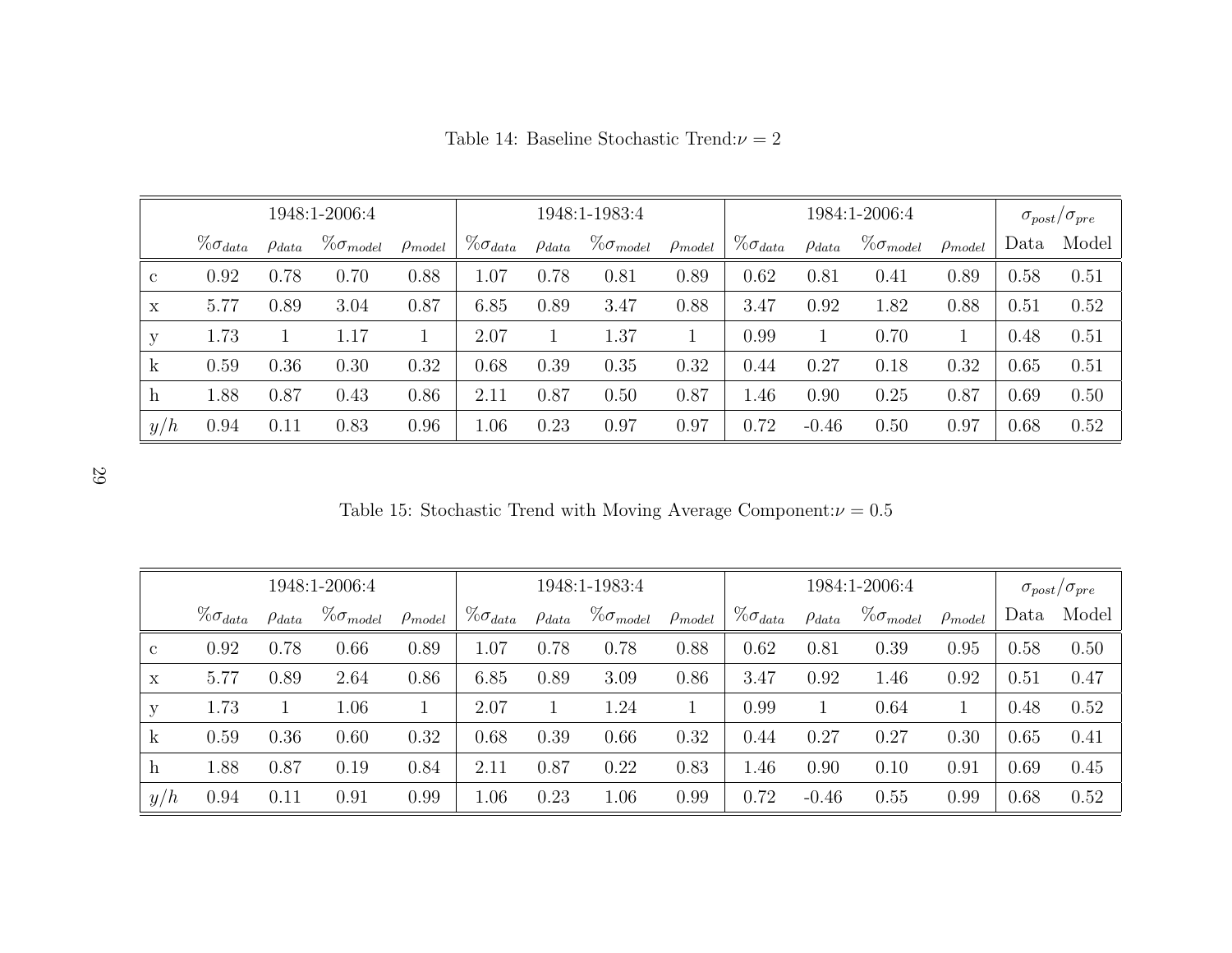Table 14: Baseline Stochastic Trend: $\nu = 2$

| | 1948:1-2006:4 | | | | 1948:1-1983:4 | | | | 1984:1-2006:4 | | | | $\sigma_{post}/\sigma_{pre}$ | |
|---|---|---|---|---|---|---|---|---|---|---|---|---|---|---|
| | $\%\sigma_{data}$ | $\rho_{data}$ | $\%\sigma_{model}$ | $\rho_{model}$ | $\%\sigma_{data}$ | $\rho_{data}$ | $\%\sigma_{model}$ | $\rho_{model}$ | $\%\sigma_{data}$ | $\rho_{data}$ | $\%\sigma_{model}$ | $\rho_{model}$ | Data | Model |
| c | 0.92 | 0.78 | 0.70 | 0.88 | 1.07 | 0.78 | 0.81 | 0.89 | 0.62 | 0.81 | 0.41 | 0.89 | 0.58 | 0.51 |
| x | 5.77 | 0.89 | 3.04 | 0.87 | 6.85 | 0.89 | 3.47 | 0.88 | 3.47 | 0.92 | 1.82 | 0.88 | 0.51 | 0.52 |
| y | 1.73 | 1 | 1.17 | 1 | 2.07 | 1 | 1.37 | 1 | 0.99 | 1 | 0.70 | 1 | 0.48 | 0.51 |
| k | 0.59 | 0.36 | 0.30 | 0.32 | 0.68 | 0.39 | 0.35 | 0.32 | 0.44 | 0.27 | 0.18 | 0.32 | 0.65 | 0.51 |
| h | 1.88 | 0.87 | 0.43 | 0.86 | 2.11 | 0.87 | 0.50 | 0.87 | 1.46 | 0.90 | 0.25 | 0.87 | 0.69 | 0.50 |
| $y/h$ | 0.94 | 0.11 | 0.83 | 0.96 | 1.06 | 0.23 | 0.97 | 0.97 | 0.72 | -0.46 | 0.50 | 0.97 | 0.68 | 0.52 |

Table 15: Stochastic Trend with Moving Average Component: $\nu = 0.5$

| | 1948:1-2006:4 | | | | 1948:1-1983:4 | | | | 1984:1-2006:4 | | | | $\sigma_{post}/\sigma_{pre}$ | |
|---|---|---|---|---|---|---|---|---|---|---|---|---|---|---|
| | $\%\sigma_{data}$ | $\rho_{data}$ | $\%\sigma_{model}$ | $\rho_{model}$ | $\%\sigma_{data}$ | $\rho_{data}$ | $\%\sigma_{model}$ | $\rho_{model}$ | $\%\sigma_{data}$ | $\rho_{data}$ | $\%\sigma_{model}$ | $\rho_{model}$ | Data | Model |
| c | 0.92 | 0.78 | 0.66 | 0.89 | 1.07 | 0.78 | 0.78 | 0.88 | 0.62 | 0.81 | 0.39 | 0.95 | 0.58 | 0.50 |
| x | 5.77 | 0.89 | 2.64 | 0.86 | 6.85 | 0.89 | 3.09 | 0.86 | 3.47 | 0.92 | 1.46 | 0.92 | 0.51 | 0.47 |
| y | 1.73 | 1 | 1.06 | 1 | 2.07 | 1 | 1.24 | 1 | 0.99 | 1 | 0.64 | 1 | 0.48 | 0.52 |
| k | 0.59 | 0.36 | 0.60 | 0.32 | 0.68 | 0.39 | 0.66 | 0.32 | 0.44 | 0.27 | 0.27 | 0.30 | 0.65 | 0.41 |
| h | 1.88 | 0.87 | 0.19 | 0.84 | 2.11 | 0.87 | 0.22 | 0.83 | 1.46 | 0.90 | 0.10 | 0.91 | 0.69 | 0.45 |
| $y/h$ | 0.94 | 0.11 | 0.91 | 0.99 | 1.06 | 0.23 | 1.06 | 0.99 | 0.72 | -0.46 | 0.55 | 0.99 | 0.68 | 0.52 |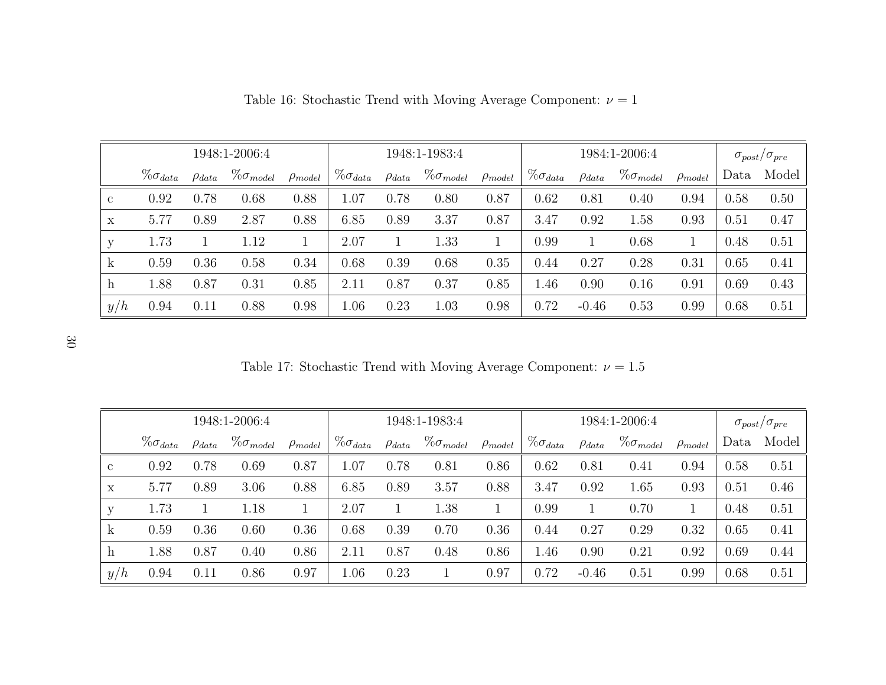Table 16: Stochastic Trend with Moving Average Component: $\nu = 1$

| | 1948:1-2006:4 | | | | 1948:1-1983:4 | | | | 1984:1-2006:4 | | | | $\sigma_{post}/\sigma_{pre}$ | |
|---|---|---|---|---|---|---|---|---|---|---|---|---|---|---|
| | $\%\sigma_{data}$ | $\rho_{data}$ | $\%\sigma_{model}$ | $\rho_{model}$ | $\%\sigma_{data}$ | $\rho_{data}$ | $\%\sigma_{model}$ | $\rho_{model}$ | $\%\sigma_{data}$ | $\rho_{data}$ | $\%\sigma_{model}$ | $\rho_{model}$ | Data | Model |
| c | 0.92 | 0.78 | 0.68 | 0.88 | 1.07 | 0.78 | 0.80 | 0.87 | 0.62 | 0.81 | 0.40 | 0.94 | 0.58 | 0.50 |
| x | 5.77 | 0.89 | 2.87 | 0.88 | 6.85 | 0.89 | 3.37 | 0.87 | 3.47 | 0.92 | 1.58 | 0.93 | 0.51 | 0.47 |
| y | 1.73 | 1 | 1.12 | 1 | 2.07 | 1 | 1.33 | 1 | 0.99 | 1 | 0.68 | 1 | 0.48 | 0.51 |
| k | 0.59 | 0.36 | 0.58 | 0.34 | 0.68 | 0.39 | 0.68 | 0.35 | 0.44 | 0.27 | 0.28 | 0.31 | 0.65 | 0.41 |
| h | 1.88 | 0.87 | 0.31 | 0.85 | 2.11 | 0.87 | 0.37 | 0.85 | 1.46 | 0.90 | 0.16 | 0.91 | 0.69 | 0.43 |
| $y/h$ | 0.94 | 0.11 | 0.88 | 0.98 | 1.06 | 0.23 | 1.03 | 0.98 | 0.72 | -0.46 | 0.53 | 0.99 | 0.68 | 0.51 |

Table 17: Stochastic Trend with Moving Average Component: $\nu = 1.5$

| | 1948:1-2006:4 | | | | 1948:1-1983:4 | | | | 1984:1-2006:4 | | | | $\sigma_{post}/\sigma_{pre}$ | |
|---|---|---|---|---|---|---|---|---|---|---|---|---|---|---|
| | $\%\sigma_{data}$ | $\rho_{data}$ | $\%\sigma_{model}$ | $\rho_{model}$ | $\%\sigma_{data}$ | $\rho_{data}$ | $\%\sigma_{model}$ | $\rho_{model}$ | $\%\sigma_{data}$ | $\rho_{data}$ | $\%\sigma_{model}$ | $\rho_{model}$ | Data | Model |
| c | 0.92 | 0.78 | 0.69 | 0.87 | 1.07 | 0.78 | 0.81 | 0.86 | 0.62 | 0.81 | 0.41 | 0.94 | 0.58 | 0.51 |
| x | 5.77 | 0.89 | 3.06 | 0.88 | 6.85 | 0.89 | 3.57 | 0.88 | 3.47 | 0.92 | 1.65 | 0.93 | 0.51 | 0.46 |
| y | 1.73 | 1 | 1.18 | 1 | 2.07 | 1 | 1.38 | 1 | 0.99 | 1 | 0.70 | 1 | 0.48 | 0.51 |
| k | 0.59 | 0.36 | 0.60 | 0.36 | 0.68 | 0.39 | 0.70 | 0.36 | 0.44 | 0.27 | 0.29 | 0.32 | 0.65 | 0.41 |
| h | 1.88 | 0.87 | 0.40 | 0.86 | 2.11 | 0.87 | 0.48 | 0.86 | 1.46 | 0.90 | 0.21 | 0.92 | 0.69 | 0.44 |
| $y/h$ | 0.94 | 0.11 | 0.86 | 0.97 | 1.06 | 0.23 | 1 | 0.97 | 0.72 | -0.46 | 0.51 | 0.99 | 0.68 | 0.51 |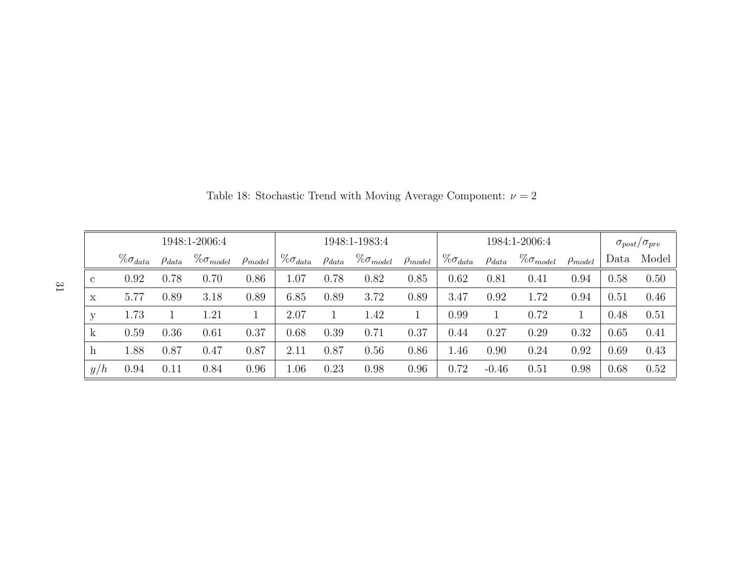Table 18: Stochastic Trend with Moving Average Component: $\nu = 2$

| | 1948:1-2006:4 | | | | 1948:1-1983:4 | | | | 1984:1-2006:4 | | | | $\sigma_{post}/\sigma_{pre}$ | |
|---|---|---|---|---|---|---|---|---|---|---|---|---|---|---|
| | $\%\sigma_{data}$ | $\rho_{data}$ | $\%\sigma_{model}$ | $\rho_{model}$ | $\%\sigma_{data}$ | $\rho_{data}$ | $\%\sigma_{model}$ | $\rho_{model}$ | $\%\sigma_{data}$ | $\rho_{data}$ | $\%\sigma_{model}$ | $\rho_{model}$ | Data | Model |
| c | 0.92 | 0.78 | 0.70 | 0.86 | 1.07 | 0.78 | 0.82 | 0.85 | 0.62 | 0.81 | 0.41 | 0.94 | 0.58 | 0.50 |
| x | 5.77 | 0.89 | 3.18 | 0.89 | 6.85 | 0.89 | 3.72 | 0.89 | 3.47 | 0.92 | 1.72 | 0.94 | 0.51 | 0.46 |
| y | 1.73 | 1 | 1.21 | 1 | 2.07 | 1 | 1.42 | 1 | 0.99 | 1 | 0.72 | 1 | 0.48 | 0.51 |
| k | 0.59 | 0.36 | 0.61 | 0.37 | 0.68 | 0.39 | 0.71 | 0.37 | 0.44 | 0.27 | 0.29 | 0.32 | 0.65 | 0.41 |
| h | 1.88 | 0.87 | 0.47 | 0.87 | 2.11 | 0.87 | 0.56 | 0.86 | 1.46 | 0.90 | 0.24 | 0.92 | 0.69 | 0.43 |
| $y/h$ | 0.94 | 0.11 | 0.84 | 0.96 | 1.06 | 0.23 | 0.98 | 0.96 | 0.72 | -0.46 | 0.51 | 0.98 | 0.68 | 0.52 |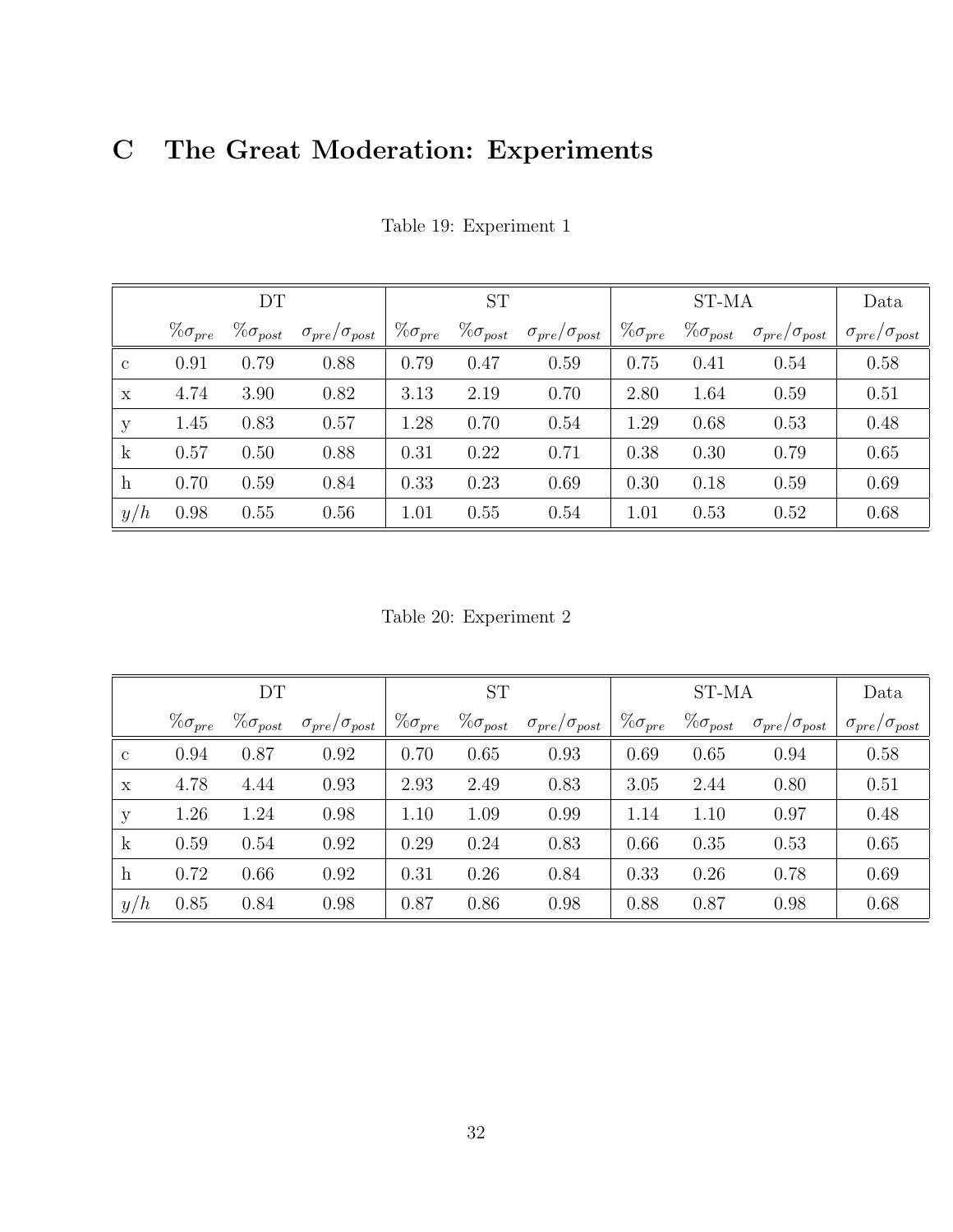# C The Great Moderation: Experiments

Table 19: Experiment 1

| | DT | | | ST | | | ST-MA | | | Data |
|---|---|---|---|---|---|---|---|---|---|---|
| | $\%\sigma_{pre}$ | $\%\sigma_{post}$ | $\sigma_{pre}/\sigma_{post}$ | $\%\sigma_{pre}$ | $\%\sigma_{post}$ | $\sigma_{pre}/\sigma_{post}$ | $\%\sigma_{pre}$ | $\%\sigma_{post}$ | $\sigma_{pre}/\sigma_{post}$ | $\sigma_{pre}/\sigma_{post}$ |
| c | 0.91 | 0.79 | 0.88 | 0.79 | 0.47 | 0.59 | 0.75 | 0.41 | 0.54 | 0.58 |
| x | 4.74 | 3.90 | 0.82 | 3.13 | 2.19 | 0.70 | 2.80 | 1.64 | 0.59 | 0.51 |
| y | 1.45 | 0.83 | 0.57 | 1.28 | 0.70 | 0.54 | 1.29 | 0.68 | 0.53 | 0.48 |
| k | 0.57 | 0.50 | 0.88 | 0.31 | 0.22 | 0.71 | 0.38 | 0.30 | 0.79 | 0.65 |
| h | 0.70 | 0.59 | 0.84 | 0.33 | 0.23 | 0.69 | 0.30 | 0.18 | 0.59 | 0.69 |
| $y/h$ | 0.98 | 0.55 | 0.56 | 1.01 | 0.55 | 0.54 | 1.01 | 0.53 | 0.52 | 0.68 |

Table 20: Experiment 2

| | DT | | | ST | | | ST-MA | | | Data |
|---|---|---|---|---|---|---|---|---|---|---|
| | $\%\sigma_{pre}$ | $\%\sigma_{post}$ | $\sigma_{pre}/\sigma_{post}$ | $\%\sigma_{pre}$ | $\%\sigma_{post}$ | $\sigma_{pre}/\sigma_{post}$ | $\%\sigma_{pre}$ | $\%\sigma_{post}$ | $\sigma_{pre}/\sigma_{post}$ | $\sigma_{pre}/\sigma_{post}$ |
| c | 0.94 | 0.87 | 0.92 | 0.70 | 0.65 | 0.93 | 0.69 | 0.65 | 0.94 | 0.58 |
| x | 4.78 | 4.44 | 0.93 | 2.93 | 2.49 | 0.83 | 3.05 | 2.44 | 0.80 | 0.51 |
| y | 1.26 | 1.24 | 0.98 | 1.10 | 1.09 | 0.99 | 1.14 | 1.10 | 0.97 | 0.48 |
| k | 0.59 | 0.54 | 0.92 | 0.29 | 0.24 | 0.83 | 0.66 | 0.35 | 0.53 | 0.65 |
| h | 0.72 | 0.66 | 0.92 | 0.31 | 0.26 | 0.84 | 0.33 | 0.26 | 0.78 | 0.69 |
| $y/h$ | 0.85 | 0.84 | 0.98 | 0.87 | 0.86 | 0.98 | 0.88 | 0.87 | 0.98 | 0.68 |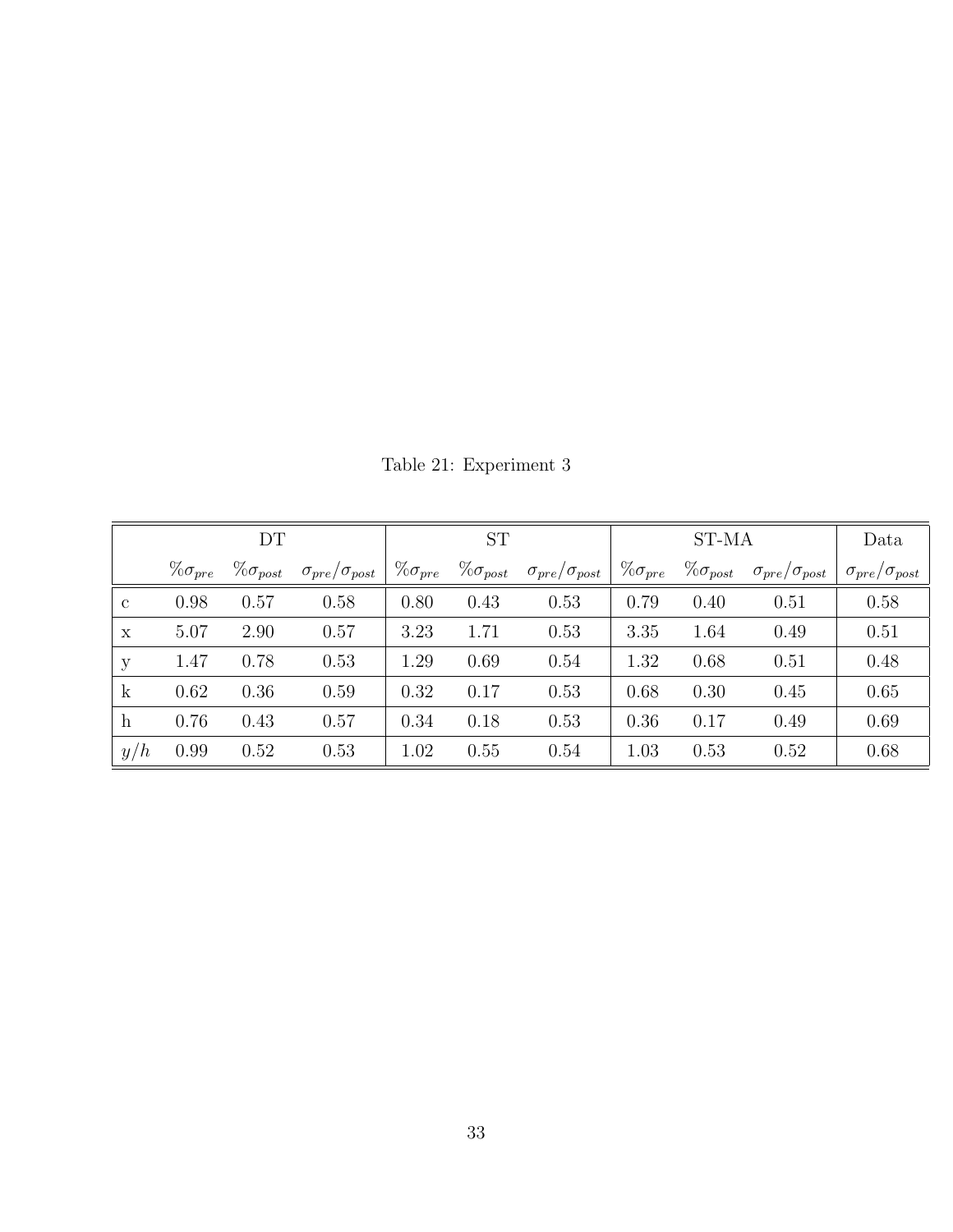Table 21: Experiment 3

| | DT | | | ST | | | ST-MA | | | Data |
|---|---|---|---|---|---|---|---|---|---|---|
| | $\%\sigma_{pre}$ | $\%\sigma_{post}$ | $\sigma_{pre}/\sigma_{post}$ | $\%\sigma_{pre}$ | $\%\sigma_{post}$ | $\sigma_{pre}/\sigma_{post}$ | $\%\sigma_{pre}$ | $\%\sigma_{post}$ | $\sigma_{pre}/\sigma_{post}$ | $\sigma_{pre}/\sigma_{post}$ |
| c | 0.98 | 0.57 | 0.58 | 0.80 | 0.43 | 0.53 | 0.79 | 0.40 | 0.51 | 0.58 |
| x | 5.07 | 2.90 | 0.57 | 3.23 | 1.71 | 0.53 | 3.35 | 1.64 | 0.49 | 0.51 |
| y | 1.47 | 0.78 | 0.53 | 1.29 | 0.69 | 0.54 | 1.32 | 0.68 | 0.51 | 0.48 |
| k | 0.62 | 0.36 | 0.59 | 0.32 | 0.17 | 0.53 | 0.68 | 0.30 | 0.45 | 0.65 |
| h | 0.76 | 0.43 | 0.57 | 0.34 | 0.18 | 0.53 | 0.36 | 0.17 | 0.49 | 0.69 |
| $y/h$ | 0.99 | 0.52 | 0.53 | 1.02 | 0.55 | 0.54 | 1.03 | 0.53 | 0.52 | 0.68 |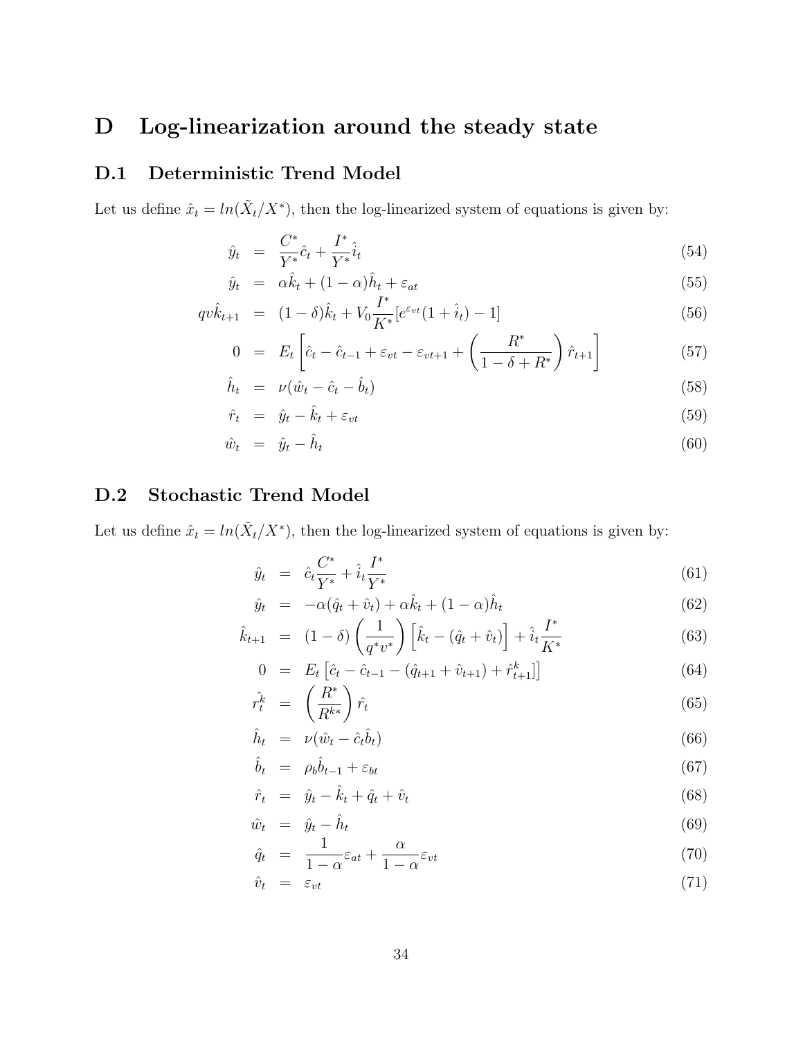# D Log-linearization around the steady state

## D.1 Deterministic Trend Model

Let us define $\hat{x}_t = ln(\tilde{X}_t/X^*)$, then the log-linearized system of equations is given by:

$$\hat{y}_t = \frac{C^*}{Y^*}\hat{c}_t + \frac{I^*}{Y^*}\hat{i}_t \tag{54}$$

$$\hat{y}_t = \alpha\hat{k}_t + (1-\alpha)\hat{h}_t + \varepsilon_{at} \tag{55}$$

$$qv\hat{k}_{t+1} = (1-\delta)\hat{k}_t + V_0\frac{I^*}{K^*}[e^{\varepsilon_{vt}}(1+\hat{i}_t) - 1] \tag{56}$$

$$0 = E_t\left[\hat{c}_t - \hat{c}_{t-1} + \varepsilon_{vt} - \varepsilon_{vt+1} + \left(\frac{R^*}{1-\delta+R^*}\right)\hat{r}_{t+1}\right] \tag{57}$$

$$\hat{h}_t = \nu(\hat{w}_t - \hat{c}_t - \hat{b}_t) \tag{58}$$

$$\hat{r}_t = \hat{y}_t - \hat{k}_t + \varepsilon_{vt} \tag{59}$$

$$\hat{w}_t = \hat{y}_t - \hat{h}_t \tag{60}$$

## D.2 Stochastic Trend Model

Let us define $\hat{x}_t = ln(\tilde{X}_t/X^*)$, then the log-linearized system of equations is given by:

$$\hat{y}_t = \hat{c}_t\frac{C^*}{Y^*} + \hat{i}_t\frac{I^*}{Y^*} \tag{61}$$

$$\hat{y}_t = -\alpha(\hat{q}_t + \hat{v}_t) + \alpha\hat{k}_t + (1-\alpha)\hat{h}_t \tag{62}$$

$$\hat{k}_{t+1} = (1-\delta)\left(\frac{1}{q^*v^*}\right)\left[\hat{k}_t - (\hat{q}_t + \hat{v}_t)\right] + \hat{i}_t\frac{I^*}{K^*} \tag{63}$$

$$0 = E_t\left[\hat{c}_t - \hat{c}_{t-1} - (\hat{q}_{t+1} + \hat{v}_{t+1}) + \hat{r}^k_{t+1}\right] \tag{64}$$

$$\hat{r^k_t} = \left(\frac{R^*}{R^{k*}}\right)\hat{r}_t \tag{65}$$

$$\hat{h}_t = \nu(\hat{w}_t - \hat{c}_t\hat{b}_t) \tag{66}$$

$$\hat{b}_t = \rho_b\hat{b}_{t-1} + \varepsilon_{bt} \tag{67}$$

$$\hat{r}_t = \hat{y}_t - \hat{k}_t + \hat{q}_t + \hat{v}_t \tag{68}$$

$$\hat{w}_t = \hat{y}_t - \hat{h}_t \tag{69}$$

$$\hat{q}_t = \frac{1}{1-\alpha}\varepsilon_{at} + \frac{\alpha}{1-\alpha}\varepsilon_{vt} \tag{70}$$

$$\hat{v}_t = \varepsilon_{vt} \tag{71}$$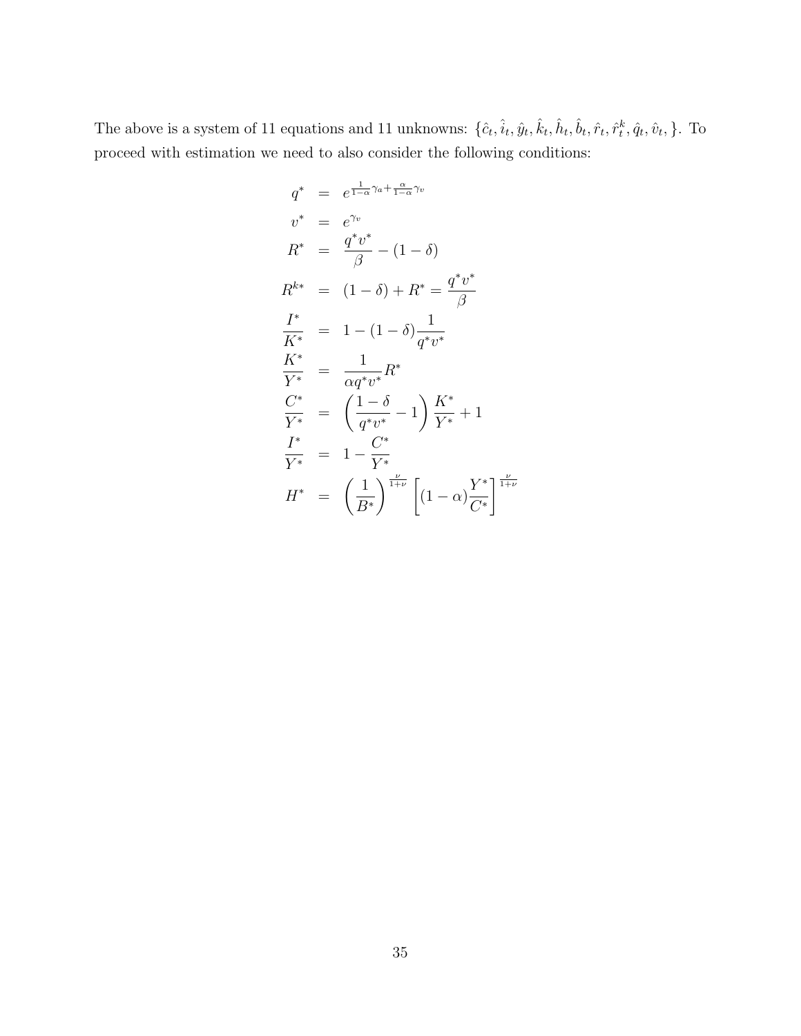The above is a system of 11 equations and 11 unknowns: $\{\hat{c}_t, \hat{i}_t, \hat{y}_t, \hat{k}_t, \hat{h}_t, \hat{b}_t, \hat{r}_t, \hat{r}_t^k, \hat{q}_t, \hat{v}_t, \}$. To proceed with estimation we need to also consider the following conditions:

$$
\begin{aligned}
q^* &= e^{\frac{1}{1-\alpha}\gamma_a + \frac{\alpha}{1-\alpha}\gamma_v} \\
v^* &= e^{\gamma_v} \\
R^* &= \frac{q^* v^*}{\beta} - (1-\delta) \\
R^{k*} &= (1-\delta) + R^* = \frac{q^* v^*}{\beta} \\
\frac{I^*}{K^*} &= 1 - (1-\delta)\frac{1}{q^* v^*} \\
\frac{K^*}{Y^*} &= \frac{1}{\alpha q^* v^*} R^* \\
\frac{C^*}{Y^*} &= \left(\frac{1-\delta}{q^* v^*} - 1\right)\frac{K^*}{Y^*} + 1 \\
\frac{I^*}{Y^*} &= 1 - \frac{C^*}{Y^*} \\
H^* &= \left(\frac{1}{B^*}\right)^{\frac{\nu}{1+\nu}} \left[(1-\alpha)\frac{Y^*}{C^*}\right]^{\frac{\nu}{1+\nu}}
\end{aligned}
$$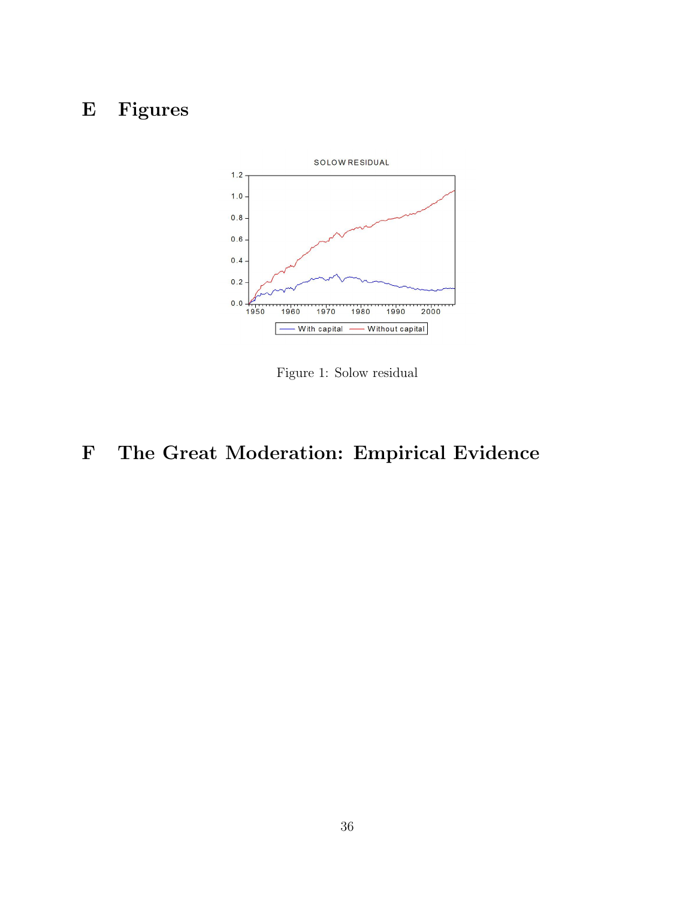# E Figures

Figure 1: Solow residual

# F The Great Moderation: Empirical Evidence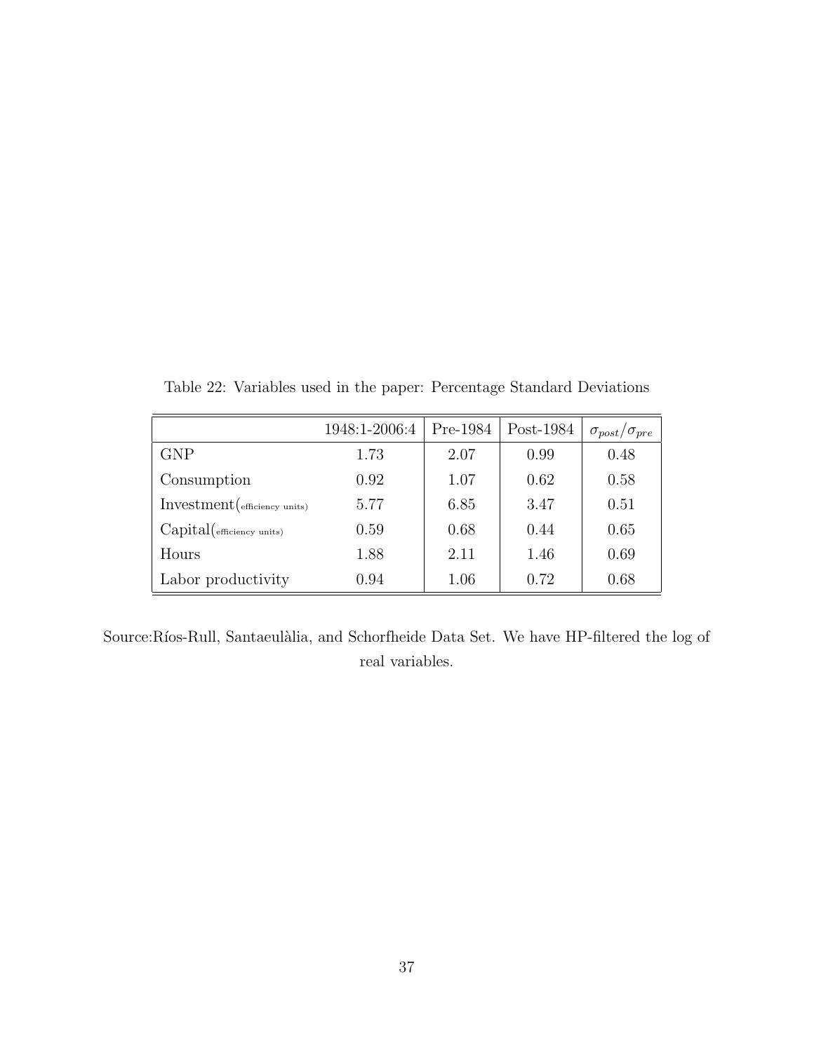Table 22: Variables used in the paper: Percentage Standard Deviations

| | 1948:1-2006:4 | Pre-1984 | Post-1984 | $\sigma_{post}/\sigma_{pre}$ |
|---|---|---|---|---|
| GNP | 1.73 | 2.07 | 0.99 | 0.48 |
| Consumption | 0.92 | 1.07 | 0.62 | 0.58 |
| Investment$_{(\text{efficiency units})}$ | 5.77 | 6.85 | 3.47 | 0.51 |
| Capital$_{(\text{efficiency units})}$ | 0.59 | 0.68 | 0.44 | 0.65 |
| Hours | 1.88 | 2.11 | 1.46 | 0.69 |
| Labor productivity | 0.94 | 1.06 | 0.72 | 0.68 |

Source:Ríos-Rull, Santaeulàlia, and Schorfheide Data Set. We have HP-filtered the log of real variables.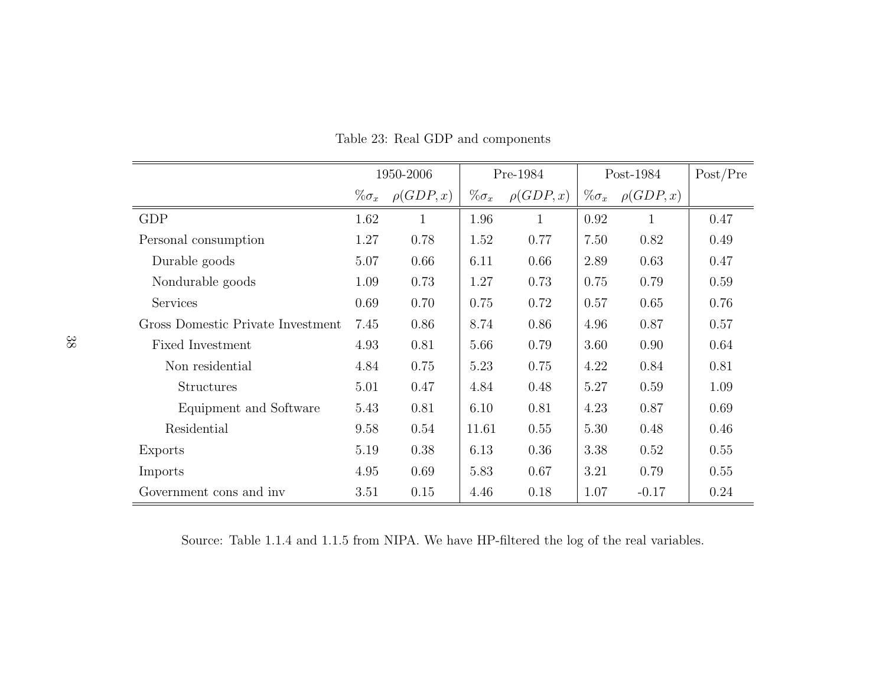Table 23: Real GDP and components

| | 1950-2006 | | Pre-1984 | | Post-1984 | | Post/Pre |
|---|---|---|---|---|---|---|---|
| | $\%\sigma_x$ | $\rho(GDP, x)$ | $\%\sigma_x$ | $\rho(GDP, x)$ | $\%\sigma_x$ | $\rho(GDP, x)$ | |
| GDP | 1.62 | 1 | 1.96 | 1 | 0.92 | 1 | 0.47 |
| Personal consumption | 1.27 | 0.78 | 1.52 | 0.77 | 7.50 | 0.82 | 0.49 |
| Durable goods | 5.07 | 0.66 | 6.11 | 0.66 | 2.89 | 0.63 | 0.47 |
| Nondurable goods | 1.09 | 0.73 | 1.27 | 0.73 | 0.75 | 0.79 | 0.59 |
| Services | 0.69 | 0.70 | 0.75 | 0.72 | 0.57 | 0.65 | 0.76 |
| Gross Domestic Private Investment | 7.45 | 0.86 | 8.74 | 0.86 | 4.96 | 0.87 | 0.57 |
| Fixed Investment | 4.93 | 0.81 | 5.66 | 0.79 | 3.60 | 0.90 | 0.64 |
| Non residential | 4.84 | 0.75 | 5.23 | 0.75 | 4.22 | 0.84 | 0.81 |
| Structures | 5.01 | 0.47 | 4.84 | 0.48 | 5.27 | 0.59 | 1.09 |
| Equipment and Software | 5.43 | 0.81 | 6.10 | 0.81 | 4.23 | 0.87 | 0.69 |
| Residential | 9.58 | 0.54 | 11.61 | 0.55 | 5.30 | 0.48 | 0.46 |
| Exports | 5.19 | 0.38 | 6.13 | 0.36 | 3.38 | 0.52 | 0.55 |
| Imports | 4.95 | 0.69 | 5.83 | 0.67 | 3.21 | 0.79 | 0.55 |
| Government cons and inv | 3.51 | 0.15 | 4.46 | 0.18 | 1.07 | -0.17 | 0.24 |

Source: Table 1.1.4 and 1.1.5 from NIPA. We have HP-filtered the log of the real variables.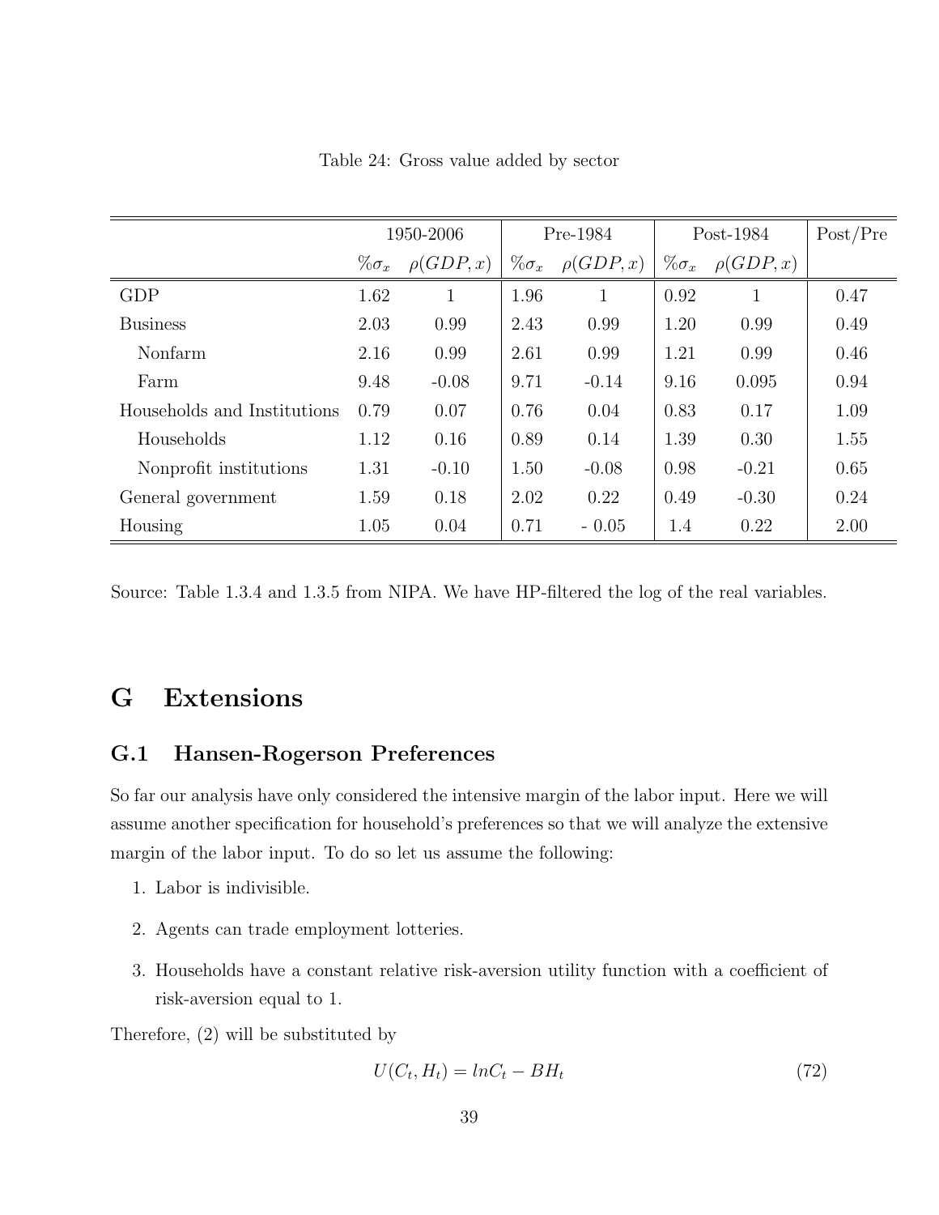Table 24: Gross value added by sector

| | 1950-2006 | | Pre-1984 | | Post-1984 | | Post/Pre |
|---|---|---|---|---|---|---|---|
| | $\%\sigma_x$ | $\rho(GDP, x)$ | $\%\sigma_x$ | $\rho(GDP, x)$ | $\%\sigma_x$ | $\rho(GDP, x)$ | |
| GDP | 1.62 | 1 | 1.96 | 1 | 0.92 | 1 | 0.47 |
| Business | 2.03 | 0.99 | 2.43 | 0.99 | 1.20 | 0.99 | 0.49 |
| Nonfarm | 2.16 | 0.99 | 2.61 | 0.99 | 1.21 | 0.99 | 0.46 |
| Farm | 9.48 | -0.08 | 9.71 | -0.14 | 9.16 | 0.095 | 0.94 |
| Households and Institutions | 0.79 | 0.07 | 0.76 | 0.04 | 0.83 | 0.17 | 1.09 |
| Households | 1.12 | 0.16 | 0.89 | 0.14 | 1.39 | 0.30 | 1.55 |
| Nonprofit institutions | 1.31 | -0.10 | 1.50 | -0.08 | 0.98 | -0.21 | 0.65 |
| General government | 1.59 | 0.18 | 2.02 | 0.22 | 0.49 | -0.30 | 0.24 |
| Housing | 1.05 | 0.04 | 0.71 | - 0.05 | 1.4 | 0.22 | 2.00 |

Source: Table 1.3.4 and 1.3.5 from NIPA. We have HP-filtered the log of the real variables.

# G Extensions

## G.1 Hansen-Rogerson Preferences

So far our analysis have only considered the intensive margin of the labor input. Here we will assume another specification for household's preferences so that we will analyze the extensive margin of the labor input. To do so let us assume the following:

1. Labor is indivisible.
2. Agents can trade employment lotteries.
3. Households have a constant relative risk-aversion utility function with a coefficient of risk-aversion equal to 1.

Therefore, (2) will be substituted by

$$U(C_t, H_t) = lnC_t - BH_t \tag{72}$$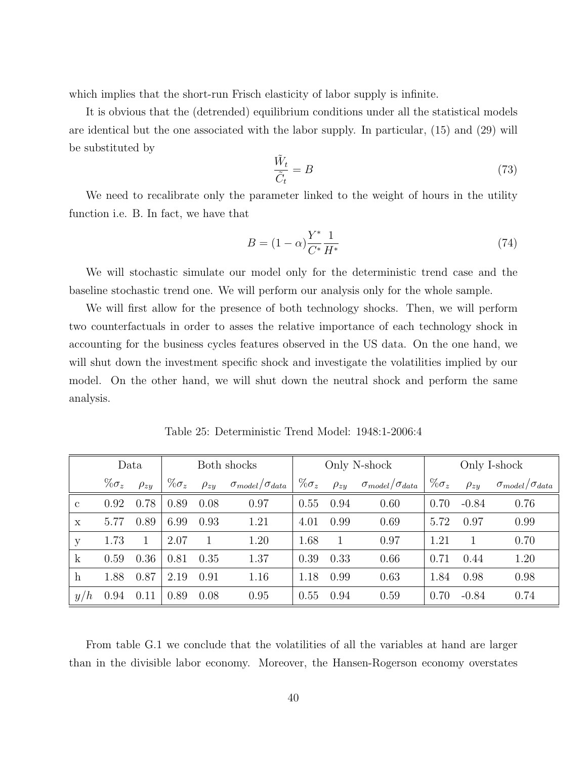which implies that the short-run Frisch elasticity of labor supply is infinite.

It is obvious that the (detrended) equilibrium conditions under all the statistical models are identical but the one associated with the labor supply. In particular, (15) and (29) will be substituted by

$$\frac{\tilde{W}_t}{\tilde{C}_t} = B \tag{73}$$

We need to recalibrate only the parameter linked to the weight of hours in the utility function i.e. B. In fact, we have that

$$B = (1-\alpha)\frac{Y^*}{C^*}\frac{1}{H^*} \tag{74}$$

We will stochastic simulate our model only for the deterministic trend case and the baseline stochastic trend one. We will perform our analysis only for the whole sample.

We will first allow for the presence of both technology shocks. Then, we will perform two counterfactuals in order to asses the relative importance of each technology shock in accounting for the business cycles features observed in the US data. On the one hand, we will shut down the investment specific shock and investigate the volatilities implied by our model. On the other hand, we will shut down the neutral shock and perform the same analysis.

Table 25: Deterministic Trend Model: 1948:1-2006:4

| | Data | | Both shocks | | | Only N-shock | | | Only I-shock | | |
|---|---|---|---|---|---|---|---|---|---|---|---|
| | $\%\sigma_z$ | $\rho_{zy}$ | $\%\sigma_z$ | $\rho_{zy}$ | $\sigma_{model}/\sigma_{data}$ | $\%\sigma_z$ | $\rho_{zy}$ | $\sigma_{model}/\sigma_{data}$ | $\%\sigma_z$ | $\rho_{zy}$ | $\sigma_{model}/\sigma_{data}$ |
| c | 0.92 | 0.78 | 0.89 | 0.08 | 0.97 | 0.55 | 0.94 | 0.60 | 0.70 | -0.84 | 0.76 |
| x | 5.77 | 0.89 | 6.99 | 0.93 | 1.21 | 4.01 | 0.99 | 0.69 | 5.72 | 0.97 | 0.99 |
| y | 1.73 | 1 | 2.07 | 1 | 1.20 | 1.68 | 1 | 0.97 | 1.21 | 1 | 0.70 |
| k | 0.59 | 0.36 | 0.81 | 0.35 | 1.37 | 0.39 | 0.33 | 0.66 | 0.71 | 0.44 | 1.20 |
| h | 1.88 | 0.87 | 2.19 | 0.91 | 1.16 | 1.18 | 0.99 | 0.63 | 1.84 | 0.98 | 0.98 |
| $y/h$ | 0.94 | 0.11 | 0.89 | 0.08 | 0.95 | 0.55 | 0.94 | 0.59 | 0.70 | -0.84 | 0.74 |

From table G.1 we conclude that the volatilities of all the variables at hand are larger than in the divisible labor economy. Moreover, the Hansen-Rogerson economy overstates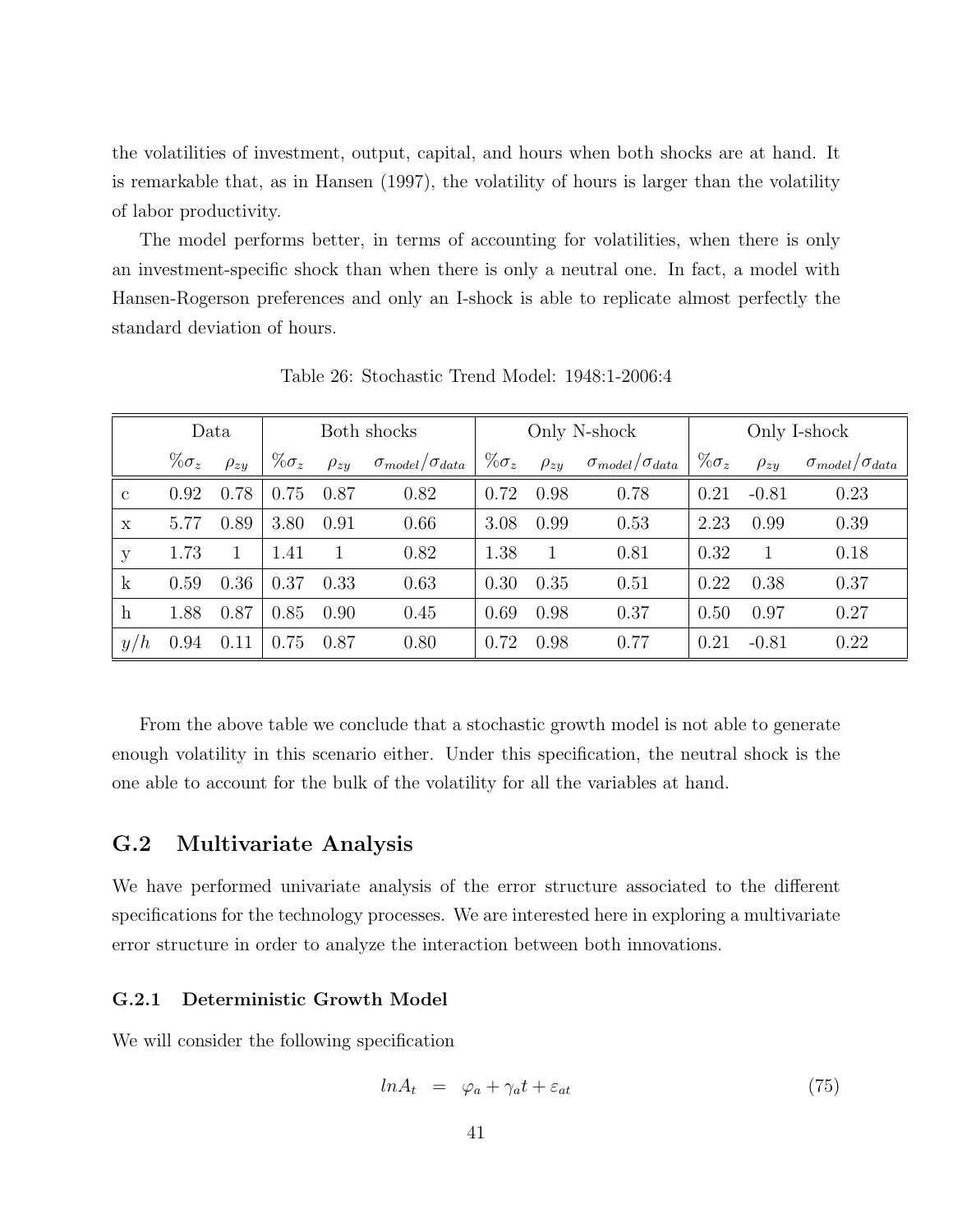the volatilities of investment, output, capital, and hours when both shocks are at hand. It is remarkable that, as in Hansen (1997), the volatility of hours is larger than the volatility of labor productivity.

The model performs better, in terms of accounting for volatilities, when there is only an investment-specific shock than when there is only a neutral one. In fact, a model with Hansen-Rogerson preferences and only an I-shock is able to replicate almost perfectly the standard deviation of hours.

Table 26: Stochastic Trend Model: 1948:1-2006:4

| | Data | | Both shocks | | | Only N-shock | | | Only I-shock | | |
|---|---|---|---|---|---|---|---|---|---|---|---|
| | $\%\sigma_z$ | $\rho_{zy}$ | $\%\sigma_z$ | $\rho_{zy}$ | $\sigma_{model}/\sigma_{data}$ | $\%\sigma_z$ | $\rho_{zy}$ | $\sigma_{model}/\sigma_{data}$ | $\%\sigma_z$ | $\rho_{zy}$ | $\sigma_{model}/\sigma_{data}$ |
| c | 0.92 | 0.78 | 0.75 | 0.87 | 0.82 | 0.72 | 0.98 | 0.78 | 0.21 | -0.81 | 0.23 |
| x | 5.77 | 0.89 | 3.80 | 0.91 | 0.66 | 3.08 | 0.99 | 0.53 | 2.23 | 0.99 | 0.39 |
| y | 1.73 | 1 | 1.41 | 1 | 0.82 | 1.38 | 1 | 0.81 | 0.32 | 1 | 0.18 |
| k | 0.59 | 0.36 | 0.37 | 0.33 | 0.63 | 0.30 | 0.35 | 0.51 | 0.22 | 0.38 | 0.37 |
| h | 1.88 | 0.87 | 0.85 | 0.90 | 0.45 | 0.69 | 0.98 | 0.37 | 0.50 | 0.97 | 0.27 |
| $y/h$ | 0.94 | 0.11 | 0.75 | 0.87 | 0.80 | 0.72 | 0.98 | 0.77 | 0.21 | -0.81 | 0.22 |

From the above table we conclude that a stochastic growth model is not able to generate enough volatility in this scenario either. Under this specification, the neutral shock is the one able to account for the bulk of the volatility for all the variables at hand.

## G.2 Multivariate Analysis

We have performed univariate analysis of the error structure associated to the different specifications for the technology processes. We are interested here in exploring a multivariate error structure in order to analyze the interaction between both innovations.

### G.2.1 Deterministic Growth Model

We will consider the following specification

$$lnA_t = \varphi_a + \gamma_a t + \varepsilon_{at} \tag{75}$$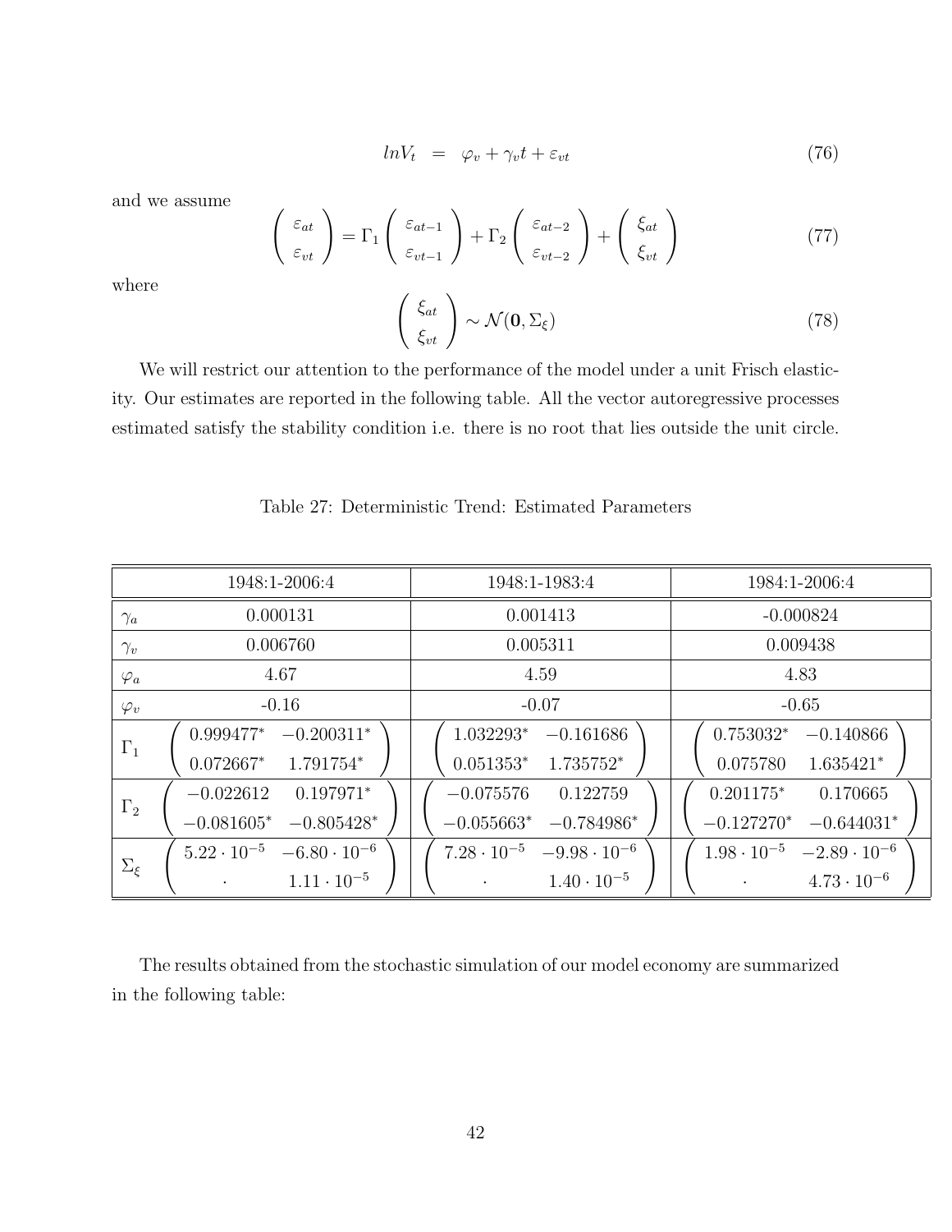$$lnV_t \quad = \quad \varphi_v + \gamma_v t + \varepsilon_{vt} \tag{76}$$

and we assume

$$\begin{pmatrix} \varepsilon_{at} \\ \varepsilon_{vt} \end{pmatrix} = \Gamma_1 \begin{pmatrix} \varepsilon_{at-1} \\ \varepsilon_{vt-1} \end{pmatrix} + \Gamma_2 \begin{pmatrix} \varepsilon_{at-2} \\ \varepsilon_{vt-2} \end{pmatrix} + \begin{pmatrix} \xi_{at} \\ \xi_{vt} \end{pmatrix} \tag{77}$$

where

$$\begin{pmatrix} \xi_{at} \\ \xi_{vt} \end{pmatrix} \sim \mathcal{N}(\mathbf{0}, \Sigma_\xi) \tag{78}$$

We will restrict our attention to the performance of the model under a unit Frisch elasticity. Our estimates are reported in the following table. All the vector autoregressive processes estimated satisfy the stability condition i.e. there is no root that lies outside the unit circle.

Table 27: Deterministic Trend: Estimated Parameters

| | 1948:1-2006:4 | 1948:1-1983:4 | 1984:1-2006:4 |
|---|---|---|---|
| $\gamma_a$ | 0.000131 | 0.001413 | -0.000824 |
| $\gamma_v$ | 0.006760 | 0.005311 | 0.009438 |
| $\varphi_a$ | 4.67 | 4.59 | 4.83 |
| $\varphi_v$ | -0.16 | -0.07 | -0.65 |
| $\Gamma_1$ | $\begin{pmatrix} 0.999477^* & -0.200311^* \\ 0.072667^* & 1.791754^* \end{pmatrix}$ | $\begin{pmatrix} 1.032293^* & -0.161686 \\ 0.051353^* & 1.735752^* \end{pmatrix}$ | $\begin{pmatrix} 0.753032^* & -0.140866 \\ 0.075780 & 1.635421^* \end{pmatrix}$ |
| $\Gamma_2$ | $\begin{pmatrix} -0.022612 & 0.197971^* \\ -0.081605^* & -0.805428^* \end{pmatrix}$ | $\begin{pmatrix} -0.075576 & 0.122759 \\ -0.055663^* & -0.784986^* \end{pmatrix}$ | $\begin{pmatrix} 0.201175^* & 0.170665 \\ -0.127270^* & -0.644031^* \end{pmatrix}$ |
| $\Sigma_\xi$ | $\begin{pmatrix} 5.22 \cdot 10^{-5} & -6.80 \cdot 10^{-6} \\ \cdot & 1.11 \cdot 10^{-5} \end{pmatrix}$ | $\begin{pmatrix} 7.28 \cdot 10^{-5} & -9.98 \cdot 10^{-6} \\ \cdot & 1.40 \cdot 10^{-5} \end{pmatrix}$ | $\begin{pmatrix} 1.98 \cdot 10^{-5} & -2.89 \cdot 10^{-6} \\ \cdot & 4.73 \cdot 10^{-6} \end{pmatrix}$ |

The results obtained from the stochastic simulation of our model economy are summarized in the following table: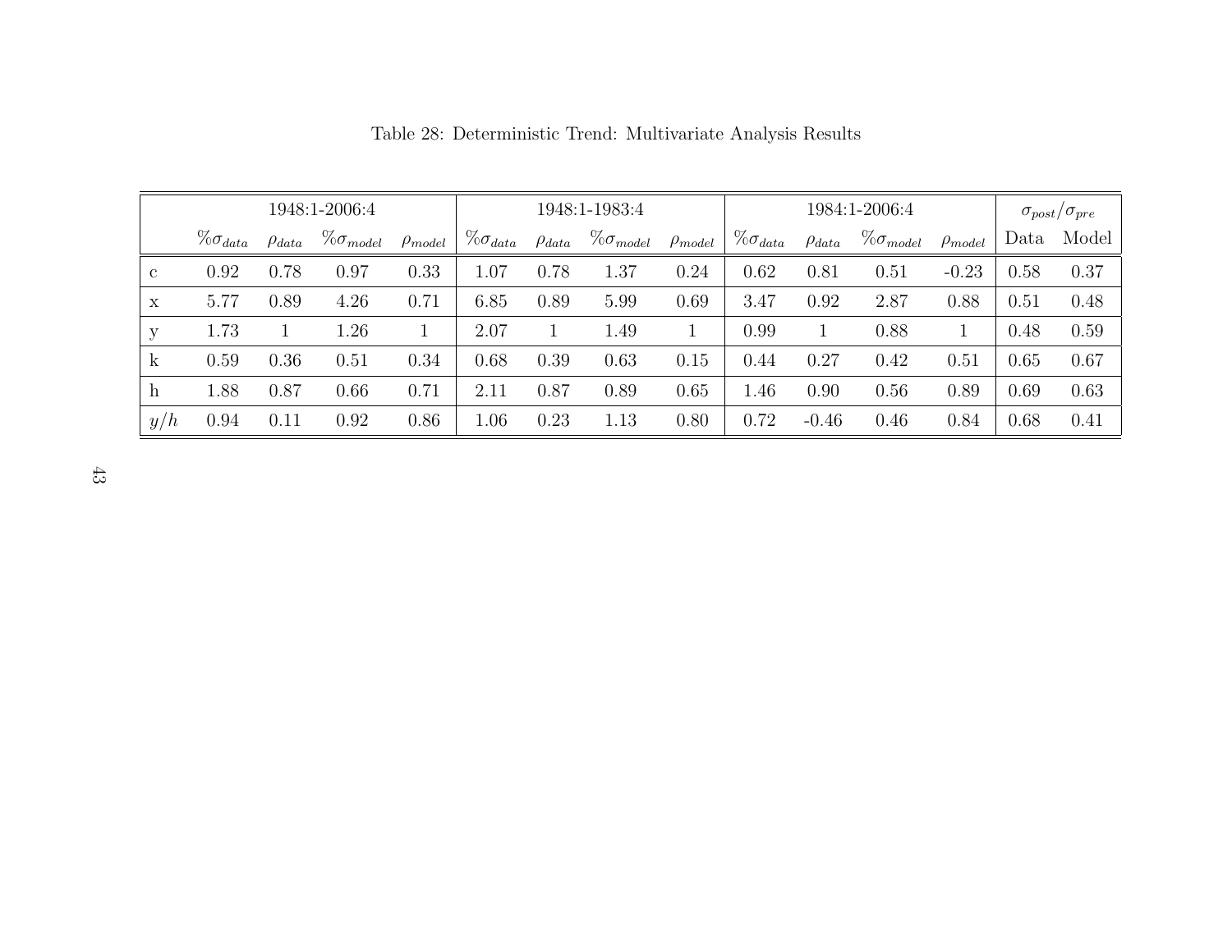Table 28: Deterministic Trend: Multivariate Analysis Results

| | 1948:1-2006:4 | | | | 1948:1-1983:4 | | | | 1984:1-2006:4 | | | | $\sigma_{post}/\sigma_{pre}$ | |
|---|---|---|---|---|---|---|---|---|---|---|---|---|---|---|
| | $\%\sigma_{data}$ | $\rho_{data}$ | $\%\sigma_{model}$ | $\rho_{model}$ | $\%\sigma_{data}$ | $\rho_{data}$ | $\%\sigma_{model}$ | $\rho_{model}$ | $\%\sigma_{data}$ | $\rho_{data}$ | $\%\sigma_{model}$ | $\rho_{model}$ | Data | Model |
| c | 0.92 | 0.78 | 0.97 | 0.33 | 1.07 | 0.78 | 1.37 | 0.24 | 0.62 | 0.81 | 0.51 | -0.23 | 0.58 | 0.37 |
| x | 5.77 | 0.89 | 4.26 | 0.71 | 6.85 | 0.89 | 5.99 | 0.69 | 3.47 | 0.92 | 2.87 | 0.88 | 0.51 | 0.48 |
| y | 1.73 | 1 | 1.26 | 1 | 2.07 | 1 | 1.49 | 1 | 0.99 | 1 | 0.88 | 1 | 0.48 | 0.59 |
| k | 0.59 | 0.36 | 0.51 | 0.34 | 0.68 | 0.39 | 0.63 | 0.15 | 0.44 | 0.27 | 0.42 | 0.51 | 0.65 | 0.67 |
| h | 1.88 | 0.87 | 0.66 | 0.71 | 2.11 | 0.87 | 0.89 | 0.65 | 1.46 | 0.90 | 0.56 | 0.89 | 0.69 | 0.63 |
| $y/h$ | 0.94 | 0.11 | 0.92 | 0.86 | 1.06 | 0.23 | 1.13 | 0.80 | 0.72 | -0.46 | 0.46 | 0.84 | 0.68 | 0.41 |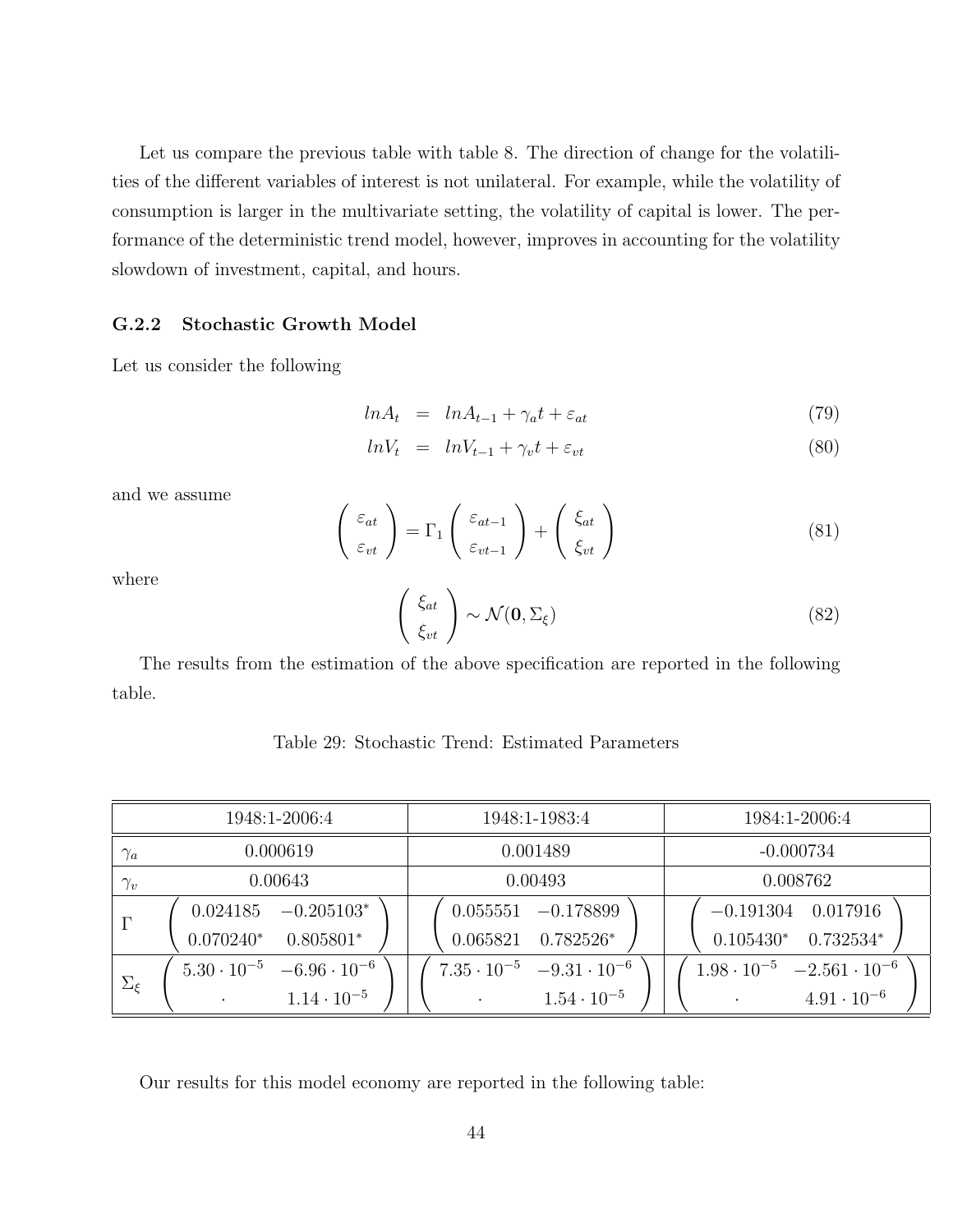Let us compare the previous table with table 8. The direction of change for the volatilities of the different variables of interest is not unilateral. For example, while the volatility of consumption is larger in the multivariate setting, the volatility of capital is lower. The performance of the deterministic trend model, however, improves in accounting for the volatility slowdown of investment, capital, and hours.

### G.2.2 Stochastic Growth Model

Let us consider the following

$$
\begin{aligned}
lnA_t &= lnA_{t-1} + \gamma_a t + \varepsilon_{at} && (79) \\
lnV_t &= lnV_{t-1} + \gamma_v t + \varepsilon_{vt} && (80)
\end{aligned}
$$

and we assume

$$
\begin{pmatrix} \varepsilon_{at} \\ \varepsilon_{vt} \end{pmatrix} = \Gamma_1 \begin{pmatrix} \varepsilon_{at-1} \\ \varepsilon_{vt-1} \end{pmatrix} + \begin{pmatrix} \xi_{at} \\ \xi_{vt} \end{pmatrix} \tag{81}
$$

where

$$
\begin{pmatrix} \xi_{at} \\ \xi_{vt} \end{pmatrix} \sim \mathcal{N}(\mathbf{0}, \Sigma_\xi) \tag{82}
$$

The results from the estimation of the above specification are reported in the following table.

Table 29: Stochastic Trend: Estimated Parameters

| | 1948:1-2006:4 | 1948:1-1983:4 | 1984:1-2006:4 |
|---|---|---|---|
| $\gamma_a$ | 0.000619 | 0.001489 | -0.000734 |
| $\gamma_v$ | 0.00643 | 0.00493 | 0.008762 |
| $\Gamma$ | $\begin{pmatrix} 0.024185 & -0.205103^* \\ 0.070240^* & 0.805801^* \end{pmatrix}$ | $\begin{pmatrix} 0.055551 & -0.178899 \\ 0.065821 & 0.782526^* \end{pmatrix}$ | $\begin{pmatrix} -0.191304 & 0.017916 \\ 0.105430^* & 0.732534^* \end{pmatrix}$ |
| $\Sigma_\xi$ | $\begin{pmatrix} 5.30 \cdot 10^{-5} & -6.96 \cdot 10^{-6} \\ \cdot & 1.14 \cdot 10^{-5} \end{pmatrix}$ | $\begin{pmatrix} 7.35 \cdot 10^{-5} & -9.31 \cdot 10^{-6} \\ \cdot & 1.54 \cdot 10^{-5} \end{pmatrix}$ | $\begin{pmatrix} 1.98 \cdot 10^{-5} & -2.561 \cdot 10^{-6} \\ \cdot & 4.91 \cdot 10^{-6} \end{pmatrix}$ |

Our results for this model economy are reported in the following table: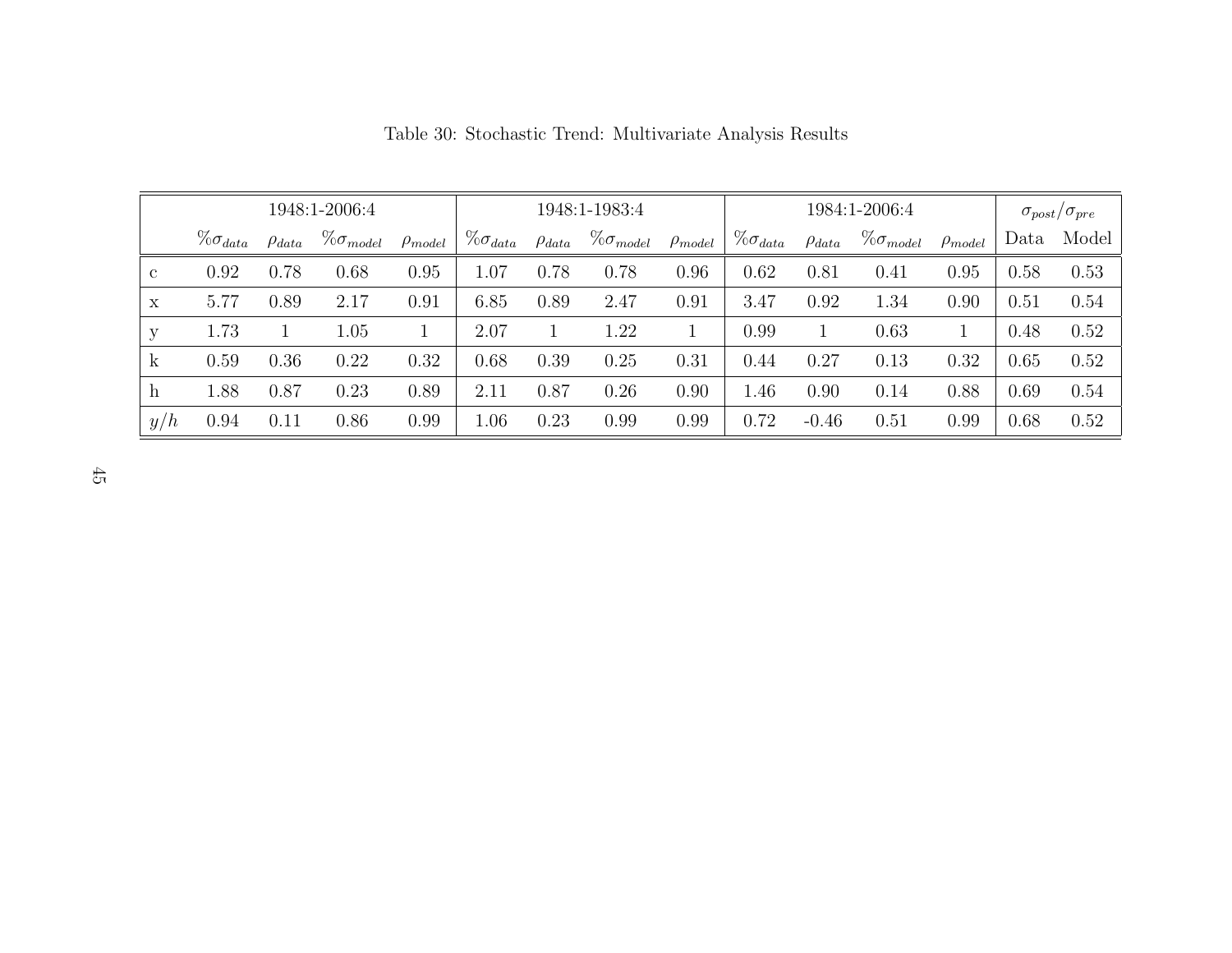Table 30: Stochastic Trend: Multivariate Analysis Results

| | 1948:1-2006:4 | | | | 1948:1-1983:4 | | | | 1984:1-2006:4 | | | | $\sigma_{post}/\sigma_{pre}$ | |
|---|---|---|---|---|---|---|---|---|---|---|---|---|---|---|
| | $\%\sigma_{data}$ | $\rho_{data}$ | $\%\sigma_{model}$ | $\rho_{model}$ | $\%\sigma_{data}$ | $\rho_{data}$ | $\%\sigma_{model}$ | $\rho_{model}$ | $\%\sigma_{data}$ | $\rho_{data}$ | $\%\sigma_{model}$ | $\rho_{model}$ | Data | Model |
| c | 0.92 | 0.78 | 0.68 | 0.95 | 1.07 | 0.78 | 0.78 | 0.96 | 0.62 | 0.81 | 0.41 | 0.95 | 0.58 | 0.53 |
| x | 5.77 | 0.89 | 2.17 | 0.91 | 6.85 | 0.89 | 2.47 | 0.91 | 3.47 | 0.92 | 1.34 | 0.90 | 0.51 | 0.54 |
| y | 1.73 | 1 | 1.05 | 1 | 2.07 | 1 | 1.22 | 1 | 0.99 | 1 | 0.63 | 1 | 0.48 | 0.52 |
| k | 0.59 | 0.36 | 0.22 | 0.32 | 0.68 | 0.39 | 0.25 | 0.31 | 0.44 | 0.27 | 0.13 | 0.32 | 0.65 | 0.52 |
| h | 1.88 | 0.87 | 0.23 | 0.89 | 2.11 | 0.87 | 0.26 | 0.90 | 1.46 | 0.90 | 0.14 | 0.88 | 0.69 | 0.54 |
| $y/h$ | 0.94 | 0.11 | 0.86 | 0.99 | 1.06 | 0.23 | 0.99 | 0.99 | 0.72 | -0.46 | 0.51 | 0.99 | 0.68 | 0.52 |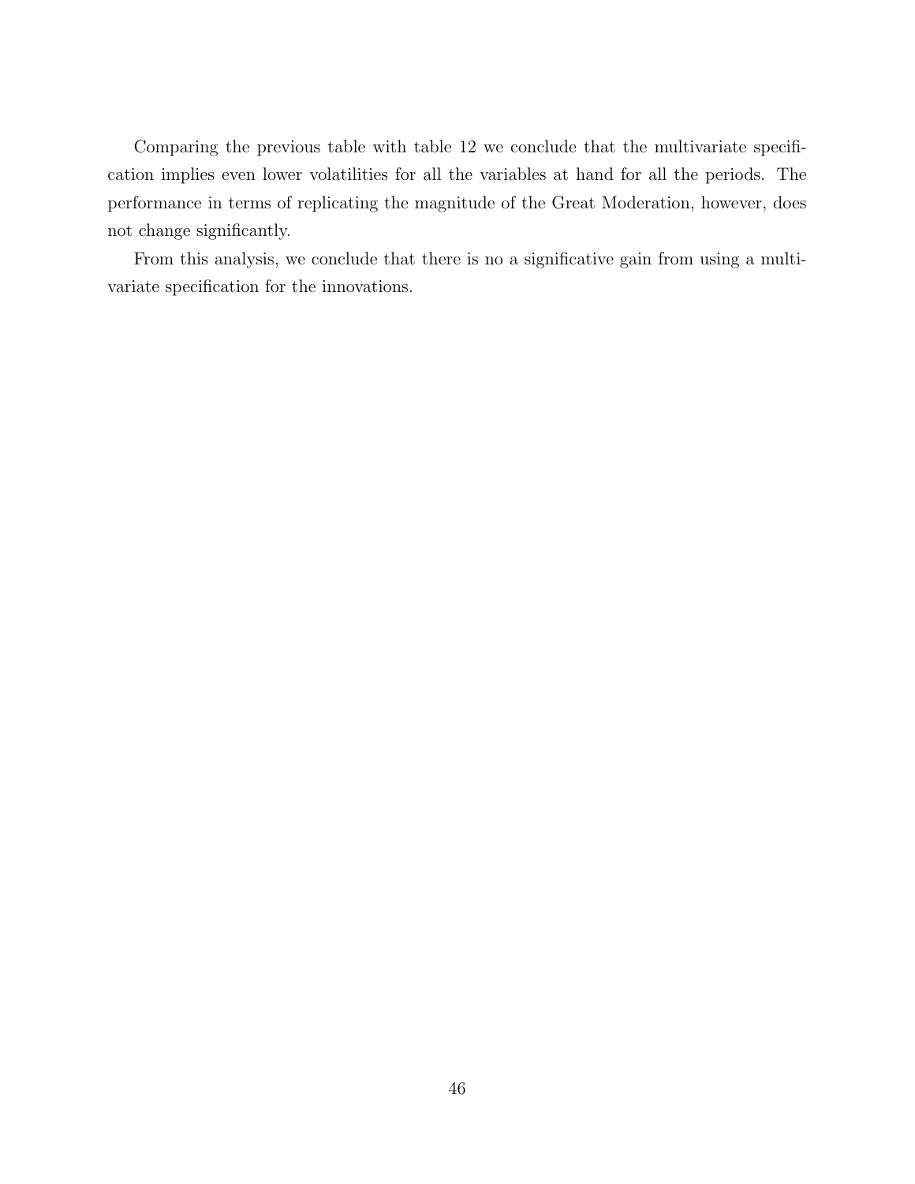Comparing the previous table with table 12 we conclude that the multivariate specification implies even lower volatilities for all the variables at hand for all the periods. The performance in terms of replicating the magnitude of the Great Moderation, however, does not change significantly.

From this analysis, we conclude that there is no a significative gain from using a multivariate specification for the innovations.